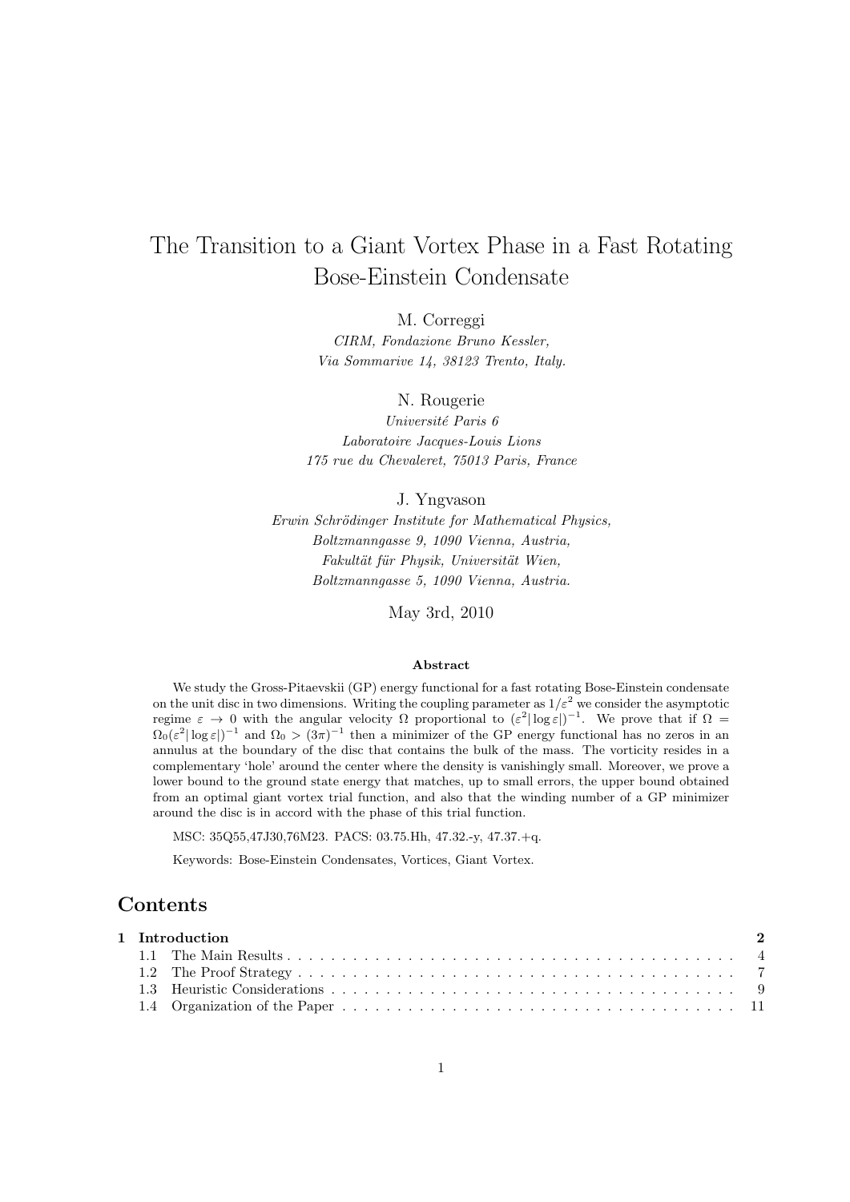# The Transition to a Giant Vortex Phase in a Fast Rotating Bose-Einstein Condensate

M. Correggi

*CIRM, Fondazione Bruno Kessler,*
*Via Sommarive 14, 38123 Trento, Italy.*

N. Rougerie

*Université Paris 6*
*Laboratoire Jacques-Louis Lions*
*175 rue du Chevaleret, 75013 Paris, France*

J. Yngvason

*Erwin Schrödinger Institute for Mathematical Physics,*
*Boltzmanngasse 9, 1090 Vienna, Austria,*
*Fakultät für Physik, Universität Wien,*
*Boltzmanngasse 5, 1090 Vienna, Austria.*

May 3rd, 2010

**Abstract**

We study the Gross-Pitaevskii (GP) energy functional for a fast rotating Bose-Einstein condensate on the unit disc in two dimensions. Writing the coupling parameter as $1/\varepsilon^2$ we consider the asymptotic regime $\varepsilon \to 0$ with the angular velocity $\Omega$ proportional to $(\varepsilon^2|\log \varepsilon|)^{-1}$. We prove that if $\Omega = \Omega_0(\varepsilon^2|\log \varepsilon|)^{-1}$ and $\Omega_0 > (3\pi)^{-1}$ then a minimizer of the GP energy functional has no zeros in an annulus at the boundary of the disc that contains the bulk of the mass. The vorticity resides in a complementary 'hole' around the center where the density is vanishingly small. Moreover, we prove a lower bound to the ground state energy that matches, up to small errors, the upper bound obtained from an optimal giant vortex trial function, and also that the winding number of a GP minimizer around the disc is in accord with the phase of this trial function.

MSC: 35Q55,47J30,76M23. PACS: 03.75.Hh, 47.32.-y, 47.37.+q.

Keywords: Bose-Einstein Condensates, Vortices, Giant Vortex.

## Contents

| | | |
|---|---|---|
| **1** | **Introduction** | **2** |
| 1.1 | The Main Results | 4 |
| 1.2 | The Proof Strategy | 7 |
| 1.3 | Heuristic Considerations | 9 |
| 1.4 | Organization of the Paper | 11 |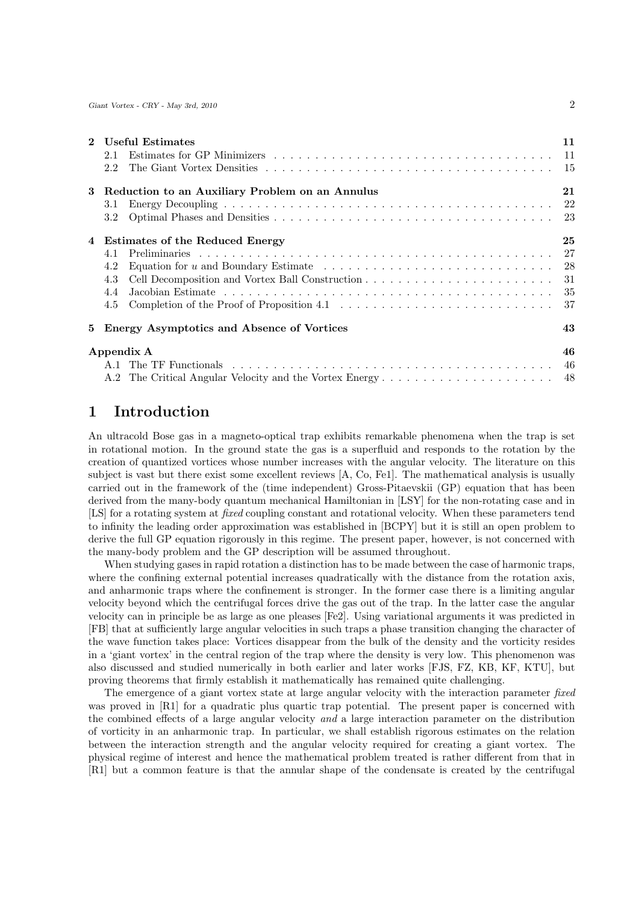| | | |
|---|---|---|
| **2** | **Useful Estimates** | **11** |
| | 2.1 Estimates for GP Minimizers | 11 |
| | 2.2 The Giant Vortex Densities | 15 |
| **3** | **Reduction to an Auxiliary Problem on an Annulus** | **21** |
| | 3.1 Energy Decoupling | 22 |
| | 3.2 Optimal Phases and Densities | 23 |
| **4** | **Estimates of the Reduced Energy** | **25** |
| | 4.1 Preliminaries | 27 |
| | 4.2 Equation for $u$ and Boundary Estimate | 28 |
| | 4.3 Cell Decomposition and Vortex Ball Construction | 31 |
| | 4.4 Jacobian Estimate | 35 |
| | 4.5 Completion of the Proof of Proposition 4.1 | 37 |
| **5** | **Energy Asymptotics and Absence of Vortices** | **43** |
| | **Appendix A** | **46** |
| | A.1 The TF Functionals | 46 |
| | A.2 The Critical Angular Velocity and the Vortex Energy | 48 |

# 1 Introduction

An ultracold Bose gas in a magneto-optical trap exhibits remarkable phenomena when the trap is set in rotational motion. In the ground state the gas is a superfluid and responds to the rotation by the creation of quantized vortices whose number increases with the angular velocity. The literature on this subject is vast but there exist some excellent reviews [A, Co, Fe1]. The mathematical analysis is usually carried out in the framework of the (time independent) Gross-Pitaevskii (GP) equation that has been derived from the many-body quantum mechanical Hamiltonian in [LSY] for the non-rotating case and in [LS] for a rotating system at *fixed* coupling constant and rotational velocity. When these parameters tend to infinity the leading order approximation was established in [BCPY] but it is still an open problem to derive the full GP equation rigorously in this regime. The present paper, however, is not concerned with the many-body problem and the GP description will be assumed throughout.

When studying gases in rapid rotation a distinction has to be made between the case of harmonic traps, where the confining external potential increases quadratically with the distance from the rotation axis, and anharmonic traps where the confinement is stronger. In the former case there is a limiting angular velocity beyond which the centrifugal forces drive the gas out of the trap. In the latter case the angular velocity can in principle be as large as one pleases [Fe2]. Using variational arguments it was predicted in [FB] that at sufficiently large angular velocities in such traps a phase transition changing the character of the wave function takes place: Vortices disappear from the bulk of the density and the vorticity resides in a 'giant vortex' in the central region of the trap where the density is very low. This phenomenon was also discussed and studied numerically in both earlier and later works [FJS, FZ, KB, KF, KTU], but proving theorems that firmly establish it mathematically has remained quite challenging.

The emergence of a giant vortex state at large angular velocity with the interaction parameter *fixed* was proved in [R1] for a quadratic plus quartic trap potential. The present paper is concerned with the combined effects of a large angular velocity *and* a large interaction parameter on the distribution of vorticity in an anharmonic trap. In particular, we shall establish rigorous estimates on the relation between the interaction strength and the angular velocity required for creating a giant vortex. The physical regime of interest and hence the mathematical problem treated is rather different from that in [R1] but a common feature is that the annular shape of the condensate is created by the centrifugal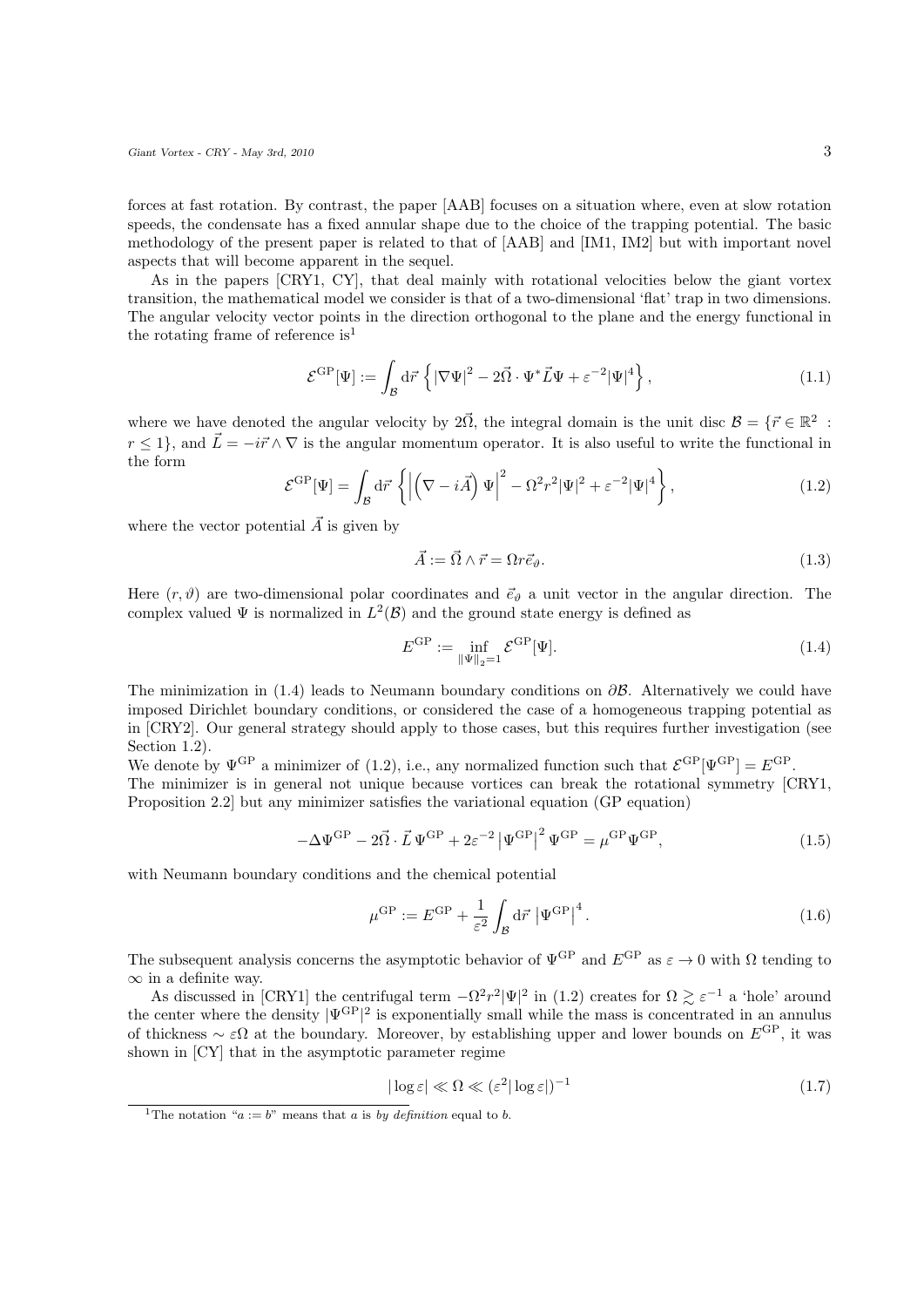forces at fast rotation. By contrast, the paper [AAB] focuses on a situation where, even at slow rotation speeds, the condensate has a fixed annular shape due to the choice of the trapping potential. The basic methodology of the present paper is related to that of [AAB] and [IM1, IM2] but with important novel aspects that will become apparent in the sequel.

As in the papers [CRY1, CY], that deal mainly with rotational velocities below the giant vortex transition, the mathematical model we consider is that of a two-dimensional 'flat' trap in two dimensions. The angular velocity vector points in the direction orthogonal to the plane and the energy functional in the rotating frame of reference is[1]

$$\mathcal{E}^{\mathrm{GP}}[\Psi] := \int_{\mathcal{B}} \mathrm{d}\vec{r} \left\{ |\nabla \Psi|^2 - 2\vec{\Omega} \cdot \Psi^* \vec{L} \Psi + \varepsilon^{-2} |\Psi|^4 \right\}, \tag{1.1}$$

where we have denoted the angular velocity by $2\vec{\Omega}$, the integral domain is the unit disc $\mathcal{B} = \{\vec{r} \in \mathbb{R}^2 : r \leq 1\}$, and $\vec{L} = -i\vec{r} \wedge \nabla$ is the angular momentum operator. It is also useful to write the functional in the form

$$\mathcal{E}^{\mathrm{GP}}[\Psi] = \int_{\mathcal{B}} \mathrm{d}\vec{r} \left\{ \left| \left( \nabla - i\vec{A} \right) \Psi \right|^2 - \Omega^2 r^2 |\Psi|^2 + \varepsilon^{-2} |\Psi|^4 \right\}, \tag{1.2}$$

where the vector potential $\vec{A}$ is given by

$$\vec{A} := \vec{\Omega} \wedge \vec{r} = \Omega r \vec{e}_\vartheta. \tag{1.3}$$

Here $(r, \vartheta)$ are two-dimensional polar coordinates and $\vec{e}_\vartheta$ a unit vector in the angular direction. The complex valued $\Psi$ is normalized in $L^2(\mathcal{B})$ and the ground state energy is defined as

$$E^{\mathrm{GP}} := \inf_{\|\Psi\|_2 = 1} \mathcal{E}^{\mathrm{GP}}[\Psi]. \tag{1.4}$$

The minimization in (1.4) leads to Neumann boundary conditions on $\partial\mathcal{B}$. Alternatively we could have imposed Dirichlet boundary conditions, or considered the case of a homogeneous trapping potential as in [CRY2]. Our general strategy should apply to those cases, but this requires further investigation (see Section 1.2).

We denote by $\Psi^{\mathrm{GP}}$ a minimizer of (1.2), i.e., any normalized function such that $\mathcal{E}^{\mathrm{GP}}[\Psi^{\mathrm{GP}}] = E^{\mathrm{GP}}$. The minimizer is in general not unique because vortices can break the rotational symmetry [CRY1, Proposition 2.2] but any minimizer satisfies the variational equation (GP equation)

$$-\Delta \Psi^{\mathrm{GP}} - 2\vec{\Omega} \cdot \vec{L}\, \Psi^{\mathrm{GP}} + 2\varepsilon^{-2} \left| \Psi^{\mathrm{GP}} \right|^2 \Psi^{\mathrm{GP}} = \mu^{\mathrm{GP}} \Psi^{\mathrm{GP}}, \tag{1.5}$$

with Neumann boundary conditions and the chemical potential

$$\mu^{\mathrm{GP}} := E^{\mathrm{GP}} + \frac{1}{\varepsilon^2} \int_{\mathcal{B}} \mathrm{d}\vec{r} \left| \Psi^{\mathrm{GP}} \right|^4. \tag{1.6}$$

The subsequent analysis concerns the asymptotic behavior of $\Psi^{\mathrm{GP}}$ and $E^{\mathrm{GP}}$ as $\varepsilon \to 0$ with $\Omega$ tending to $\infty$ in a definite way.

As discussed in [CRY1] the centrifugal term $-\Omega^2 r^2 |\Psi|^2$ in (1.2) creates for $\Omega \gtrsim \varepsilon^{-1}$ a 'hole' around the center where the density $|\Psi^{\mathrm{GP}}|^2$ is exponentially small while the mass is concentrated in an annulus of thickness $\sim \varepsilon\Omega$ at the boundary. Moreover, by establishing upper and lower bounds on $E^{\mathrm{GP}}$, it was shown in [CY] that in the asymptotic parameter regime

$$|\log \varepsilon| \ll \Omega \ll (\varepsilon^2 |\log \varepsilon|)^{-1} \tag{1.7}$$

[1] The notation "$a := b$" means that $a$ is *by definition* equal to $b$.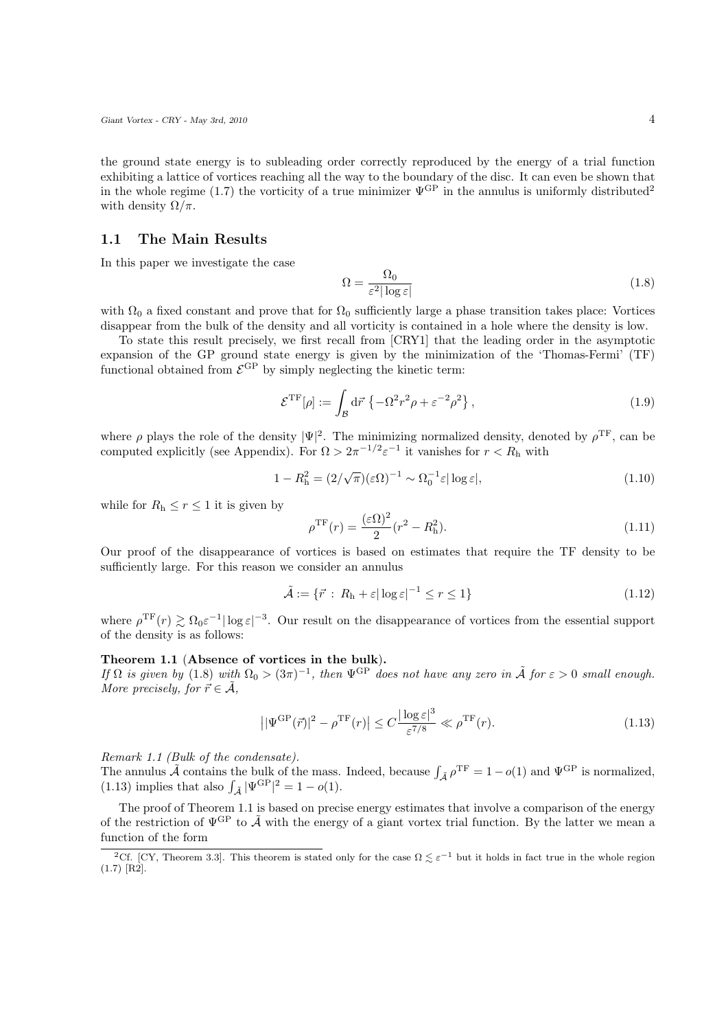the ground state energy is to subleading order correctly reproduced by the energy of a trial function exhibiting a lattice of vortices reaching all the way to the boundary of the disc. It can even be shown that in the whole regime (1.7) the vorticity of a true minimizer $\Psi^{\mathrm{GP}}$ in the annulus is uniformly distributed[2] with density $\Omega/\pi$.

## 1.1 The Main Results

In this paper we investigate the case

$$\Omega = \frac{\Omega_0}{\varepsilon^2 |\log \varepsilon|} \tag{1.8}$$

with $\Omega_0$ a fixed constant and prove that for $\Omega_0$ sufficiently large a phase transition takes place: Vortices disappear from the bulk of the density and all vorticity is contained in a hole where the density is low.

To state this result precisely, we first recall from [CRY1] that the leading order in the asymptotic expansion of the GP ground state energy is given by the minimization of the 'Thomas-Fermi' (TF) functional obtained from $\mathcal{E}^{\mathrm{GP}}$ by simply neglecting the kinetic term:

$$\mathcal{E}^{\mathrm{TF}}[\rho] := \int_{\mathcal{B}} \mathrm{d}\vec{r} \left\{ -\Omega^2 r^2 \rho + \varepsilon^{-2} \rho^2 \right\}, \tag{1.9}$$

where $\rho$ plays the role of the density $|\Psi|^2$. The minimizing normalized density, denoted by $\rho^{\mathrm{TF}}$, can be computed explicitly (see Appendix). For $\Omega > 2\pi^{-1/2}\varepsilon^{-1}$ it vanishes for $r < R_{\mathrm{h}}$ with

$$1 - R_{\mathrm{h}}^2 = (2/\sqrt{\pi})(\varepsilon\Omega)^{-1} \sim \Omega_0^{-1}\varepsilon |\log \varepsilon|, \tag{1.10}$$

while for $R_{\mathrm{h}} \leq r \leq 1$ it is given by

$$\rho^{\mathrm{TF}}(r) = \frac{(\varepsilon\Omega)^2}{2}(r^2 - R_{\mathrm{h}}^2). \tag{1.11}$$

Our proof of the disappearance of vortices is based on estimates that require the TF density to be sufficiently large. For this reason we consider an annulus

$$\tilde{\mathcal{A}} := \{\vec{r} \,:\, R_{\mathrm{h}} + \varepsilon |\log \varepsilon|^{-1} \leq r \leq 1\} \tag{1.12}$$

where $\rho^{\mathrm{TF}}(r) \gtrsim \Omega_0 \varepsilon^{-1} |\log \varepsilon|^{-3}$. Our result on the disappearance of vortices from the essential support of the density is as follows:

**Theorem 1.1** (**Absence of vortices in the bulk**).
*If $\Omega$ is given by (1.8) with $\Omega_0 > (3\pi)^{-1}$, then $\Psi^{\mathrm{GP}}$ does not have any zero in $\tilde{\mathcal{A}}$ for $\varepsilon > 0$ small enough. More precisely, for $\vec{r} \in \tilde{\mathcal{A}}$,*

$$\left| |\Psi^{\mathrm{GP}}(\vec{r})|^2 - \rho^{\mathrm{TF}}(r) \right| \leq C \frac{|\log \varepsilon|^3}{\varepsilon^{7/8}} \ll \rho^{\mathrm{TF}}(r). \tag{1.13}$$

*Remark 1.1 (Bulk of the condensate).*
The annulus $\tilde{\mathcal{A}}$ contains the bulk of the mass. Indeed, because $\int_{\tilde{\mathcal{A}}} \rho^{\mathrm{TF}} = 1 - o(1)$ and $\Psi^{\mathrm{GP}}$ is normalized, (1.13) implies that also $\int_{\tilde{\mathcal{A}}} |\Psi^{\mathrm{GP}}|^2 = 1 - o(1)$.

The proof of Theorem 1.1 is based on precise energy estimates that involve a comparison of the energy of the restriction of $\Psi^{\mathrm{GP}}$ to $\tilde{\mathcal{A}}$ with the energy of a giant vortex trial function. By the latter we mean a function of the form

[2] Cf. [CY, Theorem 3.3]. This theorem is stated only for the case $\Omega \lesssim \varepsilon^{-1}$ but it holds in fact true in the whole region (1.7) [R2].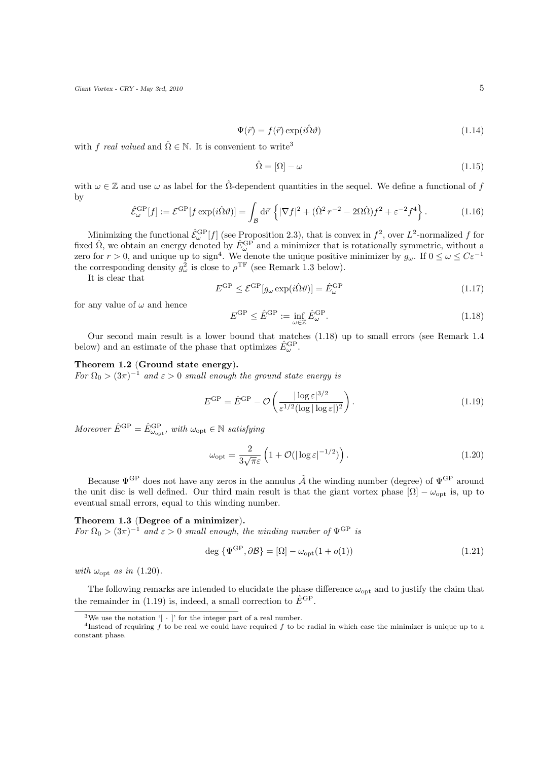$$\Psi(\vec{r}) = f(\vec{r}) \exp(i\hat{\Omega}\vartheta) \tag{1.14}$$

with $f$ *real valued* and $\hat{\Omega} \in \mathbb{N}$. It is convenient to write[3]

$$\hat{\Omega} = [\Omega] - \omega \tag{1.15}$$

with $\omega \in \mathbb{Z}$ and use $\omega$ as label for the $\hat{\Omega}$-dependent quantities in the sequel. We define a functional of $f$ by

$$\hat{\mathcal{E}}^{\mathrm{GP}}_{\omega}[f] := \mathcal{E}^{\mathrm{GP}}[f \exp(i\hat{\Omega}\vartheta)] = \int_{\mathcal{B}} \mathrm{d}\vec{r} \left\{ |\nabla f|^2 + (\hat{\Omega}^2 r^{-2} - 2\Omega\hat{\Omega}) f^2 + \varepsilon^{-2} f^4 \right\}. \tag{1.16}$$

Minimizing the functional $\hat{\mathcal{E}}^{\mathrm{GP}}_{\omega}[f]$ (see Proposition 2.3), that is convex in $f^2$, over $L^2$-normalized $f$ for fixed $\hat{\Omega}$, we obtain an energy denoted by $\hat{E}^{\mathrm{GP}}_{\omega}$ and a minimizer that is rotationally symmetric, without a zero for $r > 0$, and unique up to sign[4]. We denote the unique positive minimizer by $g_\omega$. If $0 \leq \omega \leq C\varepsilon^{-1}$ the corresponding density $g_\omega^2$ is close to $\rho^{\mathrm{TF}}$ (see Remark 1.3 below).

It is clear that

$$E^{\mathrm{GP}} \leq \mathcal{E}^{\mathrm{GP}}[g_\omega \exp(i\hat{\Omega}\vartheta)] = \hat{E}^{\mathrm{GP}}_{\omega} \tag{1.17}$$

for any value of $\omega$ and hence

$$E^{\mathrm{GP}} \leq \hat{E}^{\mathrm{GP}} := \inf_{\omega \in \mathbb{Z}} \hat{E}^{\mathrm{GP}}_{\omega}. \tag{1.18}$$

Our second main result is a lower bound that matches (1.18) up to small errors (see Remark 1.4 below) and an estimate of the phase that optimizes $\hat{E}^{\mathrm{GP}}_{\omega}$.

**Theorem 1.2** (**Ground state energy**).
*For $\Omega_0 > (3\pi)^{-1}$ and $\varepsilon > 0$ small enough the ground state energy is*

$$E^{\mathrm{GP}} = \hat{E}^{\mathrm{GP}} - \mathcal{O}\left( \frac{|\log \varepsilon|^{3/2}}{\varepsilon^{1/2} (\log|\log \varepsilon|)^2} \right). \tag{1.19}$$

*Moreover $\hat{E}^{\mathrm{GP}} = \hat{E}^{\mathrm{GP}}_{\omega_{\mathrm{opt}}}$, with $\omega_{\mathrm{opt}} \in \mathbb{N}$ satisfying*

$$\omega_{\mathrm{opt}} = \frac{2}{3\sqrt{\pi}\varepsilon} \left( 1 + \mathcal{O}(|\log \varepsilon|^{-1/2}) \right). \tag{1.20}$$

Because $\Psi^{\mathrm{GP}}$ does not have any zeros in the annulus $\tilde{\mathcal{A}}$ the winding number (degree) of $\Psi^{\mathrm{GP}}$ around the unit disc is well defined. Our third main result is that the giant vortex phase $[\Omega] - \omega_{\mathrm{opt}}$ is, up to eventual small errors, equal to this winding number.

**Theorem 1.3** (**Degree of a minimizer**).
*For $\Omega_0 > (3\pi)^{-1}$ and $\varepsilon > 0$ small enough, the winding number of $\Psi^{\mathrm{GP}}$ is*

$$\deg\left\{ \Psi^{\mathrm{GP}}, \partial\mathcal{B} \right\} = [\Omega] - \omega_{\mathrm{opt}}(1 + o(1)) \tag{1.21}$$

*with $\omega_{\mathrm{opt}}$ as in* (1.20).

The following remarks are intended to elucidate the phase difference $\omega_{\mathrm{opt}}$ and to justify the claim that the remainder in (1.19) is, indeed, a small correction to $\hat{E}^{\mathrm{GP}}$.

---

[3] We use the notation '[ · ]' for the integer part of a real number.

[4] Instead of requiring $f$ to be real we could have required $f$ to be radial in which case the minimizer is unique up to a constant phase.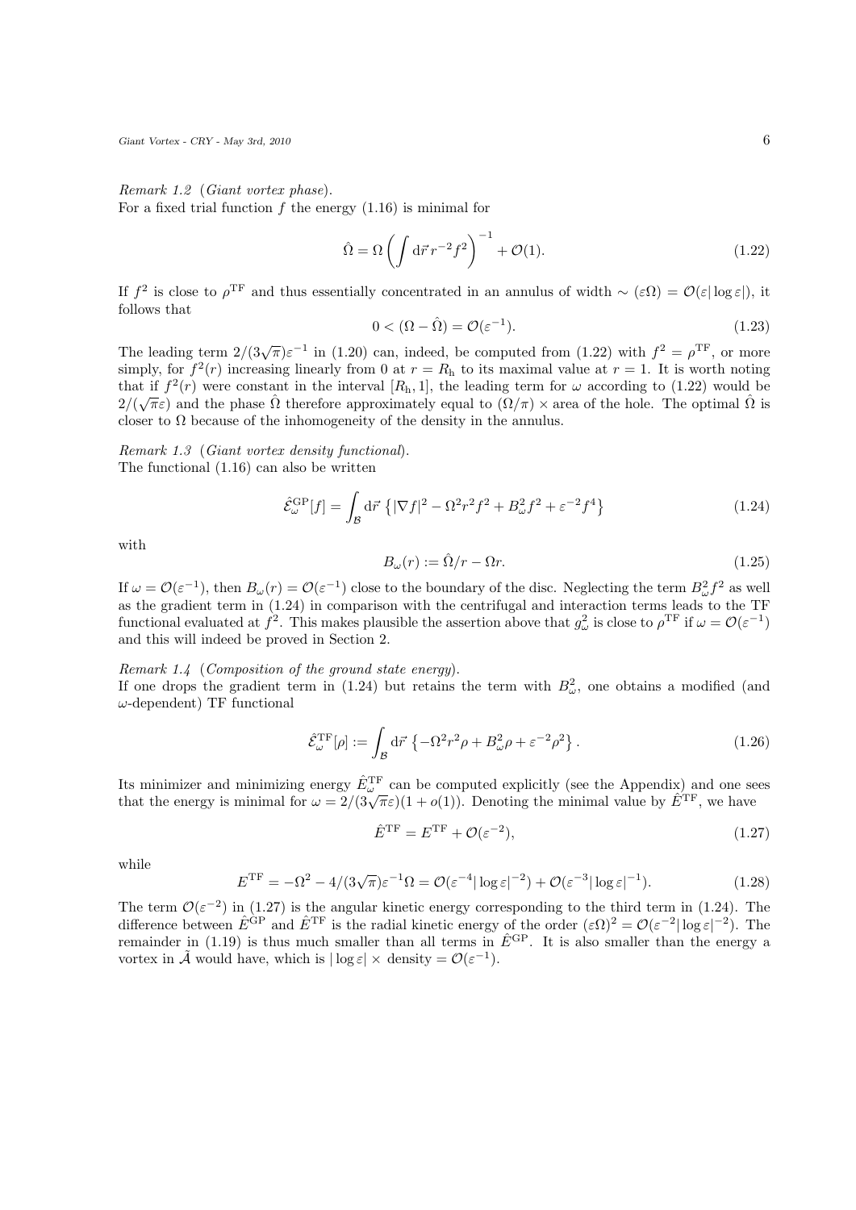*Remark 1.2* (*Giant vortex phase*).
For a fixed trial function $f$ the energy (1.16) is minimal for

$$\hat{\Omega} = \Omega \left( \int \mathrm{d}\vec{r}\, r^{-2} f^2 \right)^{-1} + \mathcal{O}(1). \tag{1.22}$$

If $f^2$ is close to $\rho^{\mathrm{TF}}$ and thus essentially concentrated in an annulus of width $\sim (\varepsilon\Omega) = \mathcal{O}(\varepsilon|\log\varepsilon|)$, it follows that

$$0 < (\Omega - \hat{\Omega}) = \mathcal{O}(\varepsilon^{-1}). \tag{1.23}$$

The leading term $2/(3\sqrt{\pi})\varepsilon^{-1}$ in (1.20) can, indeed, be computed from (1.22) with $f^2 = \rho^{\mathrm{TF}}$, or more simply, for $f^2(r)$ increasing linearly from 0 at $r = R_{\mathrm{h}}$ to its maximal value at $r = 1$. It is worth noting that if $f^2(r)$ were constant in the interval $[R_{\mathrm{h}}, 1]$, the leading term for $\omega$ according to (1.22) would be $2/(\sqrt{\pi}\varepsilon)$ and the phase $\hat{\Omega}$ therefore approximately equal to $(\Omega/\pi) \times$ area of the hole. The optimal $\hat{\Omega}$ is closer to $\Omega$ because of the inhomogeneity of the density in the annulus.

*Remark 1.3* (*Giant vortex density functional*).
The functional (1.16) can also be written

$$\hat{\mathcal{E}}^{\mathrm{GP}}_{\omega}[f] = \int_{\mathcal{B}} \mathrm{d}\vec{r} \left\{ |\nabla f|^2 - \Omega^2 r^2 f^2 + B_{\omega}^2 f^2 + \varepsilon^{-2} f^4 \right\} \tag{1.24}$$

with

$$B_{\omega}(r) := \hat{\Omega}/r - \Omega r. \tag{1.25}$$

If $\omega = \mathcal{O}(\varepsilon^{-1})$, then $B_{\omega}(r) = \mathcal{O}(\varepsilon^{-1})$ close to the boundary of the disc. Neglecting the term $B_{\omega}^2 f^2$ as well as the gradient term in (1.24) in comparison with the centrifugal and interaction terms leads to the TF functional evaluated at $f^2$. This makes plausible the assertion above that $g_{\omega}^2$ is close to $\rho^{\mathrm{TF}}$ if $\omega = \mathcal{O}(\varepsilon^{-1})$ and this will indeed be proved in Section 2.

*Remark 1.4* (*Composition of the ground state energy*).
If one drops the gradient term in (1.24) but retains the term with $B_{\omega}^2$, one obtains a modified (and $\omega$-dependent) TF functional

$$\hat{\mathcal{E}}^{\mathrm{TF}}_{\omega}[\rho] := \int_{\mathcal{B}} \mathrm{d}\vec{r} \left\{ -\Omega^2 r^2 \rho + B_{\omega}^2 \rho + \varepsilon^{-2} \rho^2 \right\}. \tag{1.26}$$

Its minimizer and minimizing energy $\hat{E}^{\mathrm{TF}}_{\omega}$ can be computed explicitly (see the Appendix) and one sees that the energy is minimal for $\omega = 2/(3\sqrt{\pi}\varepsilon)(1 + o(1))$. Denoting the minimal value by $\hat{E}^{\mathrm{TF}}$, we have

$$\hat{E}^{\mathrm{TF}} = E^{\mathrm{TF}} + \mathcal{O}(\varepsilon^{-2}), \tag{1.27}$$

while

$$E^{\mathrm{TF}} = -\Omega^2 - 4/(3\sqrt{\pi})\varepsilon^{-1}\Omega = \mathcal{O}(\varepsilon^{-4}|\log\varepsilon|^{-2}) + \mathcal{O}(\varepsilon^{-3}|\log\varepsilon|^{-1}). \tag{1.28}$$

The term $\mathcal{O}(\varepsilon^{-2})$ in (1.27) is the angular kinetic energy corresponding to the third term in (1.24). The difference between $\hat{E}^{\mathrm{GP}}$ and $\hat{E}^{\mathrm{TF}}$ is the radial kinetic energy of the order $(\varepsilon\Omega)^2 = \mathcal{O}(\varepsilon^{-2}|\log\varepsilon|^{-2})$. The remainder in (1.19) is thus much smaller than all terms in $\hat{E}^{\mathrm{GP}}$. It is also smaller than the energy a vortex in $\tilde{\mathcal{A}}$ would have, which is $|\log\varepsilon| \times$ density $= \mathcal{O}(\varepsilon^{-1})$.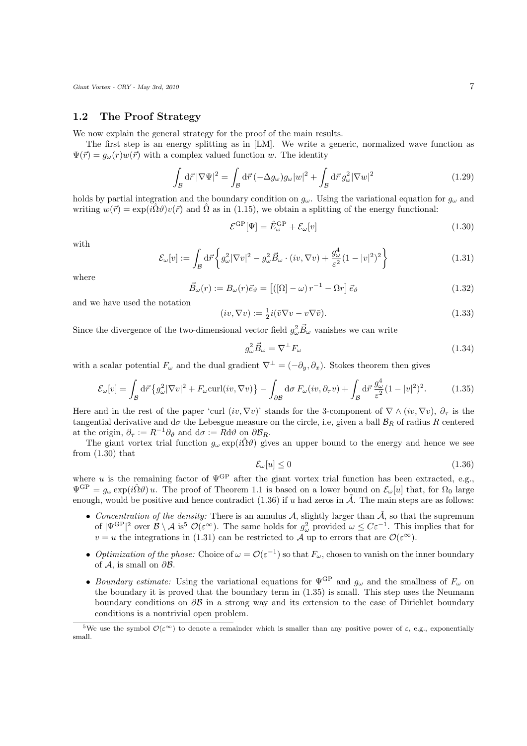## 1.2 The Proof Strategy

We now explain the general strategy for the proof of the main results.

The first step is an energy splitting as in [LM]. We write a generic, normalized wave function as $\Psi(\vec{r}) = g_\omega(r)w(\vec{r})$ with a complex valued function $w$. The identity

$$\int_{\mathcal{B}} \mathrm{d}\vec{r}\, |\nabla \Psi|^2 = \int_{\mathcal{B}} \mathrm{d}\vec{r}\, (-\Delta g_\omega) g_\omega |w|^2 + \int_{\mathcal{B}} \mathrm{d}\vec{r}\, g_\omega^2 |\nabla w|^2 \tag{1.29}$$

holds by partial integration and the boundary condition on $g_\omega$. Using the variational equation for $g_\omega$ and writing $w(\vec{r}) = \exp(i\hat{\Omega}\vartheta)v(\vec{r})$ and $\hat{\Omega}$ as in (1.15), we obtain a splitting of the energy functional:

$$\mathcal{E}^{\mathrm{GP}}[\Psi] = \hat{E}^{\mathrm{GP}}_\omega + \mathcal{E}_\omega[v] \tag{1.30}$$

with

$$\mathcal{E}_\omega[v] := \int_{\mathcal{B}} \mathrm{d}\vec{r} \left\{ g_\omega^2 |\nabla v|^2 - g_\omega^2 \vec{B}_\omega \cdot (iv, \nabla v) + \frac{g_\omega^4}{\varepsilon^2}(1 - |v|^2)^2 \right\} \tag{1.31}$$

where

$$\vec{B}_\omega(r) := B_\omega(r) \vec{e}_\vartheta = \left[ ([\Omega] - \omega)\, r^{-1} - \Omega r \right] \vec{e}_\vartheta \tag{1.32}$$

and we have used the notation

$$(iv, \nabla v) := \tfrac{1}{2} i (\bar{v} \nabla v - v \nabla \bar{v}). \tag{1.33}$$

Since the divergence of the two-dimensional vector field $g_\omega^2 \vec{B}_\omega$ vanishes we can write

$$g_\omega^2 \vec{B}_\omega = \nabla^\perp F_\omega \tag{1.34}$$

with a scalar potential $F_\omega$ and the dual gradient $\nabla^\perp = (-\partial_y, \partial_x)$. Stokes theorem then gives

$$\mathcal{E}_\omega[v] = \int_{\mathcal{B}} \mathrm{d}\vec{r} \left\{ g_\omega^2 |\nabla v|^2 + F_\omega \mathrm{curl}(iv, \nabla v) \right\} - \int_{\partial\mathcal{B}} \mathrm{d}\sigma\, F_\omega (iv, \partial_\tau v) + \int_{\mathcal{B}} \mathrm{d}\vec{r}\, \frac{g_\omega^4}{\varepsilon^2}(1 - |v|^2)^2. \tag{1.35}$$

Here and in the rest of the paper 'curl $(iv, \nabla v)$' stands for the 3-component of $\nabla \wedge (iv, \nabla v)$, $\partial_\tau$ is the tangential derivative and $\mathrm{d}\sigma$ the Lebesgue measure on the circle, i.e, given a ball $\mathcal{B}_R$ of radius $R$ centered at the origin, $\partial_\tau := R^{-1} \partial_\vartheta$ and $\mathrm{d}\sigma := R \mathrm{d}\vartheta$ on $\partial \mathcal{B}_R$.

The giant vortex trial function $g_\omega \exp(i\hat{\Omega}\vartheta)$ gives an upper bound to the energy and hence we see from (1.30) that

$$\mathcal{E}_\omega[u] \leq 0 \tag{1.36}$$

where $u$ is the remaining factor of $\Psi^{\mathrm{GP}}$ after the giant vortex trial function has been extracted, e.g., $\Psi^{\mathrm{GP}} = g_\omega \exp(i\hat{\Omega}\vartheta)\, u$. The proof of Theorem 1.1 is based on a lower bound on $\mathcal{E}_\omega[u]$ that, for $\Omega_0$ large enough, would be positive and hence contradict (1.36) if $u$ had zeros in $\tilde{\mathcal{A}}$. The main steps are as follows:

- *Concentration of the density:* There is an annulus $\mathcal{A}$, slightly larger than $\tilde{\mathcal{A}}$, so that the supremum of $|\Psi^{\mathrm{GP}}|^2$ over $\mathcal{B} \setminus \mathcal{A}$ is[5] $\mathcal{O}(\varepsilon^\infty)$. The same holds for $g_\omega^2$ provided $\omega \leq C\varepsilon^{-1}$. This implies that for $v = u$ the integrations in (1.31) can be restricted to $\mathcal{A}$ up to errors that are $\mathcal{O}(\varepsilon^\infty)$.
- *Optimization of the phase:* Choice of $\omega = \mathcal{O}(\varepsilon^{-1})$ so that $F_\omega$, chosen to vanish on the inner boundary of $\mathcal{A}$, is small on $\partial\mathcal{B}$.
- *Boundary estimate:* Using the variational equations for $\Psi^{\mathrm{GP}}$ and $g_\omega$ and the smallness of $F_\omega$ on the boundary it is proved that the boundary term in (1.35) is small. This step uses the Neumann boundary conditions on $\partial\mathcal{B}$ in a strong way and its extension to the case of Dirichlet boundary conditions is a nontrivial open problem.

[5] We use the symbol $\mathcal{O}(\varepsilon^\infty)$ to denote a remainder which is smaller than any positive power of $\varepsilon$, e.g., exponentially small.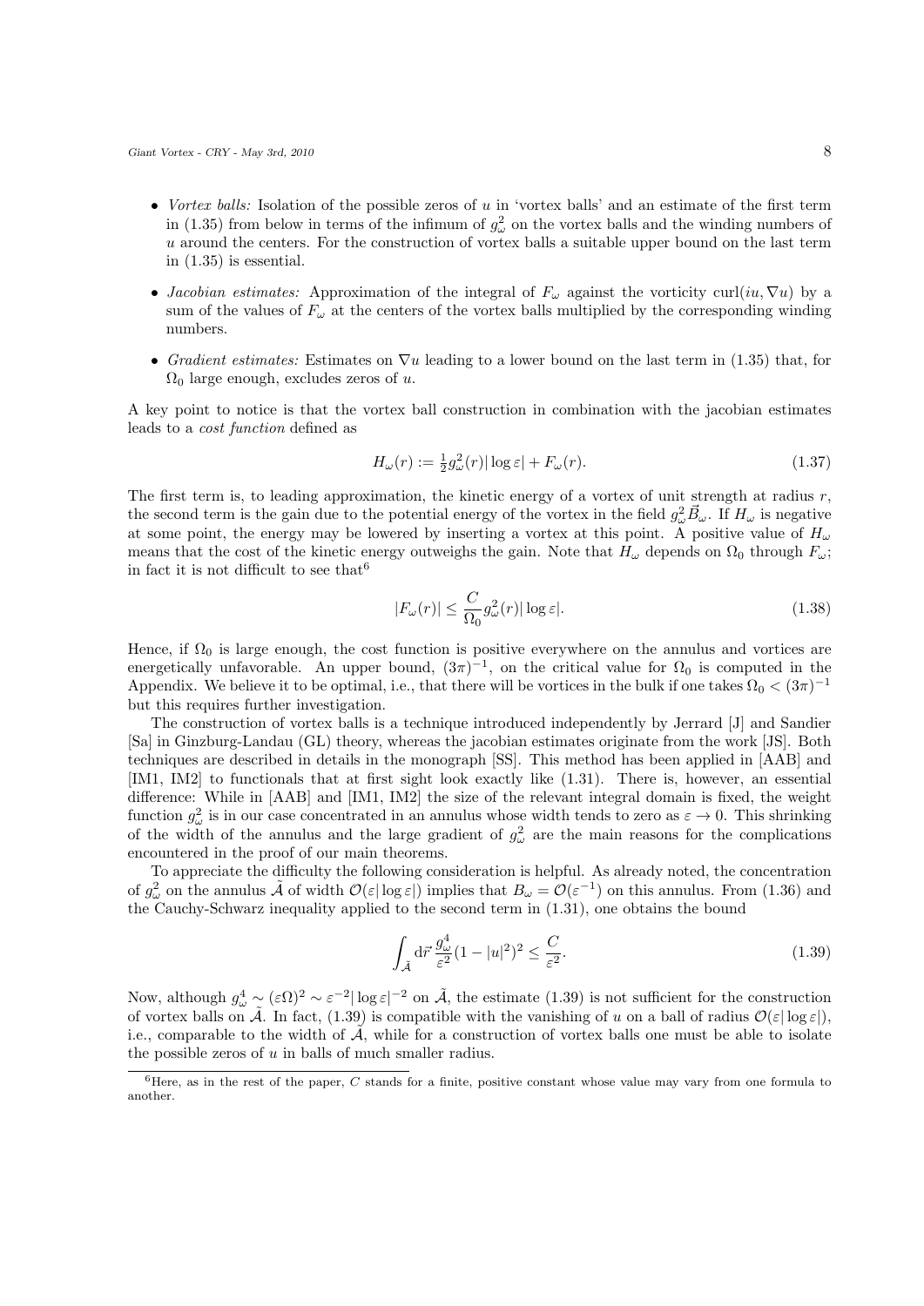- *Vortex balls:* Isolation of the possible zeros of $u$ in 'vortex balls' and an estimate of the first term in (1.35) from below in terms of the infimum of $g_\omega^2$ on the vortex balls and the winding numbers of $u$ around the centers. For the construction of vortex balls a suitable upper bound on the last term in (1.35) is essential.
- *Jacobian estimates:* Approximation of the integral of $F_\omega$ against the vorticity $\mathrm{curl}(iu, \nabla u)$ by a sum of the values of $F_\omega$ at the centers of the vortex balls multiplied by the corresponding winding numbers.
- *Gradient estimates:* Estimates on $\nabla u$ leading to a lower bound on the last term in (1.35) that, for $\Omega_0$ large enough, excludes zeros of $u$.

A key point to notice is that the vortex ball construction in combination with the jacobian estimates leads to a *cost function* defined as

$$H_\omega(r) := \tfrac{1}{2} g_\omega^2(r) |\log \varepsilon| + F_\omega(r). \tag{1.37}$$

The first term is, to leading approximation, the kinetic energy of a vortex of unit strength at radius $r$, the second term is the gain due to the potential energy of the vortex in the field $g_\omega^2 \vec{B}_\omega$. If $H_\omega$ is negative at some point, the energy may be lowered by inserting a vortex at this point. A positive value of $H_\omega$ means that the cost of the kinetic energy outweighs the gain. Note that $H_\omega$ depends on $\Omega_0$ through $F_\omega$; in fact it is not difficult to see that[6]

$$|F_\omega(r)| \leq \frac{C}{\Omega_0} g_\omega^2(r) |\log \varepsilon|. \tag{1.38}$$

Hence, if $\Omega_0$ is large enough, the cost function is positive everywhere on the annulus and vortices are energetically unfavorable. An upper bound, $(3\pi)^{-1}$, on the critical value for $\Omega_0$ is computed in the Appendix. We believe it to be optimal, i.e., that there will be vortices in the bulk if one takes $\Omega_0 < (3\pi)^{-1}$ but this requires further investigation.

The construction of vortex balls is a technique introduced independently by Jerrard [J] and Sandier [Sa] in Ginzburg-Landau (GL) theory, whereas the jacobian estimates originate from the work [JS]. Both techniques are described in details in the monograph [SS]. This method has been applied in [AAB] and [IM1, IM2] to functionals that at first sight look exactly like (1.31). There is, however, an essential difference: While in [AAB] and [IM1, IM2] the size of the relevant integral domain is fixed, the weight function $g_\omega^2$ is in our case concentrated in an annulus whose width tends to zero as $\varepsilon \to 0$. This shrinking of the width of the annulus and the large gradient of $g_\omega^2$ are the main reasons for the complications encountered in the proof of our main theorems.

To appreciate the difficulty the following consideration is helpful. As already noted, the concentration of $g_\omega^2$ on the annulus $\tilde{\mathcal{A}}$ of width $\mathcal{O}(\varepsilon |\log \varepsilon|)$ implies that $B_\omega = \mathcal{O}(\varepsilon^{-1})$ on this annulus. From (1.36) and the Cauchy-Schwarz inequality applied to the second term in (1.31), one obtains the bound

$$\int_{\tilde{\mathcal{A}}} \mathrm{d}\vec{r}\, \frac{g_\omega^4}{\varepsilon^2} (1 - |u|^2)^2 \leq \frac{C}{\varepsilon^2}. \tag{1.39}$$

Now, although $g_\omega^4 \sim (\varepsilon \Omega)^2 \sim \varepsilon^{-2} |\log \varepsilon|^{-2}$ on $\tilde{\mathcal{A}}$, the estimate (1.39) is not sufficient for the construction of vortex balls on $\tilde{\mathcal{A}}$. In fact, (1.39) is compatible with the vanishing of $u$ on a ball of radius $\mathcal{O}(\varepsilon |\log \varepsilon|)$, i.e., comparable to the width of $\tilde{\mathcal{A}}$, while for a construction of vortex balls one must be able to isolate the possible zeros of $u$ in balls of much smaller radius.

---

[6] Here, as in the rest of the paper, $C$ stands for a finite, positive constant whose value may vary from one formula to another.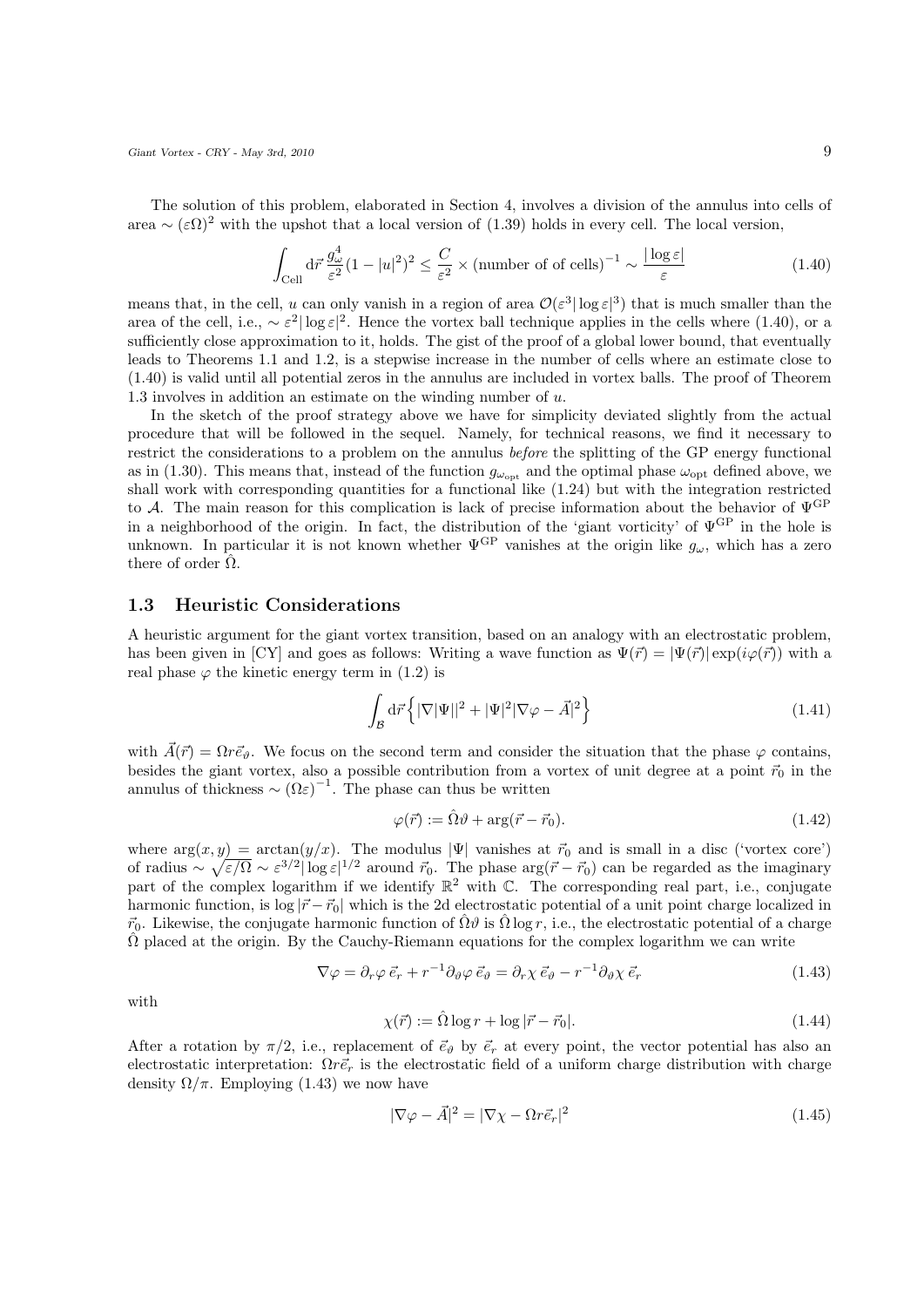The solution of this problem, elaborated in Section 4, involves a division of the annulus into cells of area $\sim (\varepsilon\Omega)^2$ with the upshot that a local version of (1.39) holds in every cell. The local version,

$$\int_{\text{Cell}} \mathrm{d}\vec{r}\, \frac{g_\omega^4}{\varepsilon^2}(1-|u|^2)^2 \le \frac{C}{\varepsilon^2} \times (\text{number of of cells})^{-1} \sim \frac{|\log \varepsilon|}{\varepsilon} \tag{1.40}$$

means that, in the cell, $u$ can only vanish in a region of area $\mathcal{O}(\varepsilon^3|\log\varepsilon|^3)$ that is much smaller than the area of the cell, i.e., $\sim \varepsilon^2|\log\varepsilon|^2$. Hence the vortex ball technique applies in the cells where (1.40), or a sufficiently close approximation to it, holds. The gist of the proof of a global lower bound, that eventually leads to Theorems 1.1 and 1.2, is a stepwise increase in the number of cells where an estimate close to (1.40) is valid until all potential zeros in the annulus are included in vortex balls. The proof of Theorem 1.3 involves in addition an estimate on the winding number of $u$.

In the sketch of the proof strategy above we have for simplicity deviated slightly from the actual procedure that will be followed in the sequel. Namely, for technical reasons, we find it necessary to restrict the considerations to a problem on the annulus *before* the splitting of the GP energy functional as in (1.30). This means that, instead of the function $g_{\omega_{\text{opt}}}$ and the optimal phase $\omega_{\text{opt}}$ defined above, we shall work with corresponding quantities for a functional like (1.24) but with the integration restricted to $\mathcal{A}$. The main reason for this complication is lack of precise information about the behavior of $\Psi^{\text{GP}}$ in a neighborhood of the origin. In fact, the distribution of the 'giant vorticity' of $\Psi^{\text{GP}}$ in the hole is unknown. In particular it is not known whether $\Psi^{\text{GP}}$ vanishes at the origin like $g_\omega$, which has a zero there of order $\hat{\Omega}$.

## 1.3 Heuristic Considerations

A heuristic argument for the giant vortex transition, based on an analogy with an electrostatic problem, has been given in [CY] and goes as follows: Writing a wave function as $\Psi(\vec{r}) = |\Psi(\vec{r})|\exp(i\varphi(\vec{r}))$ with a real phase $\varphi$ the kinetic energy term in (1.2) is

$$\int_{\mathcal{B}} \mathrm{d}\vec{r} \left\{ |\nabla|\Psi||^2 + |\Psi|^2|\nabla\varphi - \vec{A}|^2 \right\} \tag{1.41}$$

with $\vec{A}(\vec{r}) = \Omega r \vec{e}_\vartheta$. We focus on the second term and consider the situation that the phase $\varphi$ contains, besides the giant vortex, also a possible contribution from a vortex of unit degree at a point $\vec{r}_0$ in the annulus of thickness $\sim (\Omega\varepsilon)^{-1}$. The phase can thus be written

$$\varphi(\vec{r}) := \hat{\Omega}\vartheta + \arg(\vec{r} - \vec{r}_0). \tag{1.42}$$

where $\arg(x,y) = \arctan(y/x)$. The modulus $|\Psi|$ vanishes at $\vec{r}_0$ and is small in a disc ('vortex core') of radius $\sim \sqrt{\varepsilon/\Omega} \sim \varepsilon^{3/2}|\log\varepsilon|^{1/2}$ around $\vec{r}_0$. The phase $\arg(\vec{r}-\vec{r}_0)$ can be regarded as the imaginary part of the complex logarithm if we identify $\mathbb{R}^2$ with $\mathbb{C}$. The corresponding real part, i.e., conjugate harmonic function, is $\log|\vec{r}-\vec{r}_0|$ which is the 2d electrostatic potential of a unit point charge localized in $\vec{r}_0$. Likewise, the conjugate harmonic function of $\hat{\Omega}\vartheta$ is $\hat{\Omega}\log r$, i.e., the electrostatic potential of a charge $\hat{\Omega}$ placed at the origin. By the Cauchy-Riemann equations for the complex logarithm we can write

$$\nabla\varphi = \partial_r\varphi\, \vec{e}_r + r^{-1}\partial_\vartheta\varphi\, \vec{e}_\vartheta = \partial_r\chi\, \vec{e}_\vartheta - r^{-1}\partial_\vartheta\chi\, \vec{e}_r \tag{1.43}$$

with

$$\chi(\vec{r}) := \hat{\Omega}\log r + \log|\vec{r}-\vec{r}_0|. \tag{1.44}$$

After a rotation by $\pi/2$, i.e., replacement of $\vec{e}_\vartheta$ by $\vec{e}_r$ at every point, the vector potential has also an electrostatic interpretation: $\Omega r\vec{e}_r$ is the electrostatic field of a uniform charge distribution with charge density $\Omega/\pi$. Employing (1.43) we now have

$$|\nabla\varphi - \vec{A}|^2 = |\nabla\chi - \Omega r\vec{e}_r|^2 \tag{1.45}$$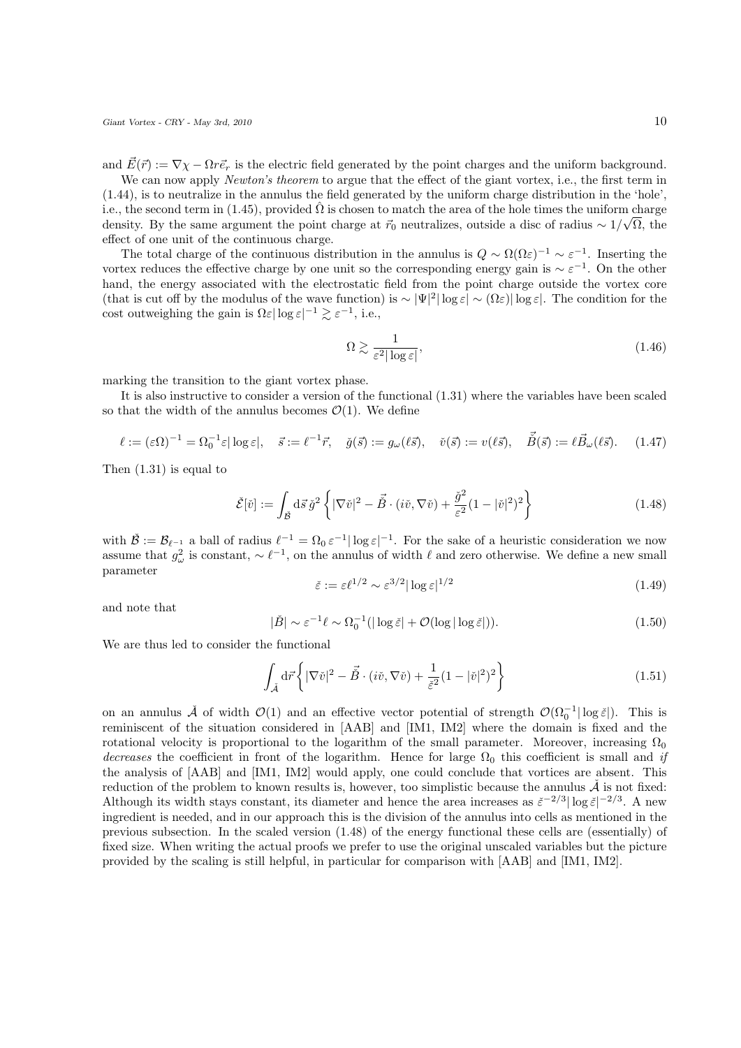and $\vec{E}(\vec{r}) := \nabla\chi - \Omega r\vec{e}_r$ is the electric field generated by the point charges and the uniform background.

We can now apply *Newton's theorem* to argue that the effect of the giant vortex, i.e., the first term in (1.44), is to neutralize in the annulus the field generated by the uniform charge distribution in the 'hole', i.e., the second term in (1.45), provided $\hat{\Omega}$ is chosen to match the area of the hole times the uniform charge density. By the same argument the point charge at $\vec{r}_0$ neutralizes, outside a disc of radius $\sim 1/\sqrt{\Omega}$, the effect of one unit of the continuous charge.

The total charge of the continuous distribution in the annulus is $Q \sim \Omega(\Omega\varepsilon)^{-1} \sim \varepsilon^{-1}$. Inserting the vortex reduces the effective charge by one unit so the corresponding energy gain is $\sim \varepsilon^{-1}$. On the other hand, the energy associated with the electrostatic field from the point charge outside the vortex core (that is cut off by the modulus of the wave function) is $\sim |\Psi|^2|\log\varepsilon| \sim (\Omega\varepsilon)|\log\varepsilon|$. The condition for the cost outweighing the gain is $\Omega\varepsilon|\log\varepsilon|^{-1} \gtrsim \varepsilon^{-1}$, i.e.,

$$\Omega \gtrsim \frac{1}{\varepsilon^2|\log\varepsilon|}, \tag{1.46}$$

marking the transition to the giant vortex phase.

It is also instructive to consider a version of the functional (1.31) where the variables have been scaled so that the width of the annulus becomes $\mathcal{O}(1)$. We define

$$\ell := (\varepsilon\Omega)^{-1} = \Omega_0^{-1}\varepsilon|\log\varepsilon|, \quad \vec{s} := \ell^{-1}\vec{r}, \quad \check{g}(\vec{s}) := g_\omega(\ell\vec{s}), \quad \check{v}(\vec{s}) := v(\ell\vec{s}), \quad \vec{\check{B}}(\vec{s}) := \ell\vec{B}_\omega(\ell\vec{s}). \tag{1.47}$$

Then (1.31) is equal to

$$\check{\mathcal{E}}[\check{v}] := \int_{\check{\mathcal{B}}} \mathrm{d}\vec{s}\, \check{g}^2 \left\{ |\nabla\check{v}|^2 - \vec{\check{B}} \cdot (i\check{v}, \nabla\check{v}) + \frac{\check{g}^2}{\varepsilon^2}(1 - |\check{v}|^2)^2 \right\} \tag{1.48}$$

with $\check{\mathcal{B}} := \mathcal{B}_{\ell^{-1}}$ a ball of radius $\ell^{-1} = \Omega_0\,\varepsilon^{-1}|\log\varepsilon|^{-1}$. For the sake of a heuristic consideration we now assume that $g_\omega^2$ is constant, $\sim \ell^{-1}$, on the annulus of width $\ell$ and zero otherwise. We define a new small parameter

$$\check{\varepsilon} := \varepsilon\ell^{1/2} \sim \varepsilon^{3/2}|\log\varepsilon|^{1/2} \tag{1.49}$$

and note that

$$|\check{B}| \sim \varepsilon^{-1}\ell \sim \Omega_0^{-1}(|\log\check{\varepsilon}| + \mathcal{O}(\log|\log\check{\varepsilon}|)). \tag{1.50}$$

We are thus led to consider the functional

$$\int_{\check{\mathcal{A}}} \mathrm{d}\vec{r} \left\{ |\nabla\check{v}|^2 - \vec{\check{B}} \cdot (i\check{v}, \nabla\check{v}) + \frac{1}{\check{\varepsilon}^2}(1 - |\check{v}|^2)^2 \right\} \tag{1.51}$$

on an annulus $\check{\mathcal{A}}$ of width $\mathcal{O}(1)$ and an effective vector potential of strength $\mathcal{O}(\Omega_0^{-1}|\log\check{\varepsilon}|)$. This is reminiscent of the situation considered in [AAB] and [IM1, IM2] where the domain is fixed and the rotational velocity is proportional to the logarithm of the small parameter. Moreover, increasing $\Omega_0$ *decreases* the coefficient in front of the logarithm. Hence for large $\Omega_0$ this coefficient is small and *if* the analysis of [AAB] and [IM1, IM2] would apply, one could conclude that vortices are absent. This reduction of the problem to known results is, however, too simplistic because the annulus $\check{\mathcal{A}}$ is not fixed: Although its width stays constant, its diameter and hence the area increases as $\check{\varepsilon}^{-2/3}|\log\check{\varepsilon}|^{-2/3}$. A new ingredient is needed, and in our approach this is the division of the annulus into cells as mentioned in the previous subsection. In the scaled version (1.48) of the energy functional these cells are (essentially) of fixed size. When writing the actual proofs we prefer to use the original unscaled variables but the picture provided by the scaling is still helpful, in particular for comparison with [AAB] and [IM1, IM2].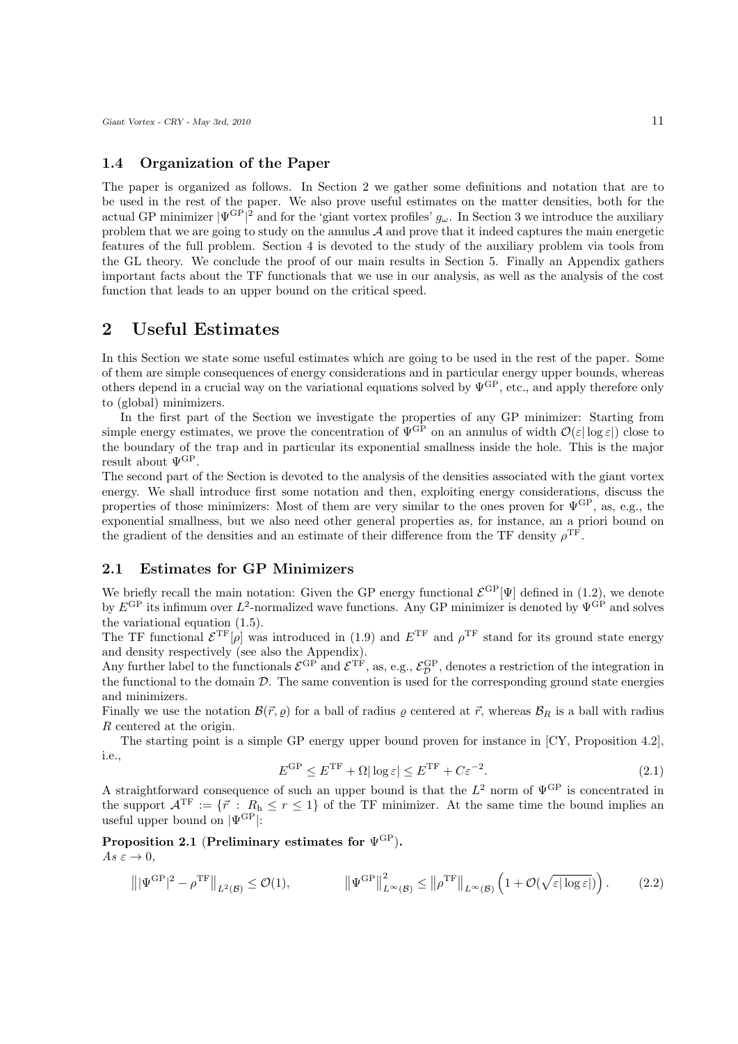### 1.4 Organization of the Paper

The paper is organized as follows. In Section 2 we gather some definitions and notation that are to be used in the rest of the paper. We also prove useful estimates on the matter densities, both for the actual GP minimizer $|\Psi^{\mathrm{GP}}|^2$ and for the 'giant vortex profiles' $g_\omega$. In Section 3 we introduce the auxiliary problem that we are going to study on the annulus $\mathcal{A}$ and prove that it indeed captures the main energetic features of the full problem. Section 4 is devoted to the study of the auxiliary problem via tools from the GL theory. We conclude the proof of our main results in Section 5. Finally an Appendix gathers important facts about the TF functionals that we use in our analysis, as well as the analysis of the cost function that leads to an upper bound on the critical speed.

## 2 Useful Estimates

In this Section we state some useful estimates which are going to be used in the rest of the paper. Some of them are simple consequences of energy considerations and in particular energy upper bounds, whereas others depend in a crucial way on the variational equations solved by $\Psi^{\mathrm{GP}}$, etc., and apply therefore only to (global) minimizers.

In the first part of the Section we investigate the properties of any GP minimizer: Starting from simple energy estimates, we prove the concentration of $\Psi^{\mathrm{GP}}$ on an annulus of width $\mathcal{O}(\varepsilon|\log\varepsilon|)$ close to the boundary of the trap and in particular its exponential smallness inside the hole. This is the major result about $\Psi^{\mathrm{GP}}$.

The second part of the Section is devoted to the analysis of the densities associated with the giant vortex energy. We shall introduce first some notation and then, exploiting energy considerations, discuss the properties of those minimizers: Most of them are very similar to the ones proven for $\Psi^{\mathrm{GP}}$, as, e.g., the exponential smallness, but we also need other general properties as, for instance, an a priori bound on the gradient of the densities and an estimate of their difference from the TF density $\rho^{\mathrm{TF}}$.

### 2.1 Estimates for GP Minimizers

We briefly recall the main notation: Given the GP energy functional $\mathcal{E}^{\mathrm{GP}}[\Psi]$ defined in (1.2), we denote by $E^{\mathrm{GP}}$ its infimum over $L^2$-normalized wave functions. Any GP minimizer is denoted by $\Psi^{\mathrm{GP}}$ and solves the variational equation (1.5).

The TF functional $\mathcal{E}^{\mathrm{TF}}[\rho]$ was introduced in (1.9) and $E^{\mathrm{TF}}$ and $\rho^{\mathrm{TF}}$ stand for its ground state energy and density respectively (see also the Appendix).

Any further label to the functionals $\mathcal{E}^{\mathrm{GP}}$ and $\mathcal{E}^{\mathrm{TF}}$, as, e.g., $\mathcal{E}^{\mathrm{GP}}_{\mathcal{D}}$, denotes a restriction of the integration in the functional to the domain $\mathcal{D}$. The same convention is used for the corresponding ground state energies and minimizers.

Finally we use the notation $\mathcal{B}(\vec{r},\varrho)$ for a ball of radius $\varrho$ centered at $\vec{r}$, whereas $\mathcal{B}_R$ is a ball with radius $R$ centered at the origin.

The starting point is a simple GP energy upper bound proven for instance in [CY, Proposition 4.2], i.e.,

$$E^{\mathrm{GP}} \leq E^{\mathrm{TF}} + \Omega|\log\varepsilon| \leq E^{\mathrm{TF}} + C\varepsilon^{-2}. \tag{2.1}$$

A straightforward consequence of such an upper bound is that the $L^2$ norm of $\Psi^{\mathrm{GP}}$ is concentrated in the support $\mathcal{A}^{\mathrm{TF}} := \{\vec{r} \,:\, R_{\mathrm{h}} \leq r \leq 1\}$ of the TF minimizer. At the same time the bound implies an useful upper bound on $|\Psi^{\mathrm{GP}}|$:

**Proposition 2.1** (**Preliminary estimates for $\Psi^{\mathrm{GP}}$**).
*As $\varepsilon \to 0$,*

$$\left\| |\Psi^{\mathrm{GP}}|^2 - \rho^{\mathrm{TF}} \right\|_{L^2(\mathcal{B})} \leq \mathcal{O}(1), \qquad \left\| \Psi^{\mathrm{GP}} \right\|^2_{L^\infty(\mathcal{B})} \leq \left\| \rho^{\mathrm{TF}} \right\|_{L^\infty(\mathcal{B})} \left( 1 + \mathcal{O}(\sqrt{\varepsilon|\log\varepsilon|}) \right). \tag{2.2}$$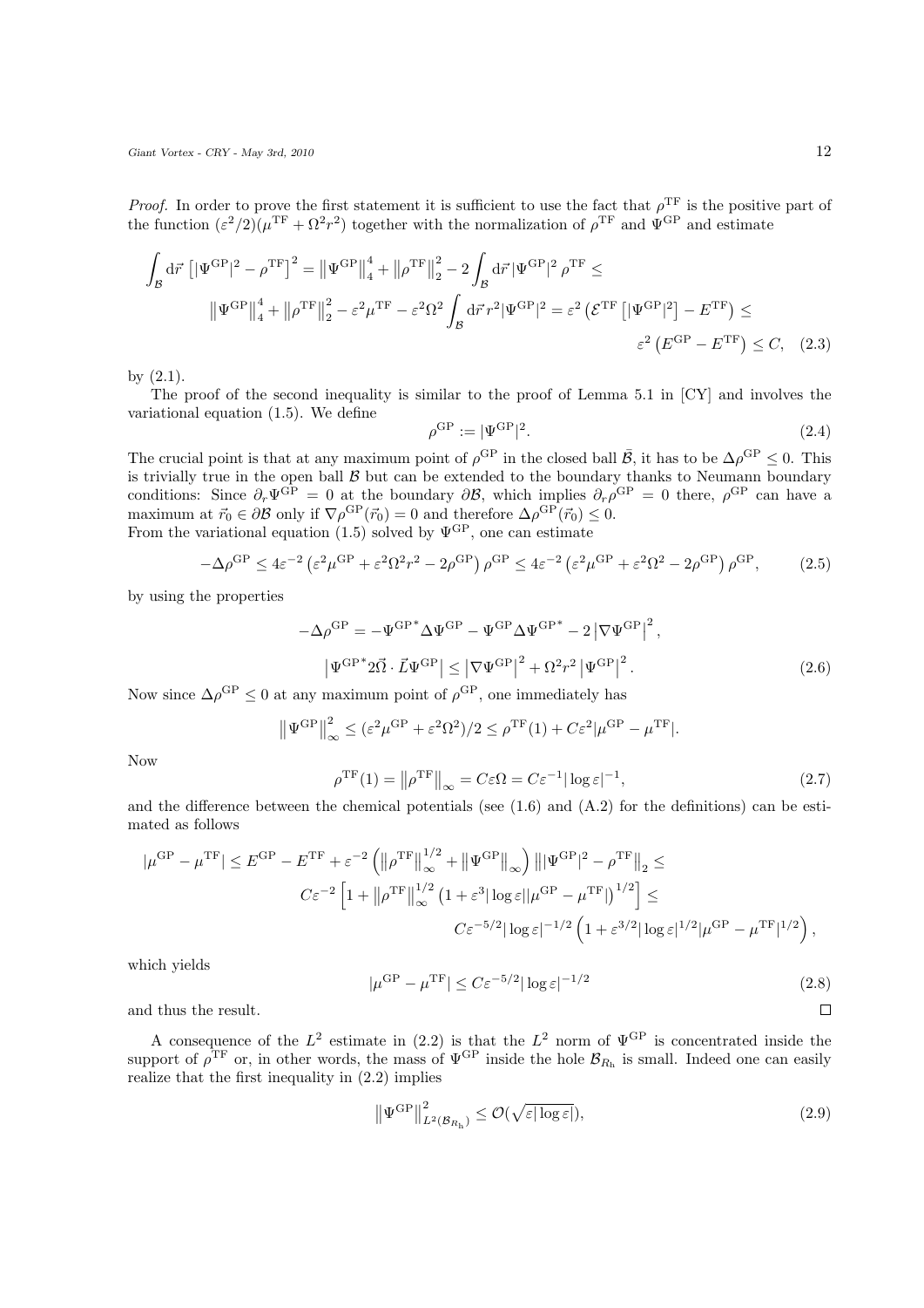*Proof.* In order to prove the first statement it is sufficient to use the fact that $\rho^{\mathrm{TF}}$ is the positive part of the function $(\varepsilon^2/2)(\mu^{\mathrm{TF}} + \Omega^2 r^2)$ together with the normalization of $\rho^{\mathrm{TF}}$ and $\Psi^{\mathrm{GP}}$ and estimate

$$
\int_{\mathcal{B}} \mathrm{d}\vec{r} \left[ |\Psi^{\mathrm{GP}}|^2 - \rho^{\mathrm{TF}} \right]^2 = \left\| \Psi^{\mathrm{GP}} \right\|_4^4 + \left\| \rho^{\mathrm{TF}} \right\|_2^2 - 2 \int_{\mathcal{B}} \mathrm{d}\vec{r} \, |\Psi^{\mathrm{GP}}|^2 \, \rho^{\mathrm{TF}} \leq
$$
$$
\left\| \Psi^{\mathrm{GP}} \right\|_4^4 + \left\| \rho^{\mathrm{TF}} \right\|_2^2 - \varepsilon^2 \mu^{\mathrm{TF}} - \varepsilon^2 \Omega^2 \int_{\mathcal{B}} \mathrm{d}\vec{r} \, r^2 |\Psi^{\mathrm{GP}}|^2 = \varepsilon^2 \left( \mathcal{E}^{\mathrm{TF}} \left[ |\Psi^{\mathrm{GP}}|^2 \right] - E^{\mathrm{TF}} \right) \leq
$$
$$
\varepsilon^2 \left( E^{\mathrm{GP}} - E^{\mathrm{TF}} \right) \leq C, \quad (2.3)
$$

by (2.1).

The proof of the second inequality is similar to the proof of Lemma 5.1 in [CY] and involves the variational equation (1.5). We define

$$
\rho^{\mathrm{GP}} := |\Psi^{\mathrm{GP}}|^2. \tag{2.4}
$$

The crucial point is that at any maximum point of $\rho^{\mathrm{GP}}$ in the closed ball $\bar{\mathcal{B}}$, it has to be $\Delta \rho^{\mathrm{GP}} \leq 0$. This is trivially true in the open ball $\mathcal{B}$ but can be extended to the boundary thanks to Neumann boundary conditions: Since $\partial_r \Psi^{\mathrm{GP}} = 0$ at the boundary $\partial \mathcal{B}$, which implies $\partial_r \rho^{\mathrm{GP}} = 0$ there, $\rho^{\mathrm{GP}}$ can have a maximum at $\vec{r}_0 \in \partial \mathcal{B}$ only if $\nabla \rho^{\mathrm{GP}}(\vec{r}_0) = 0$ and therefore $\Delta \rho^{\mathrm{GP}}(\vec{r}_0) \leq 0$.
From the variational equation (1.5) solved by $\Psi^{\mathrm{GP}}$, one can estimate

$$
-\Delta \rho^{\mathrm{GP}} \leq 4\varepsilon^{-2} \left( \varepsilon^2 \mu^{\mathrm{GP}} + \varepsilon^2 \Omega^2 r^2 - 2\rho^{\mathrm{GP}} \right) \rho^{\mathrm{GP}} \leq 4\varepsilon^{-2} \left( \varepsilon^2 \mu^{\mathrm{GP}} + \varepsilon^2 \Omega^2 - 2\rho^{\mathrm{GP}} \right) \rho^{\mathrm{GP}}, \tag{2.5}
$$

by using the properties

$$
-\Delta \rho^{\mathrm{GP}} = -\Psi^{\mathrm{GP}*} \Delta \Psi^{\mathrm{GP}} - \Psi^{\mathrm{GP}} \Delta \Psi^{\mathrm{GP}*} - 2 \left| \nabla \Psi^{\mathrm{GP}} \right|^2,
$$
$$
\left| \Psi^{\mathrm{GP}*} 2\vec{\Omega} \cdot \vec{L} \Psi^{\mathrm{GP}} \right| \leq \left| \nabla \Psi^{\mathrm{GP}} \right|^2 + \Omega^2 r^2 \left| \Psi^{\mathrm{GP}} \right|^2. \tag{2.6}
$$

Now since $\Delta \rho^{\mathrm{GP}} \leq 0$ at any maximum point of $\rho^{\mathrm{GP}}$, one immediately has

$$
\left\| \Psi^{\mathrm{GP}} \right\|_\infty^2 \leq (\varepsilon^2 \mu^{\mathrm{GP}} + \varepsilon^2 \Omega^2)/2 \leq \rho^{\mathrm{TF}}(1) + C\varepsilon^2 |\mu^{\mathrm{GP}} - \mu^{\mathrm{TF}}|.
$$

Now

$$
\rho^{\mathrm{TF}}(1) = \left\| \rho^{\mathrm{TF}} \right\|_\infty = C\varepsilon\Omega = C\varepsilon^{-1} |\log \varepsilon|^{-1}, \tag{2.7}
$$

and the difference between the chemical potentials (see (1.6) and (A.2) for the definitions) can be estimated as follows

$$
|\mu^{\mathrm{GP}} - \mu^{\mathrm{TF}}| \leq E^{\mathrm{GP}} - E^{\mathrm{TF}} + \varepsilon^{-2} \left( \left\| \rho^{\mathrm{TF}} \right\|_\infty^{1/2} + \left\| \Psi^{\mathrm{GP}} \right\|_\infty \right) \left\| |\Psi^{\mathrm{GP}}|^2 - \rho^{\mathrm{TF}} \right\|_2 \leq
$$
$$
C\varepsilon^{-2} \left[ 1 + \left\| \rho^{\mathrm{TF}} \right\|_\infty^{1/2} \left( 1 + \varepsilon^3 |\log \varepsilon| |\mu^{\mathrm{GP}} - \mu^{\mathrm{TF}}| \right)^{1/2} \right] \leq
$$
$$
C\varepsilon^{-5/2} |\log \varepsilon|^{-1/2} \left( 1 + \varepsilon^{3/2} |\log \varepsilon|^{1/2} |\mu^{\mathrm{GP}} - \mu^{\mathrm{TF}}|^{1/2} \right),
$$

which yields

$$
|\mu^{\mathrm{GP}} - \mu^{\mathrm{TF}}| \leq C\varepsilon^{-5/2} |\log \varepsilon|^{-1/2} \tag{2.8}
$$

and thus the result. $\square$

A consequence of the $L^2$ estimate in (2.2) is that the $L^2$ norm of $\Psi^{\mathrm{GP}}$ is concentrated inside the support of $\rho^{\mathrm{TF}}$ or, in other words, the mass of $\Psi^{\mathrm{GP}}$ inside the hole $\mathcal{B}_{R_\mathrm{h}}$ is small. Indeed one can easily realize that the first inequality in (2.2) implies

$$
\left\| \Psi^{\mathrm{GP}} \right\|_{L^2(\mathcal{B}_{R_\mathrm{h}})}^2 \leq \mathcal{O}(\sqrt{\varepsilon |\log \varepsilon|}), \tag{2.9}
$$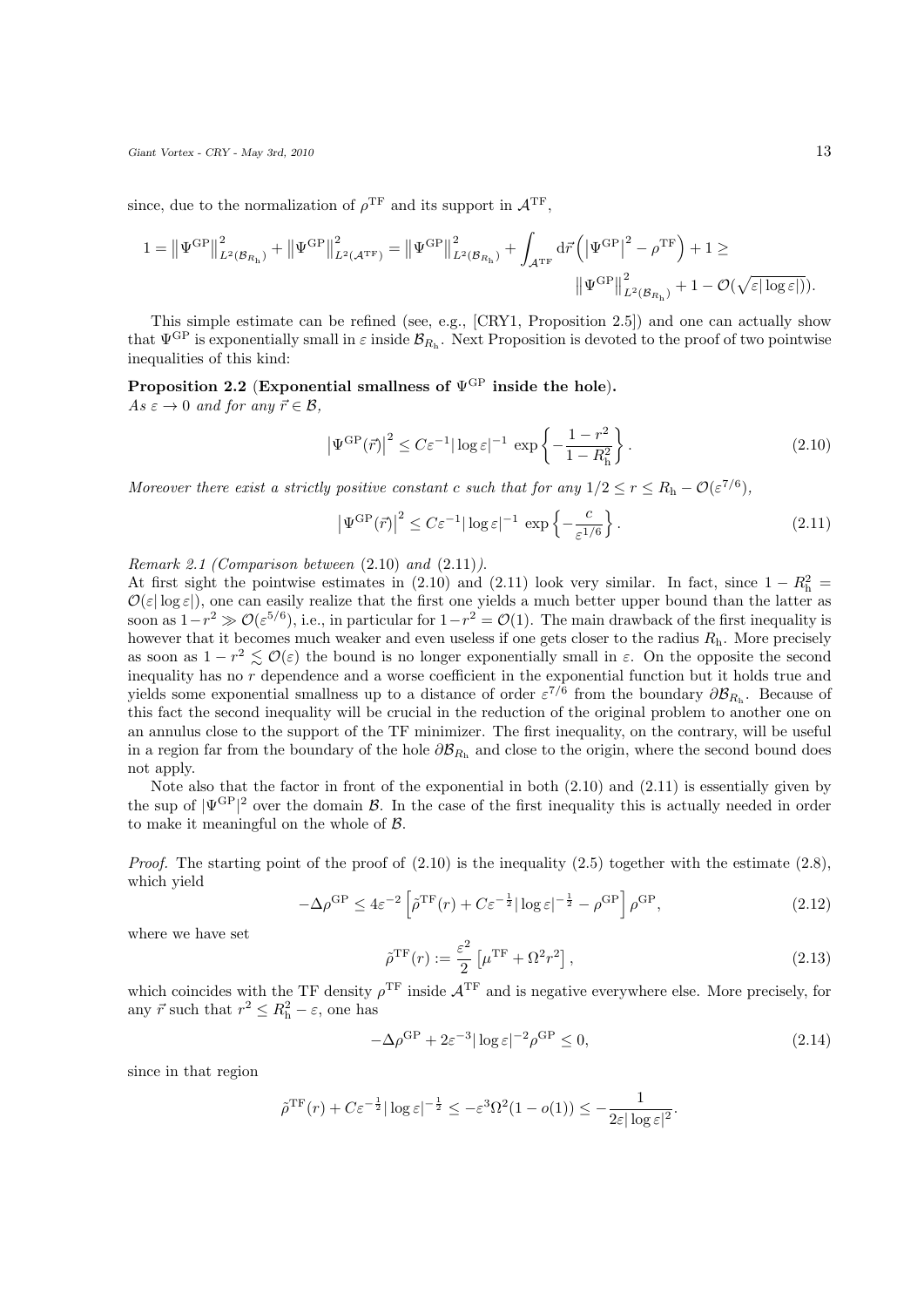since, due to the normalization of $\rho^{\mathrm{TF}}$ and its support in $\mathcal{A}^{\mathrm{TF}}$,

$$1 = \left\|\Psi^{\mathrm{GP}}\right\|^2_{L^2(\mathcal{B}_{R_{\mathrm{h}}})} + \left\|\Psi^{\mathrm{GP}}\right\|^2_{L^2(\mathcal{A}^{\mathrm{TF}})} = \left\|\Psi^{\mathrm{GP}}\right\|^2_{L^2(\mathcal{B}_{R_{\mathrm{h}}})} + \int_{\mathcal{A}^{\mathrm{TF}}} \mathrm{d}\vec{r} \left( \left|\Psi^{\mathrm{GP}}\right|^2 - \rho^{\mathrm{TF}} \right) + 1 \geq \left\|\Psi^{\mathrm{GP}}\right\|^2_{L^2(\mathcal{B}_{R_{\mathrm{h}}})} + 1 - \mathcal{O}(\sqrt{\varepsilon|\log\varepsilon|}).$$

This simple estimate can be refined (see, e.g., [CRY1, Proposition 2.5]) and one can actually show that $\Psi^{\mathrm{GP}}$ is exponentially small in $\varepsilon$ inside $\mathcal{B}_{R_{\mathrm{h}}}$. Next Proposition is devoted to the proof of two pointwise inequalities of this kind:

**Proposition 2.2 (Exponential smallness of $\Psi^{\mathrm{GP}}$ inside the hole).**
*As $\varepsilon \to 0$ and for any $\vec{r} \in \mathcal{B}$,*

$$\left|\Psi^{\mathrm{GP}}(\vec{r})\right|^2 \leq C\varepsilon^{-1}|\log\varepsilon|^{-1} \exp\left\{ -\frac{1-r^2}{1-R_{\mathrm{h}}^2} \right\}. \tag{2.10}$$

*Moreover there exist a strictly positive constant $c$ such that for any $1/2 \leq r \leq R_{\mathrm{h}} - \mathcal{O}(\varepsilon^{7/6})$,*

$$\left|\Psi^{\mathrm{GP}}(\vec{r})\right|^2 \leq C\varepsilon^{-1}|\log\varepsilon|^{-1} \exp\left\{ -\frac{c}{\varepsilon^{1/6}} \right\}. \tag{2.11}$$

*Remark 2.1 (Comparison between* (2.10) *and* (2.11)*).*
At first sight the pointwise estimates in (2.10) and (2.11) look very similar. In fact, since $1 - R_{\mathrm{h}}^2 = \mathcal{O}(\varepsilon|\log\varepsilon|)$, one can easily realize that the first one yields a much better upper bound than the latter as soon as $1 - r^2 \gg \mathcal{O}(\varepsilon^{5/6})$, i.e., in particular for $1 - r^2 = \mathcal{O}(1)$. The main drawback of the first inequality is however that it becomes much weaker and even useless if one gets closer to the radius $R_{\mathrm{h}}$. More precisely as soon as $1 - r^2 \lesssim \mathcal{O}(\varepsilon)$ the bound is no longer exponentially small in $\varepsilon$. On the opposite the second inequality has no $r$ dependence and a worse coefficient in the exponential function but it holds true and yields some exponential smallness up to a distance of order $\varepsilon^{7/6}$ from the boundary $\partial\mathcal{B}_{R_{\mathrm{h}}}$. Because of this fact the second inequality will be crucial in the reduction of the original problem to another one on an annulus close to the support of the TF minimizer. The first inequality, on the contrary, will be useful in a region far from the boundary of the hole $\partial\mathcal{B}_{R_{\mathrm{h}}}$ and close to the origin, where the second bound does not apply.

Note also that the factor in front of the exponential in both (2.10) and (2.11) is essentially given by the sup of $|\Psi^{\mathrm{GP}}|^2$ over the domain $\mathcal{B}$. In the case of the first inequality this is actually needed in order to make it meaningful on the whole of $\mathcal{B}$.

*Proof.* The starting point of the proof of (2.10) is the inequality (2.5) together with the estimate (2.8), which yield

$$-\Delta\rho^{\mathrm{GP}} \leq 4\varepsilon^{-2} \left[ \tilde{\rho}^{\mathrm{TF}}(r) + C\varepsilon^{-\frac{1}{2}}|\log\varepsilon|^{-\frac{1}{2}} - \rho^{\mathrm{GP}} \right] \rho^{\mathrm{GP}}, \tag{2.12}$$

where we have set

$$\tilde{\rho}^{\mathrm{TF}}(r) := \frac{\varepsilon^2}{2} \left[ \mu^{\mathrm{TF}} + \Omega^2 r^2 \right], \tag{2.13}$$

which coincides with the TF density $\rho^{\mathrm{TF}}$ inside $\mathcal{A}^{\mathrm{TF}}$ and is negative everywhere else. More precisely, for any $\vec{r}$ such that $r^2 \leq R_{\mathrm{h}}^2 - \varepsilon$, one has

$$-\Delta\rho^{\mathrm{GP}} + 2\varepsilon^{-3}|\log\varepsilon|^{-2}\rho^{\mathrm{GP}} \leq 0, \tag{2.14}$$

since in that region

$$\tilde{\rho}^{\mathrm{TF}}(r) + C\varepsilon^{-\frac{1}{2}}|\log\varepsilon|^{-\frac{1}{2}} \leq -\varepsilon^3\Omega^2(1 - o(1)) \leq -\frac{1}{2\varepsilon|\log\varepsilon|^2}.$$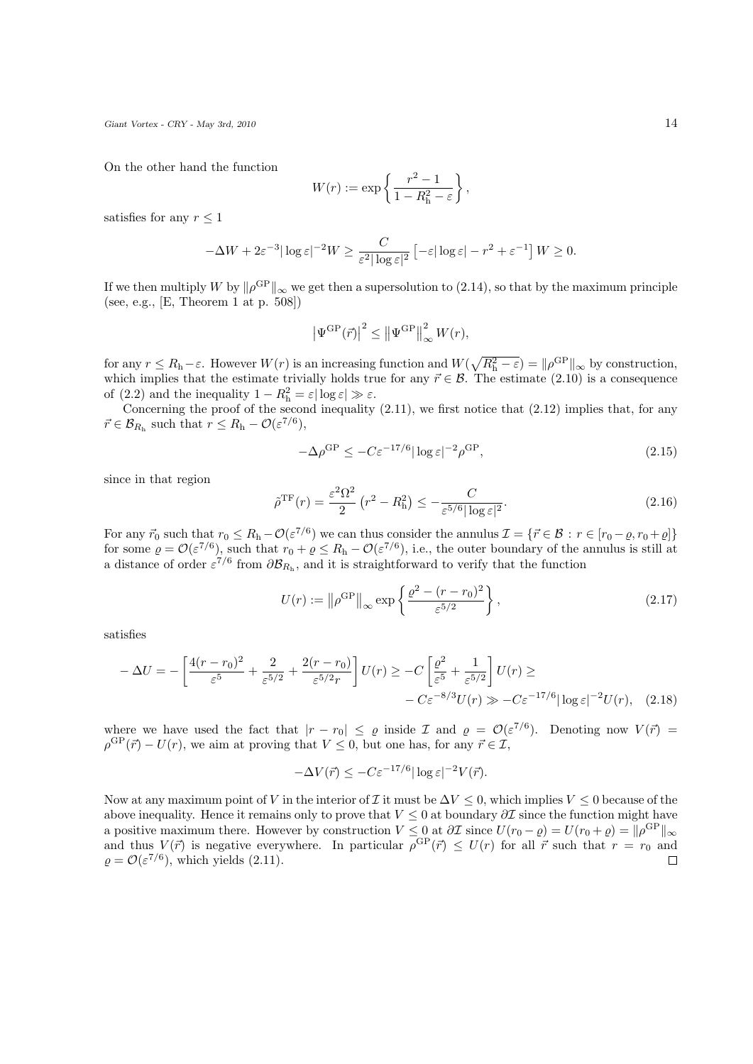On the other hand the function

$$
W(r) := \exp\left\{ \frac{r^2 - 1}{1 - R_{\mathrm{h}}^2 - \varepsilon} \right\},
$$

satisfies for any $r \leq 1$

$$
-\Delta W + 2\varepsilon^{-3} |\log\varepsilon|^{-2} W \geq \frac{C}{\varepsilon^2 |\log\varepsilon|^2} \left[ -\varepsilon|\log\varepsilon| - r^2 + \varepsilon^{-1} \right] W \geq 0.
$$

If we then multiply $W$ by $\|\rho^{\mathrm{GP}}\|_\infty$ we get then a supersolution to (2.14), so that by the maximum principle (see, e.g., [E, Theorem 1 at p. 508])

$$
\left|\Psi^{\mathrm{GP}}(\vec{r})\right|^2 \leq \left\|\Psi^{\mathrm{GP}}\right\|_\infty^2 W(r),
$$

for any $r \leq R_{\mathrm{h}} - \varepsilon$. However $W(r)$ is an increasing function and $W(\sqrt{R_{\mathrm{h}}^2 - \varepsilon}) = \|\rho^{\mathrm{GP}}\|_\infty$ by construction, which implies that the estimate trivially holds true for any $\vec{r} \in \mathcal{B}$. The estimate (2.10) is a consequence of (2.2) and the inequality $1 - R_{\mathrm{h}}^2 = \varepsilon|\log\varepsilon| \gg \varepsilon$.

Concerning the proof of the second inequality (2.11), we first notice that (2.12) implies that, for any $\vec{r} \in \mathcal{B}_{R_{\mathrm{h}}}$ such that $r \leq R_{\mathrm{h}} - \mathcal{O}(\varepsilon^{7/6})$,

$$
-\Delta\rho^{\mathrm{GP}} \leq -C\varepsilon^{-17/6} |\log\varepsilon|^{-2} \rho^{\mathrm{GP}}, \tag{2.15}
$$

since in that region

$$
\tilde{\rho}^{\mathrm{TF}}(r) = \frac{\varepsilon^2\Omega^2}{2} \left(r^2 - R_{\mathrm{h}}^2\right) \leq -\frac{C}{\varepsilon^{5/6}|\log\varepsilon|^2}. \tag{2.16}
$$

For any $\vec{r}_0$ such that $r_0 \leq R_{\mathrm{h}} - \mathcal{O}(\varepsilon^{7/6})$ we can thus consider the annulus $\mathcal{I} = \{\vec{r} \in \mathcal{B} : r \in [r_0 - \varrho, r_0 + \varrho]\}$ for some $\varrho = \mathcal{O}(\varepsilon^{7/6})$, such that $r_0 + \varrho \leq R_{\mathrm{h}} - \mathcal{O}(\varepsilon^{7/6})$, i.e., the outer boundary of the annulus is still at a distance of order $\varepsilon^{7/6}$ from $\partial\mathcal{B}_{R_{\mathrm{h}}}$, and it is straightforward to verify that the function

$$
U(r) := \left\|\rho^{\mathrm{GP}}\right\|_\infty \exp\left\{ \frac{\varrho^2 - (r - r_0)^2}{\varepsilon^{5/2}} \right\}, \tag{2.17}
$$

satisfies

$$
\begin{aligned}
-\Delta U = -\left[ \frac{4(r - r_0)^2}{\varepsilon^5} + \frac{2}{\varepsilon^{5/2}} + \frac{2(r - r_0)}{\varepsilon^{5/2} r} \right] U(r) \geq -C \left[ \frac{\varrho^2}{\varepsilon^5} + \frac{1}{\varepsilon^{5/2}} \right] U(r) \geq \\
- C\varepsilon^{-8/3} U(r) \gg -C\varepsilon^{-17/6} |\log\varepsilon|^{-2} U(r),
\end{aligned} \tag{2.18}
$$

where we have used the fact that $|r - r_0| \leq \varrho$ inside $\mathcal{I}$ and $\varrho = \mathcal{O}(\varepsilon^{7/6})$. Denoting now $V(\vec{r}) = \rho^{\mathrm{GP}}(\vec{r}) - U(r)$, we aim at proving that $V \leq 0$, but one has, for any $\vec{r} \in \mathcal{I}$,

$$
-\Delta V(\vec{r}) \leq -C\varepsilon^{-17/6} |\log\varepsilon|^{-2} V(\vec{r}).
$$

Now at any maximum point of $V$ in the interior of $\mathcal{I}$ it must be $\Delta V \leq 0$, which implies $V \leq 0$ because of the above inequality. Hence it remains only to prove that $V \leq 0$ at boundary $\partial\mathcal{I}$ since the function might have a positive maximum there. However by construction $V \leq 0$ at $\partial\mathcal{I}$ since $U(r_0 - \varrho) = U(r_0 + \varrho) = \|\rho^{\mathrm{GP}}\|_\infty$ and thus $V(\vec{r})$ is negative everywhere. In particular $\rho^{\mathrm{GP}}(\vec{r}) \leq U(r)$ for all $\vec{r}$ such that $r = r_0$ and $\varrho = \mathcal{O}(\varepsilon^{7/6})$, which yields (2.11). $\square$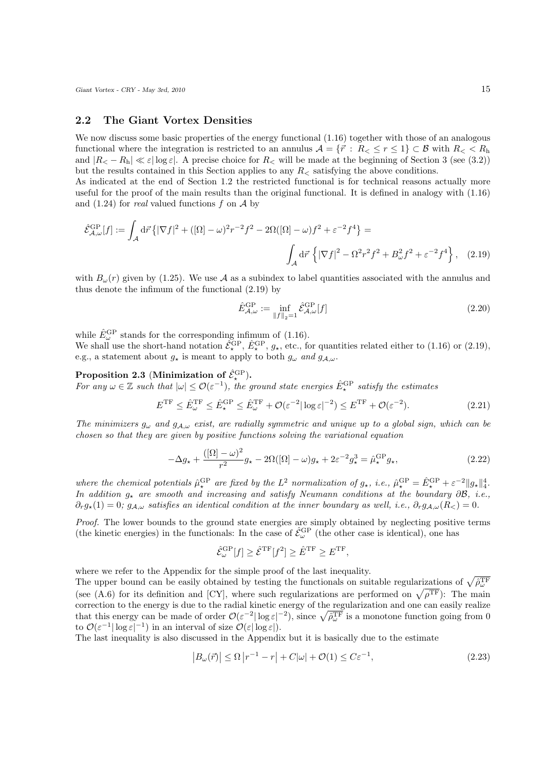## 2.2 The Giant Vortex Densities

We now discuss some basic properties of the energy functional (1.16) together with those of an analogous functional where the integration is restricted to an annulus $\mathcal{A} = \{\vec{r} \, : \, R_< \leq r \leq 1\} \subset \mathcal{B}$ with $R_< < R_{\mathrm{h}}$ and $|R_< - R_{\mathrm{h}}| \ll \varepsilon |\log \varepsilon|$. A precise choice for $R_<$ will be made at the beginning of Section 3 (see (3.2)) but the results contained in this Section applies to any $R_<$ satisfying the above conditions.
As indicated at the end of Section 1.2 the restricted functional is for technical reasons actually more useful for the proof of the main results than the original functional. It is defined in analogy with (1.16) and (1.24) for *real* valued functions $f$ on $\mathcal{A}$ by

$$
\hat{\mathcal{E}}^{\mathrm{GP}}_{\mathcal{A},\omega}[f] := \int_{\mathcal{A}} \mathrm{d}\vec{r} \left\{ |\nabla f|^2 + ([\Omega] - \omega)^2 r^{-2} f^2 - 2\Omega([\Omega]-\omega) f^2 + \varepsilon^{-2} f^4 \right\} = \int_{\mathcal{A}} \mathrm{d}\vec{r} \left\{ \left|\nabla f\right|^2 - \Omega^2 r^2 f^2 + B_\omega^2 f^2 + \varepsilon^{-2} f^4 \right\}, \quad (2.19)
$$

with $B_\omega(r)$ given by (1.25). We use $\mathcal{A}$ as a subindex to label quantities associated with the annulus and thus denote the infimum of the functional (2.19) by

$$
\hat{E}^{\mathrm{GP}}_{\mathcal{A},\omega} := \inf_{\|f\|_2 = 1} \hat{\mathcal{E}}^{\mathrm{GP}}_{\mathcal{A},\omega}[f] \quad (2.20)
$$

while $\hat{E}^{\mathrm{GP}}_{\omega}$ stands for the corresponding infimum of (1.16).
We shall use the short-hand notation $\hat{\mathcal{E}}^{\mathrm{GP}}_{\star}$, $\hat{E}^{\mathrm{GP}}_{\star}$, $g_\star$, etc., for quantities related either to (1.16) or (2.19), e.g., a statement about $g_\star$ is meant to apply to both $g_\omega$ *and* $g_{\mathcal{A},\omega}$.

**Proposition 2.3 (Minimization of $\hat{\mathcal{E}}^{\mathrm{GP}}_{\star}$).**
*For any $\omega \in \mathbb{Z}$ such that $|\omega| \leq \mathcal{O}(\varepsilon^{-1})$, the ground state energies $\hat{E}^{\mathrm{GP}}_{\star}$ satisfy the estimates*

$$
E^{\mathrm{TF}} \leq \hat{E}^{\mathrm{TF}}_{\omega} \leq \hat{E}^{\mathrm{GP}}_{\star} \leq \hat{E}^{\mathrm{TF}}_{\omega} + \mathcal{O}(\varepsilon^{-2}|\log\varepsilon|^{-2}) \leq E^{\mathrm{TF}} + \mathcal{O}(\varepsilon^{-2}). \quad (2.21)
$$

*The minimizers $g_\omega$ and $g_{\mathcal{A},\omega}$ exist, are radially symmetric and unique up to a global sign, which can be chosen so that they are given by positive functions solving the variational equation*

$$
-\Delta g_\star + \frac{([\Omega]-\omega)^2}{r^2} g_\star - 2\Omega([\Omega]-\omega) g_\star + 2\varepsilon^{-2} g_\star^3 = \hat{\mu}^{\mathrm{GP}}_{\star} g_\star, \quad (2.22)
$$

*where the chemical potentials $\hat{\mu}^{\mathrm{GP}}_{\star}$ are fixed by the $L^2$ normalization of $g_\star$, i.e., $\hat{\mu}^{\mathrm{GP}}_{\star} = \hat{E}^{\mathrm{GP}}_{\star} + \varepsilon^{-2}\|g_\star\|_4^4$. In addition $g_\star$ are smooth and increasing and satisfy Neumann conditions at the boundary $\partial\mathcal{B}$, i.e., $\partial_r g_\star(1) = 0$; $g_{\mathcal{A},\omega}$ satisfies an identical condition at the inner boundary as well, i.e., $\partial_r g_{\mathcal{A},\omega}(R_<) = 0$.*

*Proof.* The lower bounds to the ground state energies are simply obtained by neglecting positive terms (the kinetic energies) in the functionals: In the case of $\hat{\mathcal{E}}^{\mathrm{GP}}_{\omega}$ (the other case is identical), one has

$$
\hat{\mathcal{E}}^{\mathrm{GP}}_{\omega}[f] \geq \hat{\mathcal{E}}^{\mathrm{TF}}[f^2] \geq \hat{E}^{\mathrm{TF}} \geq E^{\mathrm{TF}},
$$

where we refer to the Appendix for the simple proof of the last inequality.
The upper bound can be easily obtained by testing the functionals on suitable regularizations of $\sqrt{\hat{\rho}^{\mathrm{TF}}_{\omega}}$ (see (A.6) for its definition and [CY], where such regularizations are performed on $\sqrt{\rho^{\mathrm{TF}}}$): The main correction to the energy is due to the radial kinetic energy of the regularization and one can easily realize that this energy can be made of order $\mathcal{O}(\varepsilon^{-2}|\log\varepsilon|^{-2})$, since $\sqrt{\hat{\rho}^{\mathrm{TF}}_{\omega}}$ is a monotone function going from 0 to $\mathcal{O}(\varepsilon^{-1}|\log\varepsilon|^{-1})$ in an interval of size $\mathcal{O}(\varepsilon|\log\varepsilon|)$.
The last inequality is also discussed in the Appendix but it is basically due to the estimate

$$
\left|B_\omega(\vec{r})\right| \leq \Omega \left|r^{-1} - r\right| + C|\omega| + \mathcal{O}(1) \leq C\varepsilon^{-1}, \quad (2.23)
$$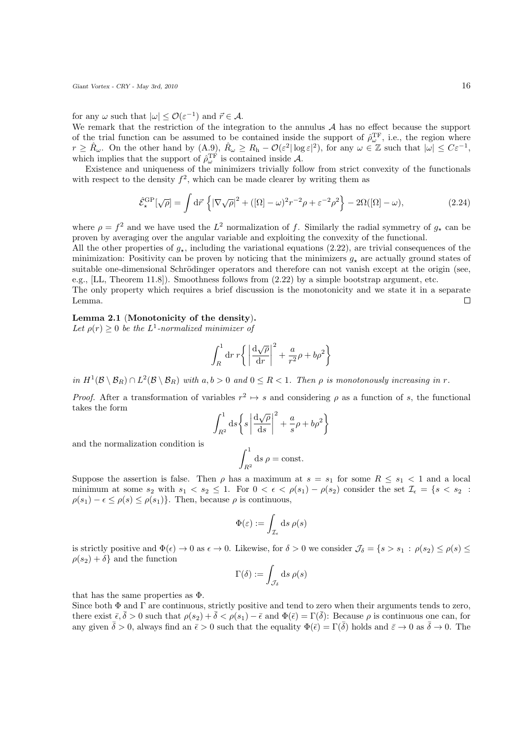for any $\omega$ such that $|\omega| \leq \mathcal{O}(\varepsilon^{-1})$ and $\vec{r} \in \mathcal{A}$.

We remark that the restriction of the integration to the annulus $\mathcal{A}$ has no effect because the support of the trial function can be assumed to be contained inside the support of $\hat{\rho}^{\mathrm{TF}}_{\omega}$, i.e., the region where $r \geq \hat{R}_{\omega}$. On the other hand by (A.9), $\hat{R}_{\omega} \geq R_{\mathrm{h}} - \mathcal{O}(\varepsilon^2 |\log \varepsilon|^2)$, for any $\omega \in \mathbb{Z}$ such that $|\omega| \leq C\varepsilon^{-1}$, which implies that the support of $\hat{\rho}^{\mathrm{TF}}_{\omega}$ is contained inside $\mathcal{A}$.

Existence and uniqueness of the minimizers trivially follow from strict convexity of the functionals with respect to the density $f^2$, which can be made clearer by writing them as

$$\hat{\mathcal{E}}^{\mathrm{GP}}_{\star}[\sqrt{\rho}] = \int \mathrm{d}\vec{r} \, \left\{ \left| \nabla \sqrt{\rho} \right|^2 + ([\Omega] - \omega)^2 r^{-2} \rho + \varepsilon^{-2} \rho^2 \right\} - 2\Omega([\Omega] - \omega), \tag{2.24}$$

where $\rho = f^2$ and we have used the $L^2$ normalization of $f$. Similarly the radial symmetry of $g_{\star}$ can be proven by averaging over the angular variable and exploiting the convexity of the functional.

All the other properties of $g_{\star}$, including the variational equations (2.22), are trivial consequences of the minimization: Positivity can be proven by noticing that the minimizers $g_{\star}$ are actually ground states of suitable one-dimensional Schrödinger operators and therefore can not vanish except at the origin (see, e.g., [LL, Theorem 11.8]). Smoothness follows from (2.22) by a simple bootstrap argument, etc.

The only property which requires a brief discussion is the monotonicity and we state it in a separate Lemma. $\square$

**Lemma 2.1** (**Monotonicity of the density**).
*Let $\rho(r) \geq 0$ be the $L^1$-normalized minimizer of*

$$\int_R^1 \mathrm{d}r \, r \left\{ \left| \frac{\mathrm{d}\sqrt{\rho}}{\mathrm{d}r} \right|^2 + \frac{a}{r^2}\rho + b\rho^2 \right\}$$

*in $H^1(\mathcal{B} \setminus \mathcal{B}_R) \cap L^2(\mathcal{B} \setminus \mathcal{B}_R)$ with $a, b > 0$ and $0 \leq R < 1$. Then $\rho$ is monotonously increasing in $r$.*

*Proof.* After a transformation of variables $r^2 \mapsto s$ and considering $\rho$ as a function of $s$, the functional takes the form

$$\int_{R^2}^1 \mathrm{d}s \left\{ s \left| \frac{\mathrm{d}\sqrt{\rho}}{\mathrm{d}s} \right|^2 + \frac{a}{s}\rho + b\rho^2 \right\}$$

and the normalization condition is

$$\int_{R^2}^1 \mathrm{d}s \, \rho = \mathrm{const.}$$

Suppose the assertion is false. Then $\rho$ has a maximum at $s = s_1$ for some $R \leq s_1 < 1$ and a local minimum at some $s_2$ with $s_1 < s_2 \leq 1$. For $0 < \epsilon < \rho(s_1) - \rho(s_2)$ consider the set $\mathcal{I}_{\epsilon} = \{s < s_2 : \rho(s_1) - \epsilon \leq \rho(s) \leq \rho(s_1)\}$. Then, because $\rho$ is continuous,

$$\Phi(\varepsilon) := \int_{\mathcal{I}_{\epsilon}} \mathrm{d}s \, \rho(s)$$

is strictly positive and $\Phi(\epsilon) \to 0$ as $\epsilon \to 0$. Likewise, for $\delta > 0$ we consider $\mathcal{J}_{\delta} = \{s > s_1 : \rho(s_2) \leq \rho(s) \leq \rho(s_2) + \delta\}$ and the function

$$\Gamma(\delta) := \int_{\mathcal{J}_{\delta}} \mathrm{d}s \, \rho(s)$$

that has the same properties as $\Phi$.

Since both $\Phi$ and $\Gamma$ are continuous, strictly positive and tend to zero when their arguments tends to zero, there exist $\bar{\epsilon}, \bar{\delta} > 0$ such that $\rho(s_2) + \bar{\delta} < \rho(s_1) - \bar{\epsilon}$ and $\Phi(\bar{\epsilon}) = \Gamma(\bar{\delta})$: Because $\rho$ is continuous one can, for any given $\bar{\delta} > 0$, always find an $\bar{\epsilon} > 0$ such that the equality $\Phi(\bar{\epsilon}) = \Gamma(\bar{\delta})$ holds and $\bar{\varepsilon} \to 0$ as $\bar{\delta} \to 0$. The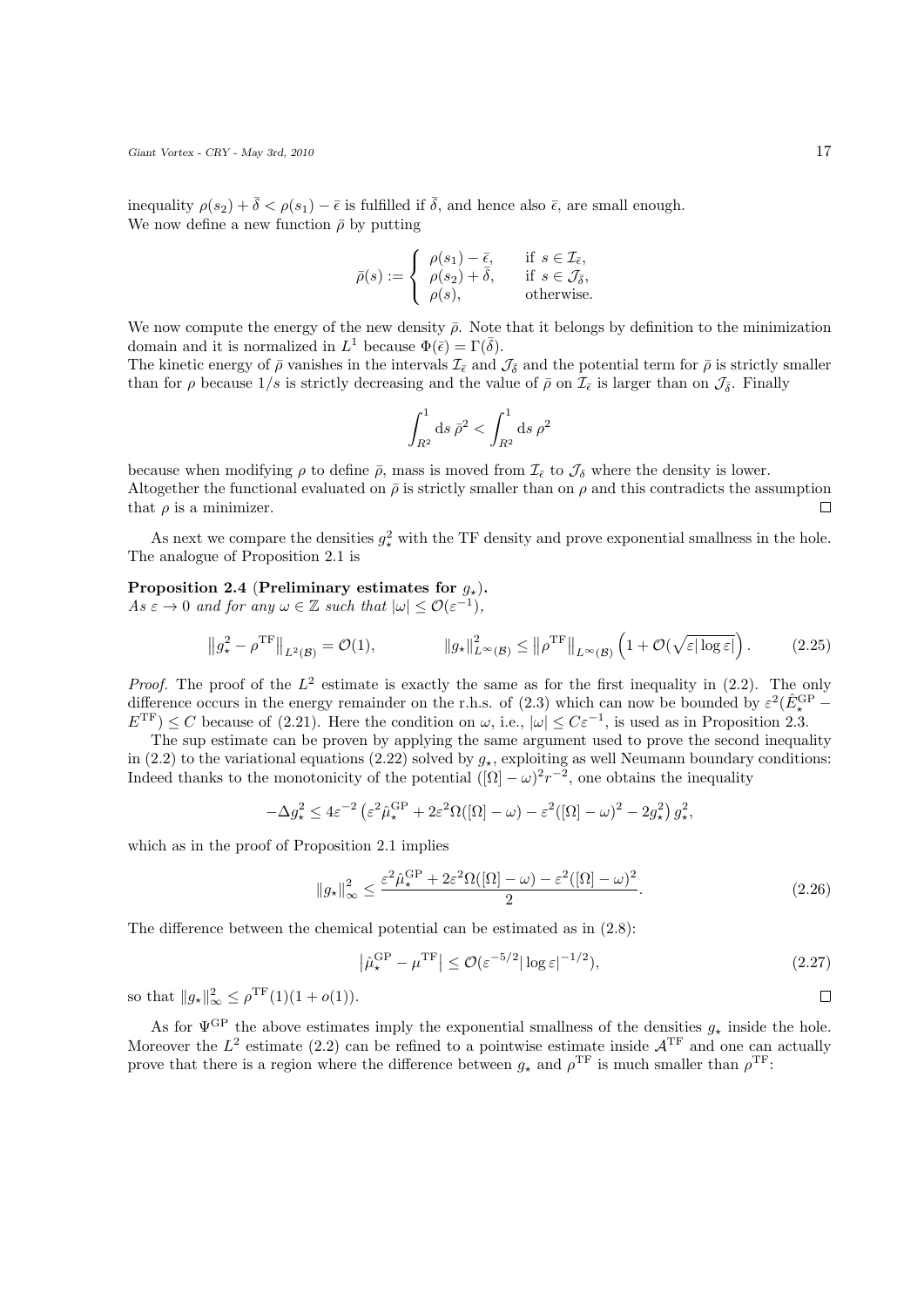inequality $\rho(s_2) + \bar{\delta} < \rho(s_1) - \bar{\epsilon}$ is fulfilled if $\bar{\delta}$, and hence also $\bar{\epsilon}$, are small enough.
We now define a new function $\bar{\rho}$ by putting

$$\bar{\rho}(s) := \begin{cases} \rho(s_1) - \bar{\epsilon}, & \text{if } s \in \mathcal{I}_{\bar{\epsilon}}, \\ \rho(s_2) + \bar{\delta}, & \text{if } s \in \mathcal{J}_{\bar{\delta}}, \\ \rho(s), & \text{otherwise.} \end{cases}$$

We now compute the energy of the new density $\bar{\rho}$. Note that it belongs by definition to the minimization domain and it is normalized in $L^1$ because $\Phi(\bar{\epsilon}) = \Gamma(\bar{\delta})$.
The kinetic energy of $\bar{\rho}$ vanishes in the intervals $\mathcal{I}_{\bar{\epsilon}}$ and $\mathcal{J}_{\bar{\delta}}$ and the potential term for $\bar{\rho}$ is strictly smaller than for $\rho$ because $1/s$ is strictly decreasing and the value of $\bar{\rho}$ on $\mathcal{I}_{\bar{\epsilon}}$ is larger than on $\mathcal{J}_{\bar{\delta}}$. Finally

$$\int_{R^2}^{1} \mathrm{d}s\, \bar{\rho}^2 < \int_{R^2}^{1} \mathrm{d}s\, \rho^2$$

because when modifying $\rho$ to define $\bar{\rho}$, mass is moved from $\mathcal{I}_{\bar{\epsilon}}$ to $\mathcal{J}_{\delta}$ where the density is lower.
Altogether the functional evaluated on $\bar{\rho}$ is strictly smaller than on $\rho$ and this contradicts the assumption that $\rho$ is a minimizer. □

As next we compare the densities $g_\star^2$ with the TF density and prove exponential smallness in the hole. The analogue of Proposition 2.1 is

**Proposition 2.4 (Preliminary estimates for $g_\star$).**
*As $\varepsilon \to 0$ and for any $\omega \in \mathbb{Z}$ such that $|\omega| \leq \mathcal{O}(\varepsilon^{-1})$,*

$$\left\| g_\star^2 - \rho^{\mathrm{TF}} \right\|_{L^2(\mathcal{B})} = \mathcal{O}(1), \qquad \|g_\star\|^2_{L^\infty(\mathcal{B})} \leq \left\|\rho^{\mathrm{TF}}\right\|_{L^\infty(\mathcal{B})} \left(1 + \mathcal{O}(\sqrt{\varepsilon|\log\varepsilon|}\right). \tag{2.25}$$

*Proof.* The proof of the $L^2$ estimate is exactly the same as for the first inequality in (2.2). The only difference occurs in the energy remainder on the r.h.s. of (2.3) which can now be bounded by $\varepsilon^2(\hat{E}_\star^{\mathrm{GP}} - E^{\mathrm{TF}}) \leq C$ because of (2.21). Here the condition on $\omega$, i.e., $|\omega| \leq C\varepsilon^{-1}$, is used as in Proposition 2.3.

The sup estimate can be proven by applying the same argument used to prove the second inequality in (2.2) to the variational equations (2.22) solved by $g_\star$, exploiting as well Neumann boundary conditions: Indeed thanks to the monotonicity of the potential $([\Omega] - \omega)^2 r^{-2}$, one obtains the inequality

$$-\Delta g_\star^2 \leq 4\varepsilon^{-2}\left(\varepsilon^2 \hat{\mu}_\star^{\mathrm{GP}} + 2\varepsilon^2\Omega([\Omega]-\omega) - \varepsilon^2([\Omega]-\omega)^2 - 2g_\star^2\right) g_\star^2,$$

which as in the proof of Proposition 2.1 implies

$$\|g_\star\|^2_\infty \leq \frac{\varepsilon^2 \hat{\mu}_\star^{\mathrm{GP}} + 2\varepsilon^2\Omega([\Omega]-\omega) - \varepsilon^2([\Omega]-\omega)^2}{2}. \tag{2.26}$$

The difference between the chemical potential can be estimated as in (2.8):

$$\left|\hat{\mu}_\star^{\mathrm{GP}} - \mu^{\mathrm{TF}}\right| \leq \mathcal{O}(\varepsilon^{-5/2}|\log\varepsilon|^{-1/2}), \tag{2.27}$$

so that $\|g_\star\|^2_\infty \leq \rho^{\mathrm{TF}}(1)(1 + o(1))$. □

As for $\Psi^{\mathrm{GP}}$ the above estimates imply the exponential smallness of the densities $g_\star$ inside the hole. Moreover the $L^2$ estimate (2.2) can be refined to a pointwise estimate inside $\mathcal{A}^{\mathrm{TF}}$ and one can actually prove that there is a region where the difference between $g_\star$ and $\rho^{\mathrm{TF}}$ is much smaller than $\rho^{\mathrm{TF}}$: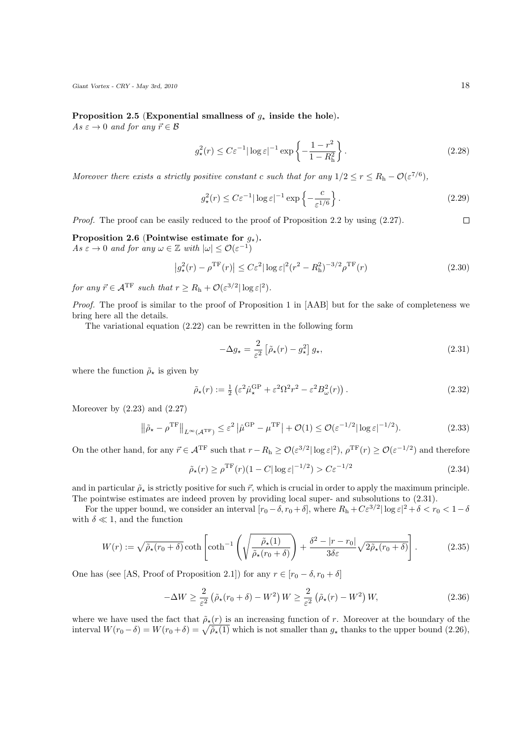**Proposition 2.5** (**Exponential smallness of $g_\star$ inside the hole**).
*As $\varepsilon \to 0$ and for any $\vec{r} \in \mathcal{B}$*

$$
g_\star^2(r) \leq C\varepsilon^{-1} |\log \varepsilon|^{-1} \exp\left\{ -\frac{1-r^2}{1-R_{\mathrm{h}}^2} \right\}. \tag{2.28}
$$

*Moreover there exists a strictly positive constant $c$ such that for any $1/2 \leq r \leq R_{\mathrm{h}} - \mathcal{O}(\varepsilon^{7/6})$,*

$$
g_\star^2(r) \leq C\varepsilon^{-1} |\log \varepsilon|^{-1} \exp\left\{ -\frac{c}{\varepsilon^{1/6}} \right\}. \tag{2.29}
$$

*Proof.* The proof can be easily reduced to the proof of Proposition 2.2 by using (2.27). $\square$

**Proposition 2.6** (**Pointwise estimate for $g_\star$**).
*As $\varepsilon \to 0$ and for any $\omega \in \mathbb{Z}$ with $|\omega| \leq \mathcal{O}(\varepsilon^{-1})$*

$$
\left| g_\star^2(r) - \rho^{\mathrm{TF}}(r) \right| \leq C\varepsilon^2 |\log \varepsilon|^2 (r^2 - R_{\mathrm{h}}^2)^{-3/2} \rho^{\mathrm{TF}}(r) \tag{2.30}
$$

*for any $\vec{r} \in \mathcal{A}^{\mathrm{TF}}$ such that $r \geq R_{\mathrm{h}} + \mathcal{O}(\varepsilon^{3/2}|\log \varepsilon|^2)$.*

*Proof.* The proof is similar to the proof of Proposition 1 in [AAB] but for the sake of completeness we bring here all the details.

The variational equation (2.22) can be rewritten in the following form

$$
-\Delta g_\star = \frac{2}{\varepsilon^2} \left[ \tilde{\rho}_\star(r) - g_\star^2 \right] g_\star, \tag{2.31}
$$

where the function $\tilde{\rho}_\star$ is given by

$$
\tilde{\rho}_\star(r) := \tfrac{1}{2} \left( \varepsilon^2 \hat{\mu}_\star^{\mathrm{GP}} + \varepsilon^2 \Omega^2 r^2 - \varepsilon^2 B_\omega^2(r) \right). \tag{2.32}
$$

Moreover by (2.23) and (2.27)

$$
\left\| \tilde{\rho}_\star - \rho^{\mathrm{TF}} \right\|_{L^\infty(\mathcal{A}^{\mathrm{TF}})} \leq \varepsilon^2 \left| \hat{\mu}^{\mathrm{GP}} - \mu^{\mathrm{TF}} \right| + \mathcal{O}(1) \leq \mathcal{O}(\varepsilon^{-1/2} |\log \varepsilon|^{-1/2}). \tag{2.33}
$$

On the other hand, for any $\vec{r} \in \mathcal{A}^{\mathrm{TF}}$ such that $r - R_{\mathrm{h}} \geq \mathcal{O}(\varepsilon^{3/2}|\log \varepsilon|^2)$, $\rho^{\mathrm{TF}}(r) \geq \mathcal{O}(\varepsilon^{-1/2})$ and therefore

$$
\tilde{\rho}_\star(r) \geq \rho^{\mathrm{TF}}(r)(1 - C|\log \varepsilon|^{-1/2}) > C\varepsilon^{-1/2} \tag{2.34}
$$

and in particular $\tilde{\rho}_\star$ is strictly positive for such $\vec{r}$, which is crucial in order to apply the maximum principle. The pointwise estimates are indeed proven by providing local super- and subsolutions to (2.31).

For the upper bound, we consider an interval $[r_0 - \delta, r_0 + \delta]$, where $R_{\mathrm{h}} + C\varepsilon^{3/2}|\log \varepsilon|^2 + \delta < r_0 < 1 - \delta$ with $\delta \ll 1$, and the function

$$
W(r) := \sqrt{\tilde{\rho}_\star(r_0 + \delta)} \coth \left[ \coth^{-1} \left( \sqrt{\frac{\tilde{\rho}_\star(1)}{\tilde{\rho}_\star(r_0 + \delta)}} \right) + \frac{\delta^2 - |r - r_0|}{3\delta\varepsilon} \sqrt{2\tilde{\rho}_\star(r_0 + \delta)} \right]. \tag{2.35}
$$

One has (see [AS, Proof of Proposition 2.1]) for any $r \in [r_0 - \delta, r_0 + \delta]$

$$
-\Delta W \geq \frac{2}{\varepsilon^2} \left( \tilde{\rho}_\star(r_0 + \delta) - W^2 \right) W \geq \frac{2}{\varepsilon^2} \left( \tilde{\rho}_\star(r) - W^2 \right) W, \tag{2.36}
$$

where we have used the fact that $\tilde{\rho}_\star(r)$ is an increasing function of $r$. Moreover at the boundary of the interval $W(r_0 - \delta) = W(r_0 + \delta) = \sqrt{\tilde{\rho}_\star(1)}$ which is not smaller than $g_\star$ thanks to the upper bound (2.26),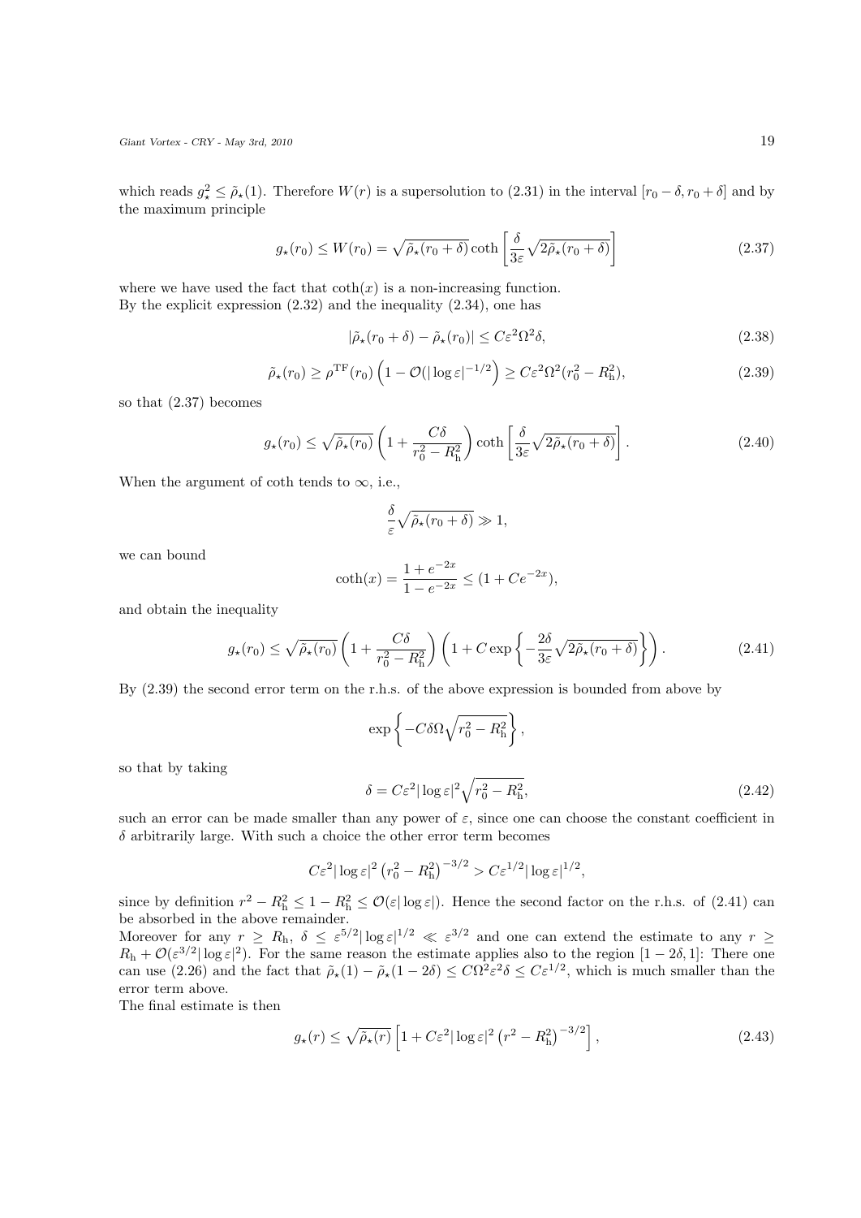which reads $g_\star^2 \leq \tilde{\rho}_\star(1)$. Therefore $W(r)$ is a supersolution to (2.31) in the interval $[r_0 - \delta, r_0 + \delta]$ and by the maximum principle

$$g_\star(r_0) \leq W(r_0) = \sqrt{\tilde{\rho}_\star(r_0 + \delta)} \coth \left[ \frac{\delta}{3\varepsilon} \sqrt{2 \tilde{\rho}_\star(r_0 + \delta)} \right] \tag{2.37}$$

where we have used the fact that $\coth(x)$ is a non-increasing function.
By the explicit expression (2.32) and the inequality (2.34), one has

$$|\tilde{\rho}_\star(r_0 + \delta) - \tilde{\rho}_\star(r_0)| \leq C\varepsilon^2 \Omega^2 \delta, \tag{2.38}$$

$$\tilde{\rho}_\star(r_0) \geq \rho^{\mathrm{TF}}(r_0) \left( 1 - \mathcal{O}(|\log \varepsilon|^{-1/2} \right) \geq C\varepsilon^2 \Omega^2 (r_0^2 - R_{\mathrm{h}}^2), \tag{2.39}$$

so that (2.37) becomes

$$g_\star(r_0) \leq \sqrt{\tilde{\rho}_\star(r_0)} \left( 1 + \frac{C\delta}{r_0^2 - R_{\mathrm{h}}^2} \right) \coth \left[ \frac{\delta}{3\varepsilon} \sqrt{2 \tilde{\rho}_\star(r_0 + \delta)} \right]. \tag{2.40}$$

When the argument of coth tends to $\infty$, i.e.,

$$\frac{\delta}{\varepsilon} \sqrt{\tilde{\rho}_\star(r_0 + \delta)} \gg 1,$$

we can bound

$$\coth(x) = \frac{1 + e^{-2x}}{1 - e^{-2x}} \leq (1 + Ce^{-2x}),$$

and obtain the inequality

$$g_\star(r_0) \leq \sqrt{\tilde{\rho}_\star(r_0)} \left( 1 + \frac{C\delta}{r_0^2 - R_{\mathrm{h}}^2} \right) \left( 1 + C \exp \left\{ -\frac{2\delta}{3\varepsilon} \sqrt{2 \tilde{\rho}_\star(r_0 + \delta)} \right\} \right). \tag{2.41}$$

By (2.39) the second error term on the r.h.s. of the above expression is bounded from above by

$$\exp \left\{ -C\delta\Omega \sqrt{r_0^2 - R_{\mathrm{h}}^2} \right\},$$

so that by taking

$$\delta = C\varepsilon^2 |\log \varepsilon|^2 \sqrt{r_0^2 - R_{\mathrm{h}}^2}, \tag{2.42}$$

such an error can be made smaller than any power of $\varepsilon$, since one can choose the constant coefficient in $\delta$ arbitrarily large. With such a choice the other error term becomes

$$C\varepsilon^2 |\log \varepsilon|^2 \left( r_0^2 - R_{\mathrm{h}}^2 \right)^{-3/2} > C\varepsilon^{1/2} |\log \varepsilon|^{1/2},$$

since by definition $r^2 - R_{\mathrm{h}}^2 \leq 1 - R_{\mathrm{h}}^2 \leq \mathcal{O}(\varepsilon |\log \varepsilon|)$. Hence the second factor on the r.h.s. of (2.41) can be absorbed in the above remainder.
Moreover for any $r \geq R_{\mathrm{h}}$, $\delta \leq \varepsilon^{5/2} |\log \varepsilon|^{1/2} \ll \varepsilon^{3/2}$ and one can extend the estimate to any $r \geq R_{\mathrm{h}} + \mathcal{O}(\varepsilon^{3/2} |\log \varepsilon|^2)$. For the same reason the estimate applies also to the region $[1 - 2\delta, 1]$: There one can use (2.26) and the fact that $\tilde{\rho}_\star(1) - \tilde{\rho}_\star(1 - 2\delta) \leq C\Omega^2 \varepsilon^2 \delta \leq C\varepsilon^{1/2}$, which is much smaller than the error term above.
The final estimate is then

$$g_\star(r) \leq \sqrt{\tilde{\rho}_\star(r)} \left[ 1 + C\varepsilon^2 |\log \varepsilon|^2 \left( r^2 - R_{\mathrm{h}}^2 \right)^{-3/2} \right], \tag{2.43}$$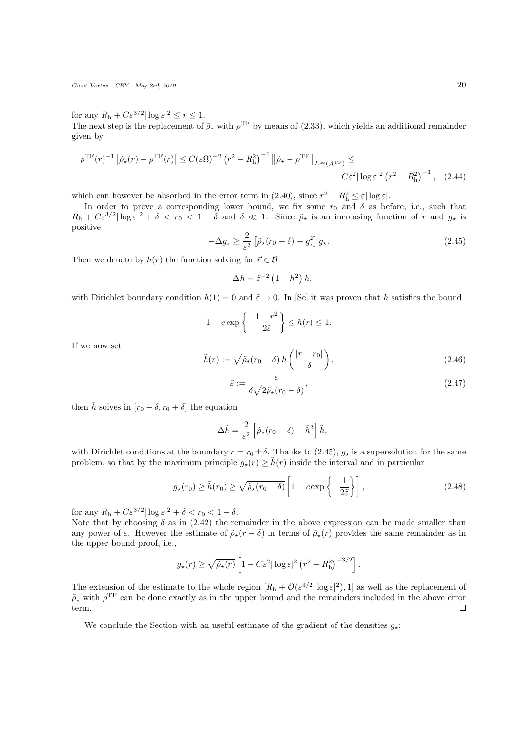for any $R_{\mathrm{h}} + C\varepsilon^{3/2}|\log\varepsilon|^2 \leq r \leq 1$.

The next step is the replacement of $\tilde{\rho}_\star$ with $\rho^{\mathrm{TF}}$ by means of (2.33), which yields an additional remainder given by

$$\rho^{\mathrm{TF}}(r)^{-1}\left|\tilde{\rho}_\star(r) - \rho^{\mathrm{TF}}(r)\right| \leq C(\varepsilon\Omega)^{-2}\left(r^2 - R_{\mathrm{h}}^2\right)^{-1}\left\|\tilde{\rho}_\star - \rho^{\mathrm{TF}}\right\|_{L^\infty(\mathcal{A}^{\mathrm{TF}})} \leq C\varepsilon^2|\log\varepsilon|^2\left(r^2 - R_{\mathrm{h}}^2\right)^{-1}, \quad (2.44)$$

which can however be absorbed in the error term in (2.40), since $r^2 - R_{\mathrm{h}}^2 \leq \varepsilon|\log\varepsilon|$.

In order to prove a corresponding lower bound, we fix some $r_0$ and $\delta$ as before, i.e., such that $R_{\mathrm{h}} + C\varepsilon^{3/2}|\log\varepsilon|^2 + \delta < r_0 < 1 - \delta$ and $\delta \ll 1$. Since $\tilde{\rho}_\star$ is an increasing function of $r$ and $g_\star$ is positive

$$-\Delta g_\star \geq \frac{2}{\varepsilon^2}\left[\tilde{\rho}_\star(r_0 - \delta) - g_\star^2\right] g_\star. \quad (2.45)$$

Then we denote by $h(r)$ the function solving for $\vec{r} \in \mathcal{B}$

$$-\Delta h = \tilde{\varepsilon}^{-2}\left(1 - h^2\right) h,$$

with Dirichlet boundary condition $h(1) = 0$ and $\tilde{\varepsilon} \to 0$. In [Se] it was proven that $h$ satisfies the bound

$$1 - c\exp\left\{-\frac{1 - r^2}{2\tilde{\varepsilon}}\right\} \leq h(r) \leq 1.$$

If we now set

$$\tilde{h}(r) := \sqrt{\tilde{\rho}_\star(r_0 - \delta)}\, h\left(\frac{|r - r_0|}{\delta}\right), \quad (2.46)$$

$$\tilde{\varepsilon} := \frac{\varepsilon}{\delta\sqrt{2\tilde{\rho}_\star(r_0 - \delta)}}, \quad (2.47)$$

then $\tilde{h}$ solves in $[r_0 - \delta, r_0 + \delta]$ the equation

$$-\Delta\tilde{h} = \frac{2}{\varepsilon^2}\left[\tilde{\rho}_\star(r_0 - \delta) - \tilde{h}^2\right]\tilde{h},$$

with Dirichlet conditions at the boundary $r = r_0 \pm \delta$. Thanks to (2.45), $g_\star$ is a supersolution for the same problem, so that by the maximum principle $g_\star(r) \geq \tilde{h}(r)$ inside the interval and in particular

$$g_\star(r_0) \geq \tilde{h}(r_0) \geq \sqrt{\tilde{\rho}_\star(r_0 - \delta)}\left[1 - c\exp\left\{-\frac{1}{2\tilde{\varepsilon}}\right\}\right], \quad (2.48)$$

for any $R_{\mathrm{h}} + C\varepsilon^{3/2}|\log\varepsilon|^2 + \delta < r_0 < 1 - \delta$.

Note that by choosing $\delta$ as in (2.42) the remainder in the above expression can be made smaller than any power of $\varepsilon$. However the estimate of $\tilde{\rho}_\star(r - \delta)$ in terms of $\tilde{\rho}_\star(r)$ provides the same remainder as in the upper bound proof, i.e.,

$$g_\star(r) \geq \sqrt{\tilde{\rho}_\star(r)}\left[1 - C\varepsilon^2|\log\varepsilon|^2\left(r^2 - R_{\mathrm{h}}^2\right)^{-3/2}\right].$$

The extension of the estimate to the whole region $[R_{\mathrm{h}} + \mathcal{O}(\varepsilon^{3/2}|\log\varepsilon|^2), 1]$ as well as the replacement of $\tilde{\rho}_\star$ with $\rho^{\mathrm{TF}}$ can be done exactly as in the upper bound and the remainders included in the above error term. □

We conclude the Section with an useful estimate of the gradient of the densities $g_\star$: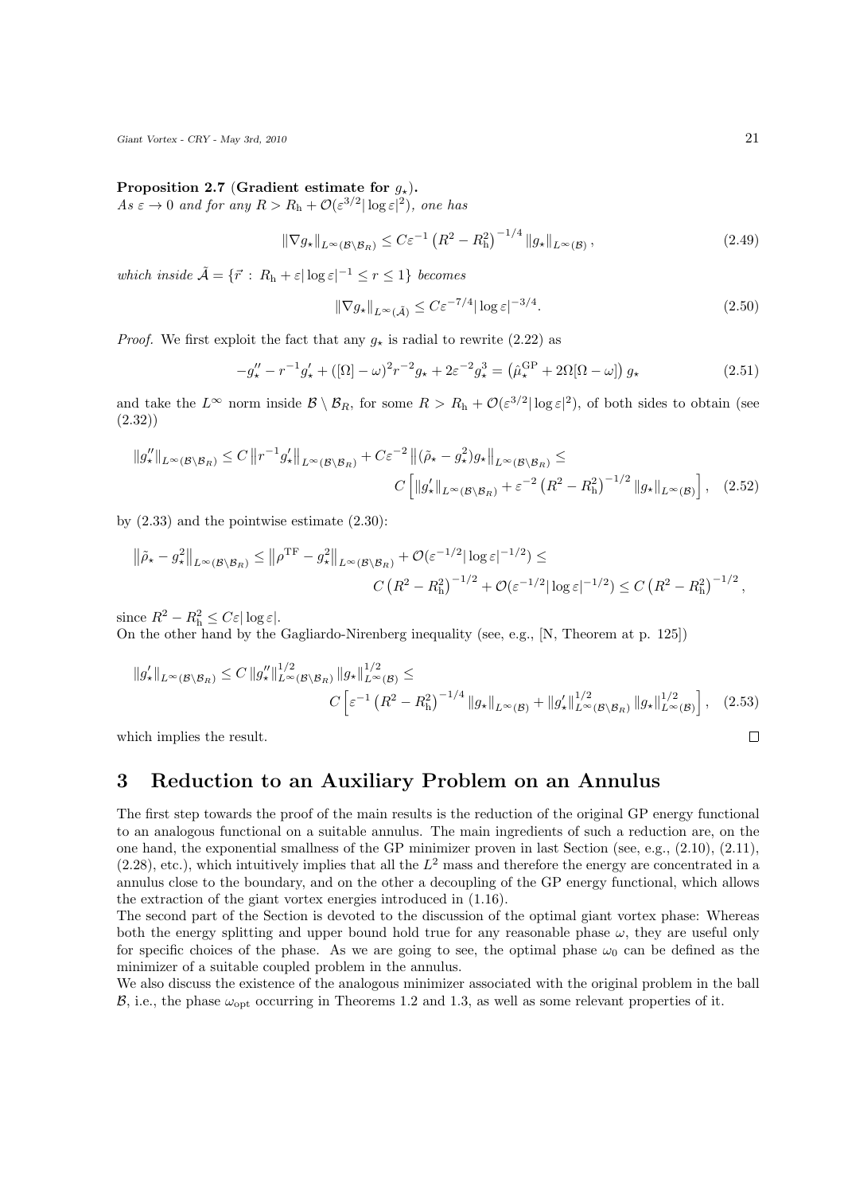**Proposition 2.7 (Gradient estimate for $g_\star$).**
*As $\varepsilon \to 0$ and for any $R > R_{\mathrm{h}} + \mathcal{O}(\varepsilon^{3/2}|\log\varepsilon|^2)$, one has*

$$\|\nabla g_\star\|_{L^\infty(\mathcal{B}\setminus\mathcal{B}_R)} \leq C\varepsilon^{-1}\left(R^2 - R_{\mathrm{h}}^2\right)^{-1/4}\|g_\star\|_{L^\infty(\mathcal{B})}, \tag{2.49}$$

*which inside $\tilde{\mathcal{A}} = \{\vec{r} \,:\, R_{\mathrm{h}} + \varepsilon|\log\varepsilon|^{-1} \leq r \leq 1\}$ becomes*

$$\|\nabla g_\star\|_{L^\infty(\tilde{\mathcal{A}})} \leq C\varepsilon^{-7/4}|\log\varepsilon|^{-3/4}. \tag{2.50}$$

*Proof.* We first exploit the fact that any $g_\star$ is radial to rewrite (2.22) as

$$-g_\star'' - r^{-1}g_\star' + ([\Omega] - \omega)^2 r^{-2} g_\star + 2\varepsilon^{-2} g_\star^3 = \left(\hat{\mu}_\star^{\mathrm{GP}} + 2\Omega[\Omega - \omega]\right) g_\star \tag{2.51}$$

and take the $L^\infty$ norm inside $\mathcal{B}\setminus\mathcal{B}_R$, for some $R > R_{\mathrm{h}} + \mathcal{O}(\varepsilon^{3/2}|\log\varepsilon|^2)$, of both sides to obtain (see (2.32))

$$\|g_\star''\|_{L^\infty(\mathcal{B}\setminus\mathcal{B}_R)} \leq C\left\|r^{-1}g_\star'\right\|_{L^\infty(\mathcal{B}\setminus\mathcal{B}_R)} + C\varepsilon^{-2}\left\|(\tilde{\rho}_\star - g_\star^2)g_\star\right\|_{L^\infty(\mathcal{B}\setminus\mathcal{B}_R)} \leq$$
$$C\left[\|g_\star'\|_{L^\infty(\mathcal{B}\setminus\mathcal{B}_R)} + \varepsilon^{-2}\left(R^2 - R_{\mathrm{h}}^2\right)^{-1/2}\|g_\star\|_{L^\infty(\mathcal{B})}\right], \tag{2.52}$$

by (2.33) and the pointwise estimate (2.30):

$$\left\|\tilde{\rho}_\star - g_\star^2\right\|_{L^\infty(\mathcal{B}\setminus\mathcal{B}_R)} \leq \left\|\rho^{\mathrm{TF}} - g_\star^2\right\|_{L^\infty(\mathcal{B}\setminus\mathcal{B}_R)} + \mathcal{O}(\varepsilon^{-1/2}|\log\varepsilon|^{-1/2}) \leq$$
$$C\left(R^2 - R_{\mathrm{h}}^2\right)^{-1/2} + \mathcal{O}(\varepsilon^{-1/2}|\log\varepsilon|^{-1/2}) \leq C\left(R^2 - R_{\mathrm{h}}^2\right)^{-1/2},$$

since $R^2 - R_{\mathrm{h}}^2 \leq C\varepsilon|\log\varepsilon|$.
On the other hand by the Gagliardo-Nirenberg inequality (see, e.g., [N, Theorem at p. 125])

$$\|g_\star'\|_{L^\infty(\mathcal{B}\setminus\mathcal{B}_R)} \leq C\,\|g_\star''\|^{1/2}_{L^\infty(\mathcal{B}\setminus\mathcal{B}_R)}\|g_\star\|^{1/2}_{L^\infty(\mathcal{B})} \leq$$
$$C\left[\varepsilon^{-1}\left(R^2 - R_{\mathrm{h}}^2\right)^{-1/4}\|g_\star\|_{L^\infty(\mathcal{B})} + \|g_\star'\|^{1/2}_{L^\infty(\mathcal{B}\setminus\mathcal{B}_R)}\|g_\star\|^{1/2}_{L^\infty(\mathcal{B})}\right], \tag{2.53}$$

which implies the result. $\square$

# 3 Reduction to an Auxiliary Problem on an Annulus

The first step towards the proof of the main results is the reduction of the original GP energy functional to an analogous functional on a suitable annulus. The main ingredients of such a reduction are, on the one hand, the exponential smallness of the GP minimizer proven in last Section (see, e.g., (2.10), (2.11), (2.28), etc.), which intuitively implies that all the $L^2$ mass and therefore the energy are concentrated in a annulus close to the boundary, and on the other a decoupling of the GP energy functional, which allows the extraction of the giant vortex energies introduced in (1.16).
The second part of the Section is devoted to the discussion of the optimal giant vortex phase: Whereas both the energy splitting and upper bound hold true for any reasonable phase $\omega$, they are useful only for specific choices of the phase. As we are going to see, the optimal phase $\omega_0$ can be defined as the minimizer of a suitable coupled problem in the annulus.
We also discuss the existence of the analogous minimizer associated with the original problem in the ball $\mathcal{B}$, i.e., the phase $\omega_{\mathrm{opt}}$ occurring in Theorems 1.2 and 1.3, as well as some relevant properties of it.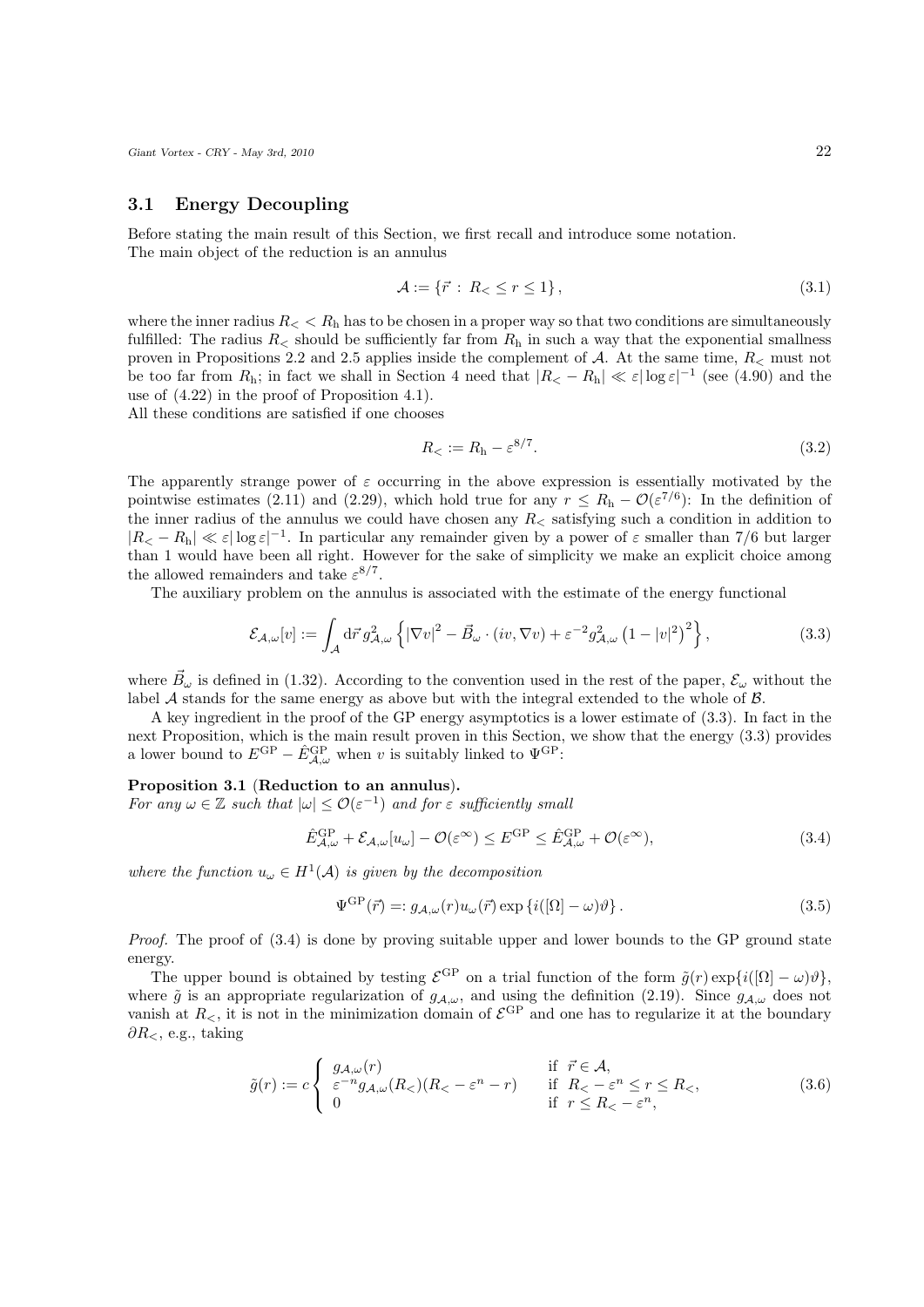### 3.1 Energy Decoupling

Before stating the main result of this Section, we first recall and introduce some notation. The main object of the reduction is an annulus

$$\mathcal{A} := \{\vec{r} \,:\, R_< \leq r \leq 1\}, \tag{3.1}$$

where the inner radius $R_< < R_{\mathrm{h}}$ has to be chosen in a proper way so that two conditions are simultaneously fulfilled: The radius $R_<$ should be sufficiently far from $R_{\mathrm{h}}$ in such a way that the exponential smallness proven in Propositions 2.2 and 2.5 applies inside the complement of $\mathcal{A}$. At the same time, $R_<$ must not be too far from $R_{\mathrm{h}}$; in fact we shall in Section 4 need that $|R_< - R_{\mathrm{h}}| \ll \varepsilon |\log \varepsilon|^{-1}$ (see (4.90) and the use of (4.22) in the proof of Proposition 4.1).

All these conditions are satisfied if one chooses

$$R_< := R_{\mathrm{h}} - \varepsilon^{8/7}. \tag{3.2}$$

The apparently strange power of $\varepsilon$ occurring in the above expression is essentially motivated by the pointwise estimates (2.11) and (2.29), which hold true for any $r \leq R_{\mathrm{h}} - \mathcal{O}(\varepsilon^{7/6})$: In the definition of the inner radius of the annulus we could have chosen any $R_<$ satisfying such a condition in addition to $|R_< - R_{\mathrm{h}}| \ll \varepsilon |\log \varepsilon|^{-1}$. In particular any remainder given by a power of $\varepsilon$ smaller than $7/6$ but larger than 1 would have been all right. However for the sake of simplicity we make an explicit choice among the allowed remainders and take $\varepsilon^{8/7}$.

The auxiliary problem on the annulus is associated with the estimate of the energy functional

$$\mathcal{E}_{\mathcal{A},\omega}[v] := \int_{\mathcal{A}} \mathrm{d}\vec{r}\, g_{\mathcal{A},\omega}^2 \left\{ |\nabla v|^2 - \vec{B}_\omega \cdot (iv, \nabla v) + \varepsilon^{-2} g_{\mathcal{A},\omega}^2 \left(1 - |v|^2\right)^2 \right\}, \tag{3.3}$$

where $\vec{B}_\omega$ is defined in (1.32). According to the convention used in the rest of the paper, $\mathcal{E}_\omega$ without the label $\mathcal{A}$ stands for the same energy as above but with the integral extended to the whole of $\mathcal{B}$.

A key ingredient in the proof of the GP energy asymptotics is a lower estimate of (3.3). In fact in the next Proposition, which is the main result proven in this Section, we show that the energy (3.3) provides a lower bound to $E^{\mathrm{GP}} - \hat{E}^{\mathrm{GP}}_{\mathcal{A},\omega}$ when $v$ is suitably linked to $\Psi^{\mathrm{GP}}$:

**Proposition 3.1** (**Reduction to an annulus**).
*For any $\omega \in \mathbb{Z}$ such that $|\omega| \leq \mathcal{O}(\varepsilon^{-1})$ and for $\varepsilon$ sufficiently small*

$$\hat{E}^{\mathrm{GP}}_{\mathcal{A},\omega} + \mathcal{E}_{\mathcal{A},\omega}[u_\omega] - \mathcal{O}(\varepsilon^\infty) \leq E^{\mathrm{GP}} \leq \hat{E}^{\mathrm{GP}}_{\mathcal{A},\omega} + \mathcal{O}(\varepsilon^\infty), \tag{3.4}$$

*where the function $u_\omega \in H^1(\mathcal{A})$ is given by the decomposition*

$$\Psi^{\mathrm{GP}}(\vec{r}) =: g_{\mathcal{A},\omega}(r) u_\omega(\vec{r}) \exp\left\{ i([\Omega] - \omega)\vartheta \right\}. \tag{3.5}$$

*Proof.* The proof of (3.4) is done by proving suitable upper and lower bounds to the GP ground state energy.

The upper bound is obtained by testing $\mathcal{E}^{\mathrm{GP}}$ on a trial function of the form $\tilde{g}(r)\exp\{i([\Omega] - \omega)\vartheta\}$, where $\tilde{g}$ is an appropriate regularization of $g_{\mathcal{A},\omega}$, and using the definition (2.19). Since $g_{\mathcal{A},\omega}$ does not vanish at $R_<$, it is not in the minimization domain of $\mathcal{E}^{\mathrm{GP}}$ and one has to regularize it at the boundary $\partial R_<$, e.g., taking

$$\tilde{g}(r) := c \begin{cases} g_{\mathcal{A},\omega}(r) & \text{if } \vec{r} \in \mathcal{A}, \\ \varepsilon^{-n} g_{\mathcal{A},\omega}(R_<)(R_< - \varepsilon^n - r) & \text{if } R_< - \varepsilon^n \leq r \leq R_<, \\ 0 & \text{if } r \leq R_< - \varepsilon^n, \end{cases} \tag{3.6}$$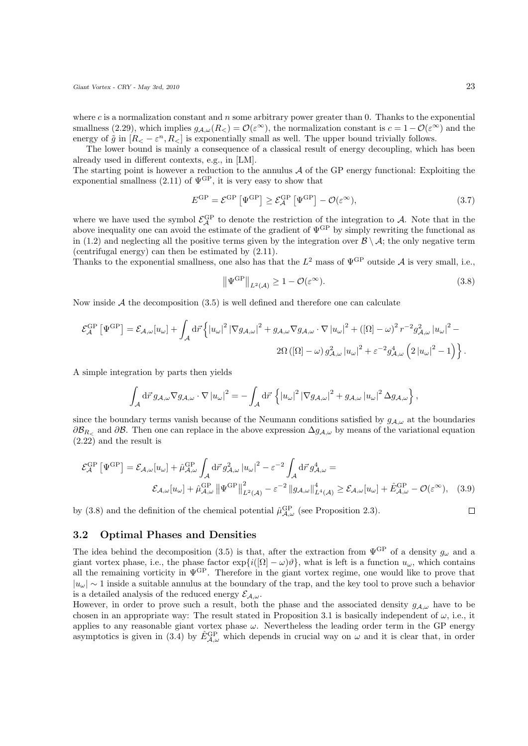where $c$ is a normalization constant and $n$ some arbitrary power greater than 0. Thanks to the exponential smallness (2.29), which implies $g_{\mathcal{A},\omega}(R_<) = \mathcal{O}(\varepsilon^\infty)$, the normalization constant is $c = 1 - \mathcal{O}(\varepsilon^\infty)$ and the energy of $\tilde{g}$ in $[R_< - \varepsilon^n, R_<]$ is exponentially small as well. The upper bound trivially follows.

The lower bound is mainly a consequence of a classical result of energy decoupling, which has been already used in different contexts, e.g., in [LM].

The starting point is however a reduction to the annulus $\mathcal{A}$ of the GP energy functional: Exploiting the exponential smallness (2.11) of $\Psi^{\mathrm{GP}}$, it is very easy to show that

$$E^{\mathrm{GP}} = \mathcal{E}^{\mathrm{GP}}\left[\Psi^{\mathrm{GP}}\right] \geq \mathcal{E}^{\mathrm{GP}}_{\mathcal{A}}\left[\Psi^{\mathrm{GP}}\right] - \mathcal{O}(\varepsilon^\infty), \tag{3.7}$$

where we have used the symbol $\mathcal{E}^{\mathrm{GP}}_{\mathcal{A}}$ to denote the restriction of the integration to $\mathcal{A}$. Note that in the above inequality one can avoid the estimate of the gradient of $\Psi^{\mathrm{GP}}$ by simply rewriting the functional as in (1.2) and neglecting all the positive terms given by the integration over $\mathcal{B} \setminus \mathcal{A}$; the only negative term (centrifugal energy) can then be estimated by (2.11).

Thanks to the exponential smallness, one also has that the $L^2$ mass of $\Psi^{\mathrm{GP}}$ outside $\mathcal{A}$ is very small, i.e.,

$$\left\|\Psi^{\mathrm{GP}}\right\|_{L^2(\mathcal{A})} \geq 1 - \mathcal{O}(\varepsilon^\infty). \tag{3.8}$$

Now inside $\mathcal{A}$ the decomposition (3.5) is well defined and therefore one can calculate

$$\mathcal{E}^{\mathrm{GP}}_{\mathcal{A}}\left[\Psi^{\mathrm{GP}}\right] = \mathcal{E}_{\mathcal{A},\omega}[u_\omega] + \int_{\mathcal{A}} \mathrm{d}\vec{r} \left\{ |u_\omega|^2 \left|\nabla g_{\mathcal{A},\omega}\right|^2 + g_{\mathcal{A},\omega} \nabla g_{\mathcal{A},\omega} \cdot \nabla |u_\omega|^2 + ([\Omega] - \omega)^2 r^{-2} g^2_{\mathcal{A},\omega} |u_\omega|^2 - \right.$$
$$\left. 2\Omega\left([\Omega] - \omega\right) g^2_{\mathcal{A},\omega} |u_\omega|^2 + \varepsilon^{-2} g^4_{\mathcal{A},\omega}\left(2|u_\omega|^2 - 1\right) \right\}.$$

A simple integration by parts then yields

$$\int_{\mathcal{A}} \mathrm{d}\vec{r}\, g_{\mathcal{A},\omega} \nabla g_{\mathcal{A},\omega} \cdot \nabla |u_\omega|^2 = -\int_{\mathcal{A}} \mathrm{d}\vec{r} \left\{ |u_\omega|^2 \left|\nabla g_{\mathcal{A},\omega}\right|^2 + g_{\mathcal{A},\omega} |u_\omega|^2 \Delta g_{\mathcal{A},\omega} \right\},$$

since the boundary terms vanish because of the Neumann conditions satisfied by $g_{\mathcal{A},\omega}$ at the boundaries $\partial\mathcal{B}_{R_<}$ and $\partial\mathcal{B}$. Then one can replace in the above expression $\Delta g_{\mathcal{A},\omega}$ by means of the variational equation (2.22) and the result is

$$\mathcal{E}^{\mathrm{GP}}_{\mathcal{A}}\left[\Psi^{\mathrm{GP}}\right] = \mathcal{E}_{\mathcal{A},\omega}[u_\omega] + \hat{\mu}^{\mathrm{GP}}_{\mathcal{A},\omega} \int_{\mathcal{A}} \mathrm{d}\vec{r}\, g^2_{\mathcal{A},\omega} |u_\omega|^2 - \varepsilon^{-2} \int_{\mathcal{A}} \mathrm{d}\vec{r}\, g^4_{\mathcal{A},\omega} =$$
$$\mathcal{E}_{\mathcal{A},\omega}[u_\omega] + \hat{\mu}^{\mathrm{GP}}_{\mathcal{A},\omega} \left\|\Psi^{\mathrm{GP}}\right\|^2_{L^2(\mathcal{A})} - \varepsilon^{-2} \left\|g_{\mathcal{A},\omega}\right\|^4_{L^4(\mathcal{A})} \geq \mathcal{E}_{\mathcal{A},\omega}[u_\omega] + \hat{E}^{\mathrm{GP}}_{\mathcal{A},\omega} - \mathcal{O}(\varepsilon^\infty), \tag{3.9}$$

by (3.8) and the definition of the chemical potential $\hat{\mu}^{\mathrm{GP}}_{\mathcal{A},\omega}$ (see Proposition 2.3). □

## 3.2 Optimal Phases and Densities

The idea behind the decomposition (3.5) is that, after the extraction from $\Psi^{\mathrm{GP}}$ of a density $g_\omega$ and a giant vortex phase, i.e., the phase factor $\exp\{i([\Omega] - \omega)\vartheta\}$, what is left is a function $u_\omega$, which contains all the remaining vorticity in $\Psi^{\mathrm{GP}}$. Therefore in the giant vortex regime, one would like to prove that $|u_\omega| \sim 1$ inside a suitable annulus at the boundary of the trap, and the key tool to prove such a behavior is a detailed analysis of the reduced energy $\mathcal{E}_{\mathcal{A},\omega}$.

However, in order to prove such a result, both the phase and the associated density $g_{\mathcal{A},\omega}$ have to be chosen in an appropriate way: The result stated in Proposition 3.1 is basically independent of $\omega$, i.e., it applies to any reasonable giant vortex phase $\omega$. Nevertheless the leading order term in the GP energy asymptotics is given in (3.4) by $\hat{E}^{\mathrm{GP}}_{\mathcal{A},\omega}$ which depends in crucial way on $\omega$ and it is clear that, in order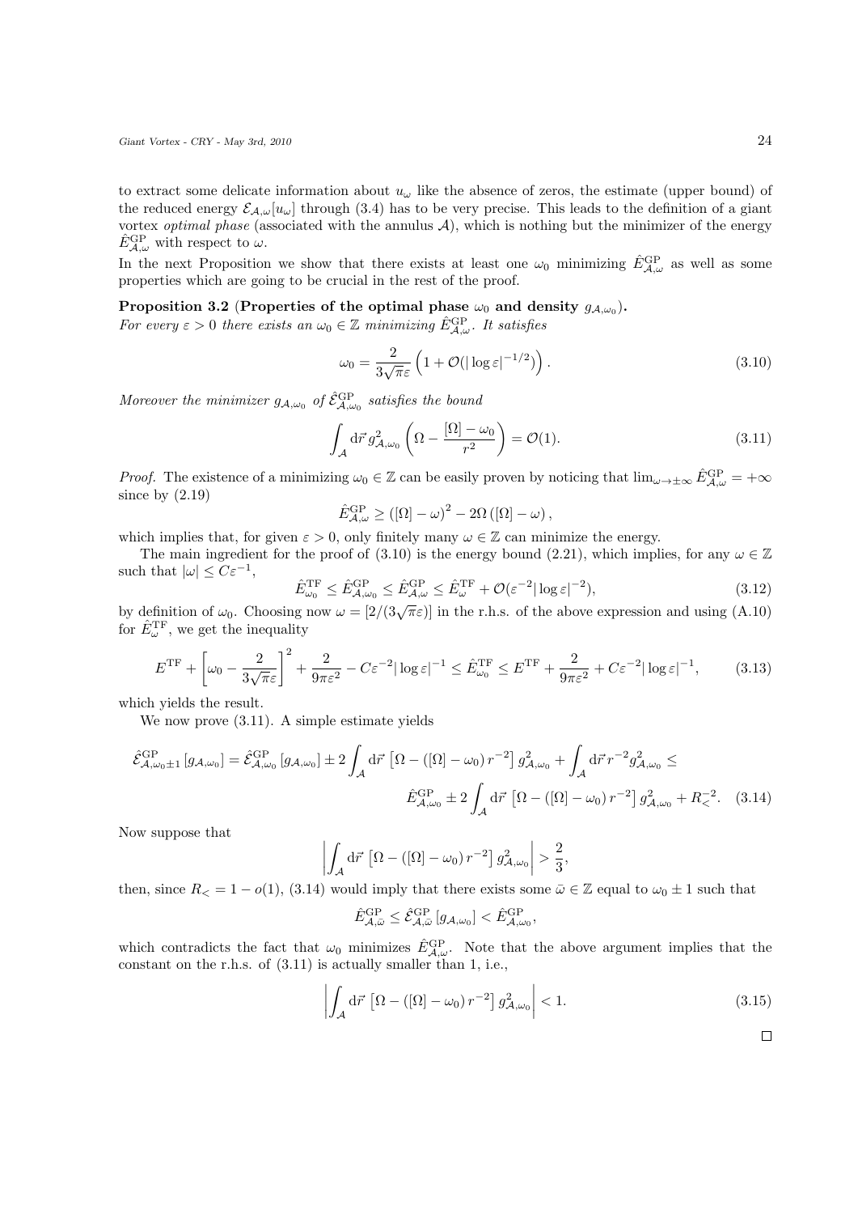to extract some delicate information about $u_\omega$ like the absence of zeros, the estimate (upper bound) of the reduced energy $\mathcal{E}_{\mathcal{A},\omega}[u_\omega]$ through (3.4) has to be very precise. This leads to the definition of a giant vortex *optimal phase* (associated with the annulus $\mathcal{A}$), which is nothing but the minimizer of the energy $\hat{E}^{\mathrm{GP}}_{\mathcal{A},\omega}$ with respect to $\omega$.

In the next Proposition we show that there exists at least one $\omega_0$ minimizing $\hat{E}^{\mathrm{GP}}_{\mathcal{A},\omega}$ as well as some properties which are going to be crucial in the rest of the proof.

**Proposition 3.2 (Properties of the optimal phase $\omega_0$ and density $g_{\mathcal{A},\omega_0}$).**
*For every $\varepsilon > 0$ there exists an $\omega_0 \in \mathbb{Z}$ minimizing $\hat{E}^{\mathrm{GP}}_{\mathcal{A},\omega}$. It satisfies*

$$\omega_0 = \frac{2}{3\sqrt{\pi}\varepsilon}\left(1 + \mathcal{O}(|\log\varepsilon|^{-1/2})\right). \tag{3.10}$$

*Moreover the minimizer $g_{\mathcal{A},\omega_0}$ of $\hat{\mathcal{E}}^{\mathrm{GP}}_{\mathcal{A},\omega_0}$ satisfies the bound*

$$\int_{\mathcal{A}} \mathrm{d}\vec{r}\, g^2_{\mathcal{A},\omega_0}\left(\Omega - \frac{[\Omega]-\omega_0}{r^2}\right) = \mathcal{O}(1). \tag{3.11}$$

*Proof.* The existence of a minimizing $\omega_0 \in \mathbb{Z}$ can be easily proven by noticing that $\lim_{\omega\to\pm\infty} \hat{E}^{\mathrm{GP}}_{\mathcal{A},\omega} = +\infty$ since by (2.19)

$$\hat{E}^{\mathrm{GP}}_{\mathcal{A},\omega} \geq \left([\Omega]-\omega\right)^2 - 2\Omega\left([\Omega]-\omega\right),$$

which implies that, for given $\varepsilon > 0$, only finitely many $\omega \in \mathbb{Z}$ can minimize the energy.

The main ingredient for the proof of (3.10) is the energy bound (2.21), which implies, for any $\omega \in \mathbb{Z}$ such that $|\omega| \leq C\varepsilon^{-1}$,

$$\hat{E}^{\mathrm{TF}}_{\omega_0} \leq \hat{E}^{\mathrm{GP}}_{\mathcal{A},\omega_0} \leq \hat{E}^{\mathrm{GP}}_{\mathcal{A},\omega} \leq \hat{E}^{\mathrm{TF}}_{\omega} + \mathcal{O}(\varepsilon^{-2}|\log\varepsilon|^{-2}), \tag{3.12}$$

by definition of $\omega_0$. Choosing now $\omega = [2/(3\sqrt{\pi}\varepsilon)]$ in the r.h.s. of the above expression and using (A.10) for $\hat{E}^{\mathrm{TF}}_{\omega}$, we get the inequality

$$E^{\mathrm{TF}} + \left[\omega_0 - \frac{2}{3\sqrt{\pi}\varepsilon}\right]^2 + \frac{2}{9\pi\varepsilon^2} - C\varepsilon^{-2}|\log\varepsilon|^{-1} \leq \hat{E}^{\mathrm{TF}}_{\omega_0} \leq E^{\mathrm{TF}} + \frac{2}{9\pi\varepsilon^2} + C\varepsilon^{-2}|\log\varepsilon|^{-1}, \tag{3.13}$$

which yields the result.

We now prove (3.11). A simple estimate yields

$$\hat{\mathcal{E}}^{\mathrm{GP}}_{\mathcal{A},\omega_0\pm1}\left[g_{\mathcal{A},\omega_0}\right] = \hat{\mathcal{E}}^{\mathrm{GP}}_{\mathcal{A},\omega_0}\left[g_{\mathcal{A},\omega_0}\right] \pm 2\int_{\mathcal{A}}\mathrm{d}\vec{r}\left[\Omega - \left([\Omega]-\omega_0\right)r^{-2}\right]g^2_{\mathcal{A},\omega_0} + \int_{\mathcal{A}}\mathrm{d}\vec{r}\, r^{-2}g^2_{\mathcal{A},\omega_0} \leq$$
$$\hat{E}^{\mathrm{GP}}_{\mathcal{A},\omega_0} \pm 2\int_{\mathcal{A}}\mathrm{d}\vec{r}\left[\Omega - \left([\Omega]-\omega_0\right)r^{-2}\right]g^2_{\mathcal{A},\omega_0} + R_<^{-2}. \tag{3.14}$$

Now suppose that

$$\left|\int_{\mathcal{A}}\mathrm{d}\vec{r}\left[\Omega - \left([\Omega]-\omega_0\right)r^{-2}\right]g^2_{\mathcal{A},\omega_0}\right| > \frac{2}{3},$$

then, since $R_< = 1 - o(1)$, (3.14) would imply that there exists some $\bar{\omega} \in \mathbb{Z}$ equal to $\omega_0 \pm 1$ such that

$$\hat{E}^{\mathrm{GP}}_{\mathcal{A},\bar{\omega}} \leq \hat{\mathcal{E}}^{\mathrm{GP}}_{\mathcal{A},\bar{\omega}}\left[g_{\mathcal{A},\omega_0}\right] < \hat{E}^{\mathrm{GP}}_{\mathcal{A},\omega_0},$$

which contradicts the fact that $\omega_0$ minimizes $\hat{E}^{\mathrm{GP}}_{\mathcal{A},\omega}$. Note that the above argument implies that the constant on the r.h.s. of (3.11) is actually smaller than 1, i.e.,

$$\left|\int_{\mathcal{A}}\mathrm{d}\vec{r}\left[\Omega - \left([\Omega]-\omega_0\right)r^{-2}\right]g^2_{\mathcal{A},\omega_0}\right| < 1. \tag{3.15}$$

□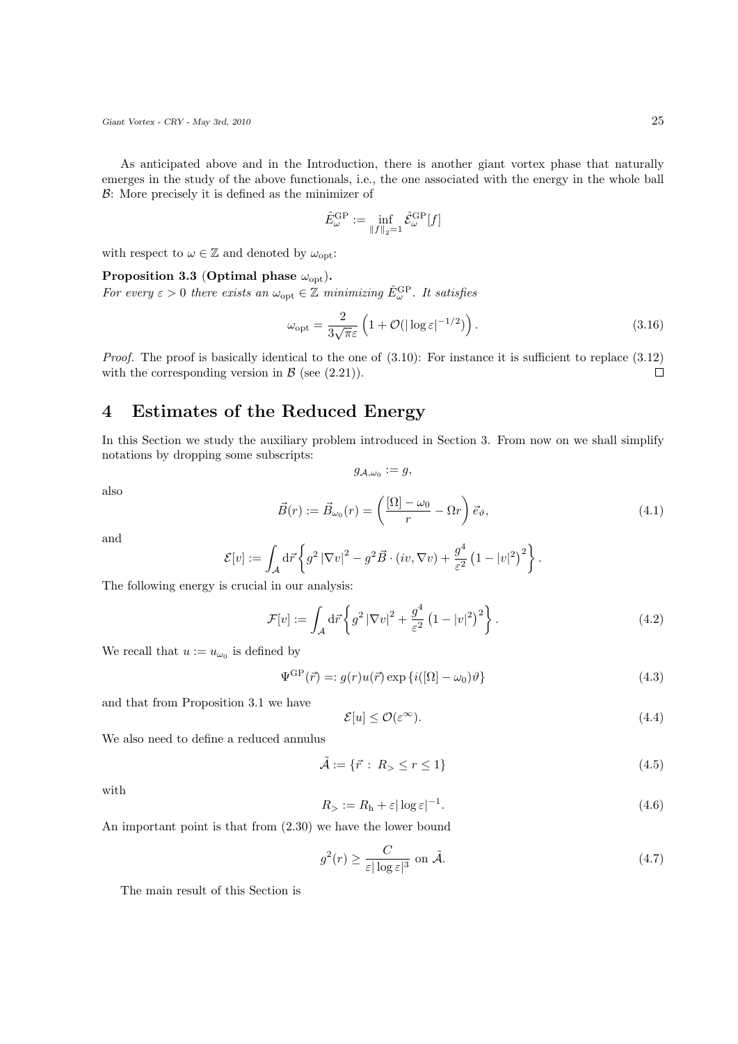As anticipated above and in the Introduction, there is another giant vortex phase that naturally emerges in the study of the above functionals, i.e., the one associated with the energy in the whole ball $\mathcal{B}$: More precisely it is defined as the minimizer of

$$
\hat{E}^{\mathrm{GP}}_{\omega} := \inf_{\|f\|_2=1} \hat{\mathcal{E}}^{\mathrm{GP}}_{\omega}[f]
$$

with respect to $\omega \in \mathbb{Z}$ and denoted by $\omega_{\mathrm{opt}}$:

**Proposition 3.3 (Optimal phase $\omega_{\mathrm{opt}}$).**
*For every $\varepsilon > 0$ there exists an $\omega_{\mathrm{opt}} \in \mathbb{Z}$ minimizing $\hat{E}^{\mathrm{GP}}_{\omega}$. It satisfies*

$$
\omega_{\mathrm{opt}} = \frac{2}{3\sqrt{\pi}\varepsilon}\left(1 + \mathcal{O}(|\log\varepsilon|^{-1/2})\right). \tag{3.16}
$$

*Proof.* The proof is basically identical to the one of (3.10): For instance it is sufficient to replace (3.12) with the corresponding version in $\mathcal{B}$ (see (2.21)). □

# 4 Estimates of the Reduced Energy

In this Section we study the auxiliary problem introduced in Section 3. From now on we shall simplify notations by dropping some subscripts:

$$
g_{\mathcal{A},\omega_0} := g,
$$

also

$$
\vec{B}(r) := \vec{B}_{\omega_0}(r) = \left(\frac{[\Omega] - \omega_0}{r} - \Omega r\right)\vec{e}_{\vartheta}, \tag{4.1}
$$

and

$$
\mathcal{E}[v] := \int_{\mathcal{A}} \mathrm{d}\vec{r}\left\{g^2\left|\nabla v\right|^2 - g^2\vec{B}\cdot(iv, \nabla v) + \frac{g^4}{\varepsilon^2}\left(1 - |v|^2\right)^2\right\}.
$$

The following energy is crucial in our analysis:

$$
\mathcal{F}[v] := \int_{\mathcal{A}} \mathrm{d}\vec{r}\left\{g^2\left|\nabla v\right|^2 + \frac{g^4}{\varepsilon^2}\left(1 - |v|^2\right)^2\right\}. \tag{4.2}
$$

We recall that $u := u_{\omega_0}$ is defined by

$$
\Psi^{\mathrm{GP}}(\vec{r}) =: g(r)u(\vec{r})\exp\left\{i([\Omega] - \omega_0)\vartheta\right\} \tag{4.3}
$$

and that from Proposition 3.1 we have

$$
\mathcal{E}[u] \leq \mathcal{O}(\varepsilon^{\infty}). \tag{4.4}
$$

We also need to define a reduced annulus

$$
\tilde{\mathcal{A}} := \{\vec{r} \,:\, R_> \leq r \leq 1\} \tag{4.5}
$$

with

$$
R_> := R_{\mathrm{h}} + \varepsilon|\log\varepsilon|^{-1}. \tag{4.6}
$$

An important point is that from (2.30) we have the lower bound

$$
g^2(r) \geq \frac{C}{\varepsilon|\log\varepsilon|^3} \text{ on } \tilde{\mathcal{A}}. \tag{4.7}
$$

The main result of this Section is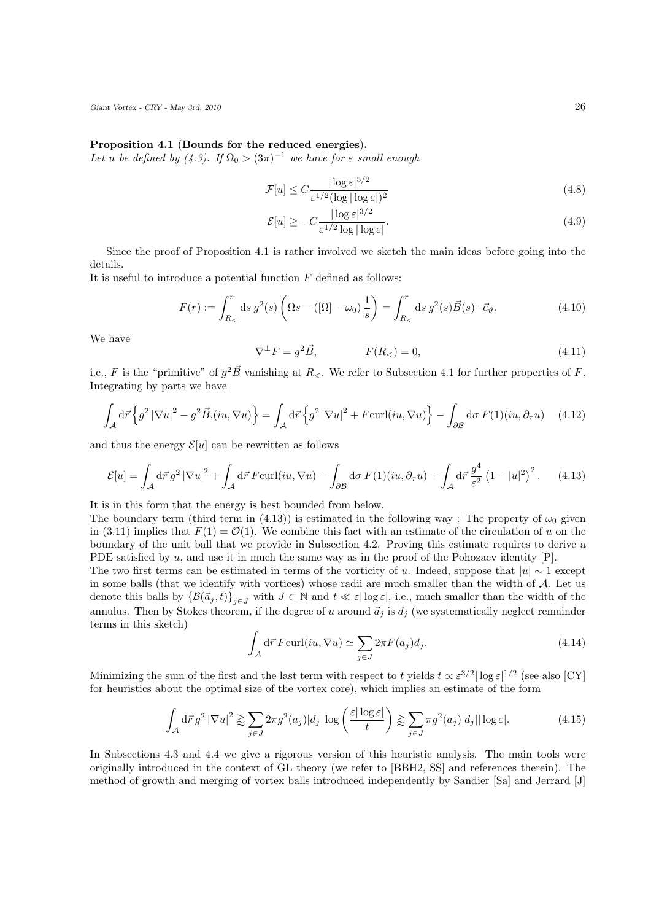**Proposition 4.1** (**Bounds for the reduced energies**).
*Let $u$ be defined by (4.3). If $\Omega_0 > (3\pi)^{-1}$ we have for $\varepsilon$ small enough*

$$\mathcal{F}[u] \leq C \frac{|\log \varepsilon|^{5/2}}{\varepsilon^{1/2}(\log|\log \varepsilon|)^2} \tag{4.8}$$

$$\mathcal{E}[u] \geq -C \frac{|\log \varepsilon|^{3/2}}{\varepsilon^{1/2}\log|\log \varepsilon|}. \tag{4.9}$$

Since the proof of Proposition 4.1 is rather involved we sketch the main ideas before going into the details.
It is useful to introduce a potential function $F$ defined as follows:

$$F(r) := \int_{R_<}^{r} \mathrm{d}s\, g^2(s)\left(\Omega s - ([\Omega] - \omega_0)\,\frac{1}{s}\right) = \int_{R_<}^{r} \mathrm{d}s\, g^2(s)\vec{B}(s)\cdot\vec{e}_\vartheta. \tag{4.10}$$

We have

$$\nabla^\perp F = g^2 \vec{B}, \qquad\qquad F(R_<) = 0, \tag{4.11}$$

i.e., $F$ is the "primitive" of $g^2\vec{B}$ vanishing at $R_<$. We refer to Subsection 4.1 for further properties of $F$. Integrating by parts we have

$$\int_{\mathcal{A}} \mathrm{d}\vec{r}\left\{g^2|\nabla u|^2 - g^2\vec{B}.(iu,\nabla u)\right\} = \int_{\mathcal{A}} \mathrm{d}\vec{r}\left\{g^2|\nabla u|^2 + F\mathrm{curl}(iu,\nabla u)\right\} - \int_{\partial\mathcal{B}} \mathrm{d}\sigma\, F(1)(iu,\partial_\tau u) \tag{4.12}$$

and thus the energy $\mathcal{E}[u]$ can be rewritten as follows

$$\mathcal{E}[u] = \int_{\mathcal{A}} \mathrm{d}\vec{r}\, g^2|\nabla u|^2 + \int_{\mathcal{A}} \mathrm{d}\vec{r}\, F\mathrm{curl}(iu,\nabla u) - \int_{\partial\mathcal{B}} \mathrm{d}\sigma\, F(1)(iu,\partial_\tau u) + \int_{\mathcal{A}} \mathrm{d}\vec{r}\,\frac{g^4}{\varepsilon^2}\left(1-|u|^2\right)^2. \tag{4.13}$$

It is in this form that the energy is best bounded from below.
The boundary term (third term in (4.13)) is estimated in the following way : The property of $\omega_0$ given in (3.11) implies that $F(1) = \mathcal{O}(1)$. We combine this fact with an estimate of the circulation of $u$ on the boundary of the unit ball that we provide in Subsection 4.2. Proving this estimate requires to derive a PDE satisfied by $u$, and use it in much the same way as in the proof of the Pohozaev identity [P].
The two first terms can be estimated in terms of the vorticity of $u$. Indeed, suppose that $|u| \sim 1$ except in some balls (that we identify with vortices) whose radii are much smaller than the width of $\mathcal{A}$. Let us denote this balls by $\{\mathcal{B}(\vec{a}_j,t)\}_{j\in J}$ with $J \subset \mathbb{N}$ and $t \ll \varepsilon|\log\varepsilon|$, i.e., much smaller than the width of the annulus. Then by Stokes theorem, if the degree of $u$ around $\vec{a}_j$ is $d_j$ (we systematically neglect remainder terms in this sketch)

$$\int_{\mathcal{A}} \mathrm{d}\vec{r}\, F\mathrm{curl}(iu,\nabla u) \simeq \sum_{j\in J} 2\pi F(a_j)d_j. \tag{4.14}$$

Minimizing the sum of the first and the last term with respect to $t$ yields $t \propto \varepsilon^{3/2}|\log\varepsilon|^{1/2}$ (see also [CY] for heuristics about the optimal size of the vortex core), which implies an estimate of the form

$$\int_{\mathcal{A}} \mathrm{d}\vec{r}\, g^2|\nabla u|^2 \gtrsim \sum_{j\in J} 2\pi g^2(a_j)|d_j|\log\left(\frac{\varepsilon|\log\varepsilon|}{t}\right) \gtrsim \sum_{j\in J} \pi g^2(a_j)|d_j||\log\varepsilon|. \tag{4.15}$$

In Subsections 4.3 and 4.4 we give a rigorous version of this heuristic analysis. The main tools were originally introduced in the context of GL theory (we refer to [BBH2, SS] and references therein). The method of growth and merging of vortex balls introduced independently by Sandier [Sa] and Jerrard [J]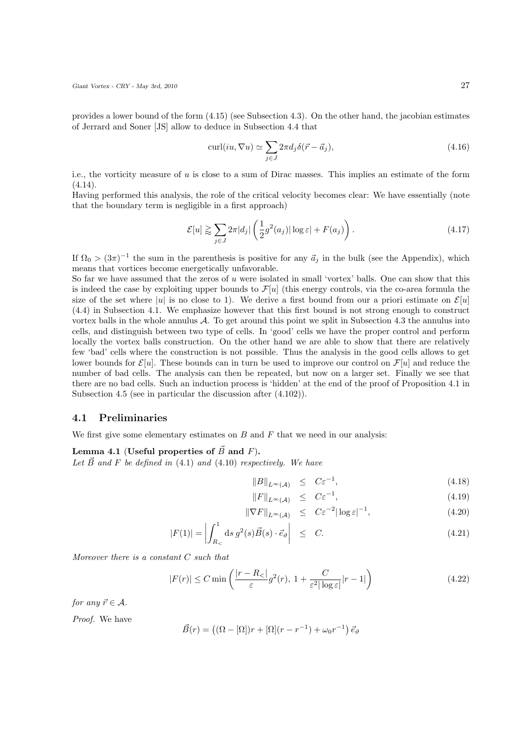provides a lower bound of the form (4.15) (see Subsection 4.3). On the other hand, the jacobian estimates of Jerrard and Soner [JS] allow to deduce in Subsection 4.4 that

$$\mathrm{curl}(iu, \nabla u) \simeq \sum_{j\in J} 2\pi d_j \delta(\vec{r} - \vec{a}_j), \tag{4.16}$$

i.e., the vorticity measure of $u$ is close to a sum of Dirac masses. This implies an estimate of the form (4.14).

Having performed this analysis, the role of the critical velocity becomes clear: We have essentially (note that the boundary term is negligible in a first approach)

$$\mathcal{E}[u] \gtrapprox \sum_{j\in J} 2\pi |d_j| \left( \frac{1}{2} g^2(a_j) |\log \varepsilon| + F(a_j) \right). \tag{4.17}$$

If $\Omega_0 > (3\pi)^{-1}$ the sum in the parenthesis is positive for any $\vec{a}_j$ in the bulk (see the Appendix), which means that vortices become energetically unfavorable.

So far we have assumed that the zeros of $u$ were isolated in small 'vortex' balls. One can show that this is indeed the case by exploiting upper bounds to $\mathcal{F}[u]$ (this energy controls, via the co-area formula the size of the set where $|u|$ is no close to 1). We derive a first bound from our a priori estimate on $\mathcal{E}[u]$ (4.4) in Subsection 4.1. We emphasize however that this first bound is not strong enough to construct vortex balls in the whole annulus $\mathcal{A}$. To get around this point we split in Subsection 4.3 the annulus into cells, and distinguish between two type of cells. In 'good' cells we have the proper control and perform locally the vortex balls construction. On the other hand we are able to show that there are relatively few 'bad' cells where the construction is not possible. Thus the analysis in the good cells allows to get lower bounds for $\mathcal{E}[u]$. These bounds can in turn be used to improve our control on $\mathcal{F}[u]$ and reduce the number of bad cells. The analysis can then be repeated, but now on a larger set. Finally we see that there are no bad cells. Such an induction process is 'hidden' at the end of the proof of Proposition 4.1 in Subsection 4.5 (see in particular the discussion after (4.102)).

## 4.1 Preliminaries

We first give some elementary estimates on $B$ and $F$ that we need in our analysis:

**Lemma 4.1 (Useful properties of $\vec{B}$ and $F$).**
*Let $\vec{B}$ and $F$ be defined in* (4.1) *and* (4.10) *respectively. We have*

$$\|B\|_{L^\infty(\mathcal{A})} \leq C\varepsilon^{-1}, \tag{4.18}$$

$$\|F\|_{L^\infty(\mathcal{A})} \leq C\varepsilon^{-1}, \tag{4.19}$$

$$\|\nabla F\|_{L^\infty(\mathcal{A})} \leq C\varepsilon^{-2}|\log\varepsilon|^{-1}, \tag{4.20}$$

$$|F(1)| = \left| \int_{R_<}^{1} \mathrm{d}s\, g^2(s) \vec{B}(s)\cdot \vec{e}_\vartheta \right| \leq C. \tag{4.21}$$

*Moreover there is a constant $C$ such that*

$$|F(r)| \leq C \min\left( \frac{|r - R_<|}{\varepsilon} g^2(r),\ 1 + \frac{C}{\varepsilon^2 |\log\varepsilon|}|r-1| \right) \tag{4.22}$$

*for any $\vec{r} \in \mathcal{A}$.*

*Proof.* We have

$$\vec{B}(r) = \left( (\Omega - [\Omega])r + [\Omega](r - r^{-1}) + \omega_0 r^{-1} \right) \vec{e}_\vartheta$$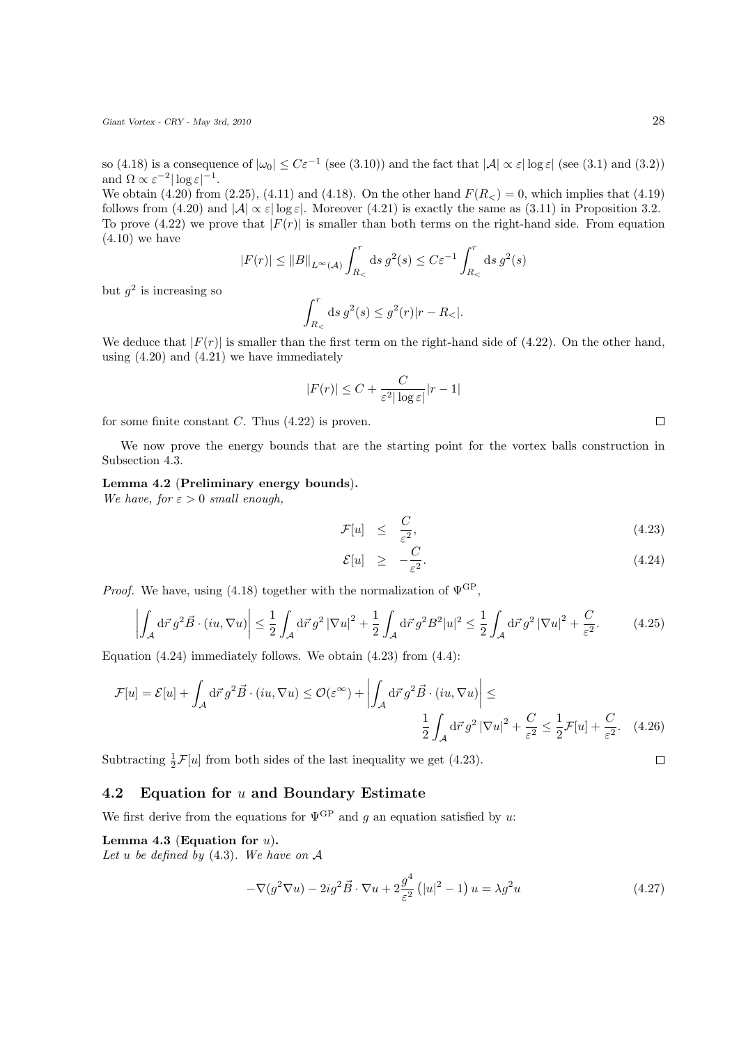so (4.18) is a consequence of $|\omega_0| \leq C\varepsilon^{-1}$ (see (3.10)) and the fact that $|\mathcal{A}| \propto \varepsilon|\log\varepsilon|$ (see (3.1) and (3.2)) and $\Omega \propto \varepsilon^{-2}|\log\varepsilon|^{-1}$.

We obtain (4.20) from (2.25), (4.11) and (4.18). On the other hand $F(R_<) = 0$, which implies that (4.19) follows from (4.20) and $|\mathcal{A}| \propto \varepsilon|\log\varepsilon|$. Moreover (4.21) is exactly the same as (3.11) in Proposition 3.2.

To prove (4.22) we prove that $|F(r)|$ is smaller than both terms on the right-hand side. From equation (4.10) we have

$$|F(r)| \leq \|B\|_{L^\infty(\mathcal{A})} \int_{R_<}^{r} \mathrm{d}s\, g^2(s) \leq C\varepsilon^{-1} \int_{R_<}^{r} \mathrm{d}s\, g^2(s)$$

but $g^2$ is increasing so

$$\int_{R_<}^{r} \mathrm{d}s\, g^2(s) \leq g^2(r)|r - R_<|.$$

We deduce that $|F(r)|$ is smaller than the first term on the right-hand side of (4.22). On the other hand, using (4.20) and (4.21) we have immediately

$$|F(r)| \leq C + \frac{C}{\varepsilon^2|\log\varepsilon|}|r-1|$$

for some finite constant $C$. Thus (4.22) is proven. □

We now prove the energy bounds that are the starting point for the vortex balls construction in Subsection 4.3.

**Lemma 4.2 (Preliminary energy bounds).**
*We have, for $\varepsilon > 0$ small enough,*

$$\mathcal{F}[u] \leq \frac{C}{\varepsilon^2}, \tag{4.23}$$

$$\mathcal{E}[u] \geq -\frac{C}{\varepsilon^2}. \tag{4.24}$$

*Proof.* We have, using (4.18) together with the normalization of $\Psi^{\mathrm{GP}}$,

$$\left|\int_{\mathcal{A}} \mathrm{d}\vec{r}\, g^2 \vec{B}\cdot(iu,\nabla u)\right| \leq \frac{1}{2}\int_{\mathcal{A}} \mathrm{d}\vec{r}\, g^2\left|\nabla u\right|^2 + \frac{1}{2}\int_{\mathcal{A}} \mathrm{d}\vec{r}\, g^2 B^2|u|^2 \leq \frac{1}{2}\int_{\mathcal{A}} \mathrm{d}\vec{r}\, g^2\left|\nabla u\right|^2 + \frac{C}{\varepsilon^2}. \tag{4.25}$$

Equation (4.24) immediately follows. We obtain (4.23) from (4.4):

$$\mathcal{F}[u] = \mathcal{E}[u] + \int_{\mathcal{A}} \mathrm{d}\vec{r}\, g^2\vec{B}\cdot(iu,\nabla u) \leq \mathcal{O}(\varepsilon^\infty) + \left|\int_{\mathcal{A}} \mathrm{d}\vec{r}\, g^2\vec{B}\cdot(iu,\nabla u)\right| \leq \frac{1}{2}\int_{\mathcal{A}} \mathrm{d}\vec{r}\, g^2\left|\nabla u\right|^2 + \frac{C}{\varepsilon^2} \leq \frac{1}{2}\mathcal{F}[u] + \frac{C}{\varepsilon^2}. \tag{4.26}$$

Subtracting $\frac{1}{2}\mathcal{F}[u]$ from both sides of the last inequality we get (4.23). □

## 4.2 Equation for $u$ and Boundary Estimate

We first derive from the equations for $\Psi^{\mathrm{GP}}$ and $g$ an equation satisfied by $u$:

**Lemma 4.3 (Equation for $u$).**
*Let $u$ be defined by (4.3). We have on $\mathcal{A}$*

$$-\nabla(g^2\nabla u) - 2ig^2\vec{B}\cdot\nabla u + 2\frac{g^4}{\varepsilon^2}\left(|u|^2 - 1\right)u = \lambda g^2 u \tag{4.27}$$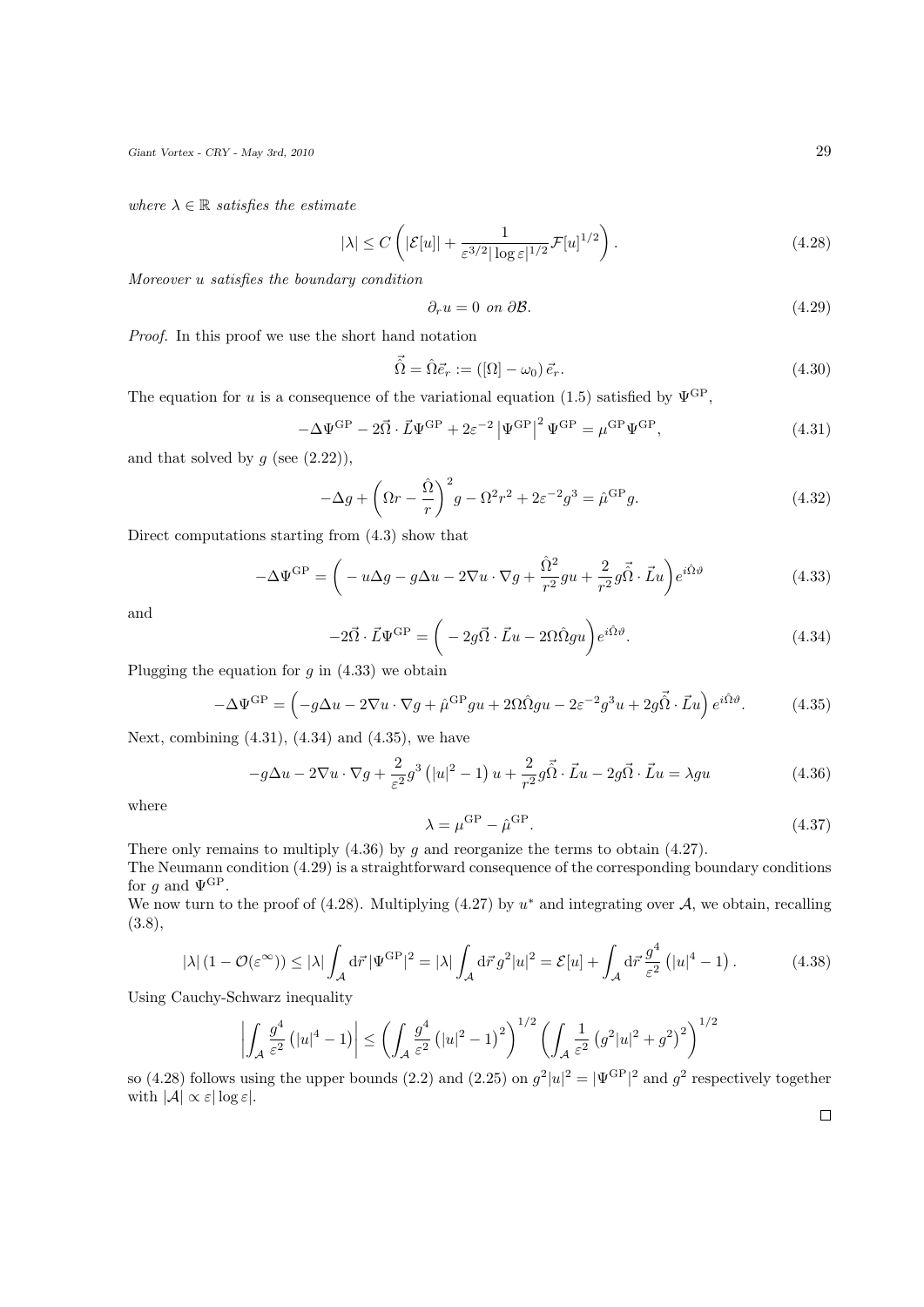*where* $\lambda \in \mathbb{R}$ *satisfies the estimate*

$$|\lambda| \leq C \left( |\mathcal{E}[u]| + \frac{1}{\varepsilon^{3/2} |\log \varepsilon|^{1/2}} \mathcal{F}[u]^{1/2} \right). \tag{4.28}$$

*Moreover* $u$ *satisfies the boundary condition*

$$\partial_r u = 0 \text{ on } \partial\mathcal{B}. \tag{4.29}$$

*Proof.* In this proof we use the short hand notation

$$\vec{\hat{\Omega}} = \hat{\Omega}\vec{e}_r := ([\Omega] - \omega_0)\, \vec{e}_r. \tag{4.30}$$

The equation for $u$ is a consequence of the variational equation (1.5) satisfied by $\Psi^{\mathrm{GP}}$,

$$-\Delta \Psi^{\mathrm{GP}} - 2\vec{\Omega} \cdot \vec{L} \Psi^{\mathrm{GP}} + 2\varepsilon^{-2} \left| \Psi^{\mathrm{GP}} \right|^2 \Psi^{\mathrm{GP}} = \mu^{\mathrm{GP}} \Psi^{\mathrm{GP}}, \tag{4.31}$$

and that solved by $g$ (see (2.22)),

$$-\Delta g + \left( \Omega r - \frac{\hat{\Omega}}{r} \right)^2 g - \Omega^2 r^2 + 2\varepsilon^{-2} g^3 = \hat{\mu}^{\mathrm{GP}} g. \tag{4.32}$$

Direct computations starting from (4.3) show that

$$-\Delta \Psi^{\mathrm{GP}} = \bigg( - u\Delta g - g\Delta u - 2\nabla u \cdot \nabla g + \frac{\hat{\Omega}^2}{r^2} g u + \frac{2}{r^2} g \vec{\hat{\Omega}} \cdot \vec{L} u \bigg) e^{i\hat{\Omega}\vartheta} \tag{4.33}$$

and

$$-2\vec{\Omega} \cdot \vec{L} \Psi^{\mathrm{GP}} = \bigg( - 2g\vec{\Omega} \cdot \vec{L} u - 2\Omega\hat{\Omega} g u \bigg) e^{i\hat{\Omega}\vartheta}. \tag{4.34}$$

Plugging the equation for $g$ in (4.33) we obtain

$$-\Delta \Psi^{\mathrm{GP}} = \Big( -g\Delta u - 2\nabla u \cdot \nabla g + \hat{\mu}^{\mathrm{GP}} g u + 2\Omega\hat{\Omega} g u - 2\varepsilon^{-2} g^3 u + 2g\vec{\hat{\Omega}} \cdot \vec{L} u \Big) e^{i\hat{\Omega}\vartheta}. \tag{4.35}$$

Next, combining (4.31), (4.34) and (4.35), we have

$$-g\Delta u - 2\nabla u \cdot \nabla g + \frac{2}{\varepsilon^2} g^3 \left( |u|^2 - 1 \right) u + \frac{2}{r^2} g \vec{\hat{\Omega}} \cdot \vec{L} u - 2g\vec{\Omega} \cdot \vec{L} u = \lambda g u \tag{4.36}$$

where

$$\lambda = \mu^{\mathrm{GP}} - \hat{\mu}^{\mathrm{GP}}. \tag{4.37}$$

There only remains to multiply (4.36) by $g$ and reorganize the terms to obtain (4.27).
The Neumann condition (4.29) is a straightforward consequence of the corresponding boundary conditions for $g$ and $\Psi^{\mathrm{GP}}$.
We now turn to the proof of (4.28). Multiplying (4.27) by $u^*$ and integrating over $\mathcal{A}$, we obtain, recalling (3.8),

$$|\lambda| \left( 1 - \mathcal{O}(\varepsilon^\infty) \right) \leq |\lambda| \int_{\mathcal{A}} \mathrm{d}\vec{r}\, |\Psi^{\mathrm{GP}}|^2 = |\lambda| \int_{\mathcal{A}} \mathrm{d}\vec{r}\, g^2 |u|^2 = \mathcal{E}[u] + \int_{\mathcal{A}} \mathrm{d}\vec{r}\, \frac{g^4}{\varepsilon^2} \left( |u|^4 - 1 \right). \tag{4.38}$$

Using Cauchy-Schwarz inequality

$$\left| \int_{\mathcal{A}} \frac{g^4}{\varepsilon^2} \left( |u|^4 - 1 \right) \right| \leq \left( \int_{\mathcal{A}} \frac{g^4}{\varepsilon^2} \left( |u|^2 - 1 \right)^2 \right)^{1/2} \left( \int_{\mathcal{A}} \frac{1}{\varepsilon^2} \left( g^2 |u|^2 + g^2 \right)^2 \right)^{1/2}$$

so (4.28) follows using the upper bounds (2.2) and (2.25) on $g^2 |u|^2 = |\Psi^{\mathrm{GP}}|^2$ and $g^2$ respectively together with $|\mathcal{A}| \propto \varepsilon |\log \varepsilon|$.

□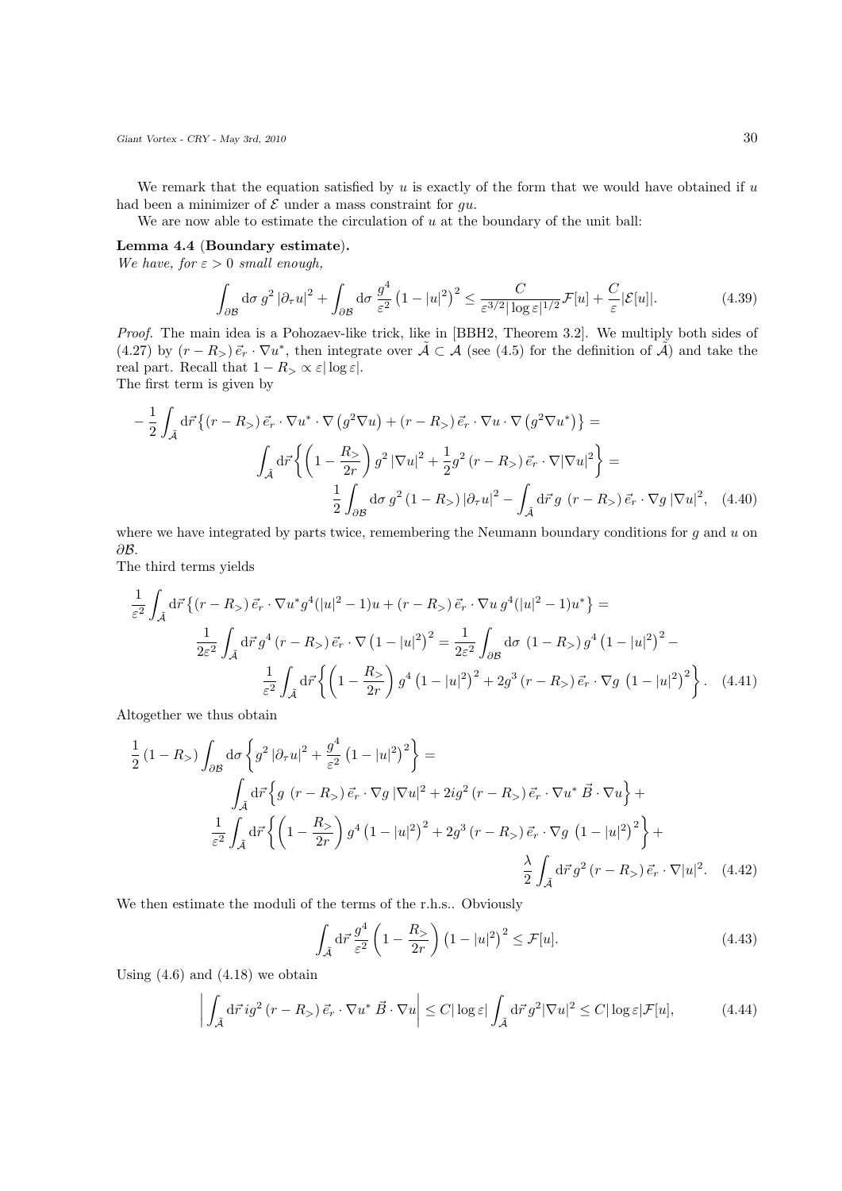We remark that the equation satisfied by $u$ is exactly of the form that we would have obtained if $u$ had been a minimizer of $\mathcal{E}$ under a mass constraint for $gu$.

We are now able to estimate the circulation of $u$ at the boundary of the unit ball:

**Lemma 4.4 (Boundary estimate).**
*We have, for $\varepsilon > 0$ small enough,*

$$\int_{\partial\mathcal{B}} \mathrm{d}\sigma \, g^2 \left|\partial_\tau u\right|^2 + \int_{\partial\mathcal{B}} \mathrm{d}\sigma \, \frac{g^4}{\varepsilon^2} \left(1 - |u|^2\right)^2 \leq \frac{C}{\varepsilon^{3/2}|\log\varepsilon|^{1/2}} \mathcal{F}[u] + \frac{C}{\varepsilon} |\mathcal{E}[u]|. \tag{4.39}$$

*Proof.* The main idea is a Pohozaev-like trick, like in [BBH2, Theorem 3.2]. We multiply both sides of (4.27) by $(r - R_>)\,\vec{e}_r \cdot \nabla u^*$, then integrate over $\tilde{\mathcal{A}} \subset \mathcal{A}$ (see (4.5) for the definition of $\tilde{\mathcal{A}}$) and take the real part. Recall that $1 - R_> \propto \varepsilon|\log\varepsilon|$.
The first term is given by

$$\begin{aligned}
-\frac{1}{2}\int_{\tilde{\mathcal{A}}} \mathrm{d}\vec{r} \left\{ (r - R_>)\, \vec{e}_r \cdot \nabla u^* \cdot \nabla\left(g^2 \nabla u\right) + (r - R_>)\, \vec{e}_r \cdot \nabla u \cdot \nabla\left(g^2 \nabla u^*\right) \right\} = \\
\int_{\tilde{\mathcal{A}}} \mathrm{d}\vec{r} \left\{ \left(1 - \frac{R_>}{2r}\right) g^2 \left|\nabla u\right|^2 + \frac{1}{2} g^2 \left(r - R_>\right) \vec{e}_r \cdot \nabla |\nabla u|^2 \right\} = \\
\frac{1}{2}\int_{\partial\mathcal{B}} \mathrm{d}\sigma \, g^2 \left(1 - R_>\right) \left|\partial_\tau u\right|^2 - \int_{\tilde{\mathcal{A}}} \mathrm{d}\vec{r} \, g \,\left(r - R_>\right) \vec{e}_r \cdot \nabla g \, |\nabla u|^2,
\end{aligned} \tag{4.40}$$

where we have integrated by parts twice, remembering the Neumann boundary conditions for $g$ and $u$ on $\partial\mathcal{B}$.
The third terms yields

$$\begin{aligned}
\frac{1}{\varepsilon^2}\int_{\tilde{\mathcal{A}}} \mathrm{d}\vec{r} \left\{ (r - R_>)\, \vec{e}_r \cdot \nabla u^* g^4 (|u|^2 - 1) u + (r - R_>)\, \vec{e}_r \cdot \nabla u \, g^4 (|u|^2 - 1) u^* \right\} = \\
\frac{1}{2\varepsilon^2}\int_{\tilde{\mathcal{A}}} \mathrm{d}\vec{r} \, g^4 \left(r - R_>\right) \vec{e}_r \cdot \nabla\left(1 - |u|^2\right)^2 = \frac{1}{2\varepsilon^2} \int_{\partial\mathcal{B}} \mathrm{d}\sigma \, \left(1 - R_>\right) g^4 \left(1 - |u|^2\right)^2 - \\
\frac{1}{\varepsilon^2}\int_{\tilde{\mathcal{A}}} \mathrm{d}\vec{r} \left\{ \left(1 - \frac{R_>}{2r}\right) g^4 \left(1 - |u|^2\right)^2 + 2 g^3 \left(r - R_>\right) \vec{e}_r \cdot \nabla g \, \left(1 - |u|^2\right)^2 \right\}.
\end{aligned} \tag{4.41}$$

Altogether we thus obtain

$$\begin{aligned}
\frac{1}{2}\left(1 - R_>\right) \int_{\partial\mathcal{B}} \mathrm{d}\sigma \left\{ g^2 \left|\partial_\tau u\right|^2 + \frac{g^4}{\varepsilon^2} \left(1 - |u|^2\right)^2 \right\} = \\
\int_{\tilde{\mathcal{A}}} \mathrm{d}\vec{r} \left\{ g \,\left(r - R_>\right) \vec{e}_r \cdot \nabla g \, |\nabla u|^2 + 2 i g^2 \left(r - R_>\right) \vec{e}_r \cdot \nabla u^* \, \vec{B} \cdot \nabla u \right\} + \\
\frac{1}{\varepsilon^2}\int_{\tilde{\mathcal{A}}} \mathrm{d}\vec{r} \left\{ \left(1 - \frac{R_>}{2r}\right) g^4 \left(1 - |u|^2\right)^2 + 2 g^3 \left(r - R_>\right) \vec{e}_r \cdot \nabla g \, \left(1 - |u|^2\right)^2 \right\} + \\
\frac{\lambda}{2}\int_{\tilde{\mathcal{A}}} \mathrm{d}\vec{r} \, g^2 \left(r - R_>\right) \vec{e}_r \cdot \nabla |u|^2.
\end{aligned} \tag{4.42}$$

We then estimate the moduli of the terms of the r.h.s.. Obviously

$$\int_{\tilde{\mathcal{A}}} \mathrm{d}\vec{r} \, \frac{g^4}{\varepsilon^2} \left(1 - \frac{R_>}{2r}\right) \left(1 - |u|^2\right)^2 \leq \mathcal{F}[u]. \tag{4.43}$$

Using (4.6) and (4.18) we obtain

$$\left| \int_{\tilde{\mathcal{A}}} \mathrm{d}\vec{r} \, i g^2 \left(r - R_>\right) \vec{e}_r \cdot \nabla u^* \, \vec{B} \cdot \nabla u \right| \leq C|\log\varepsilon| \int_{\tilde{\mathcal{A}}} \mathrm{d}\vec{r} \, g^2 |\nabla u|^2 \leq C|\log\varepsilon| \mathcal{F}[u], \tag{4.44}$$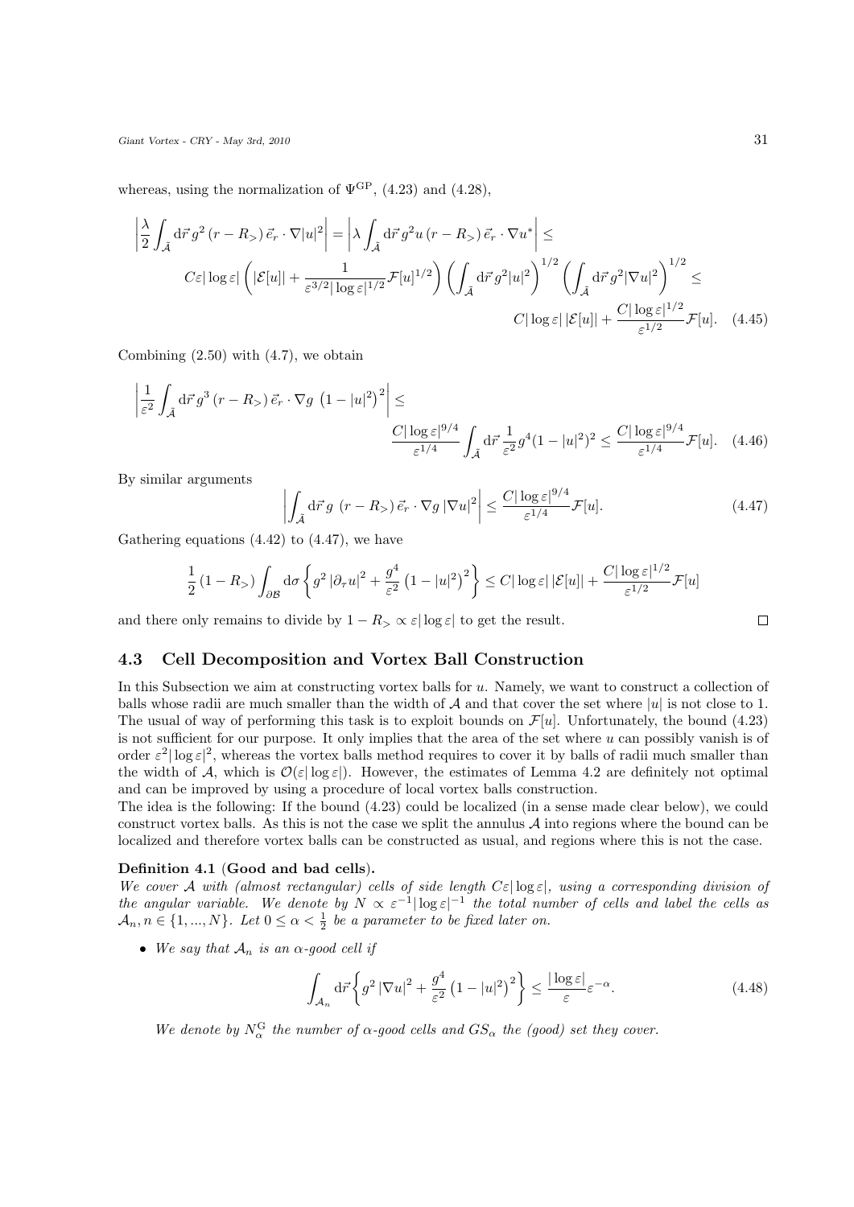whereas, using the normalization of $\Psi^{\mathrm{GP}}$, (4.23) and (4.28),

$$
\left| \frac{\lambda}{2} \int_{\tilde{\mathcal{A}}} \mathrm{d}\vec{r}\, g^2 \left(r - R_>\right) \vec{e}_r \cdot \nabla |u|^2 \right| = \left| \lambda \int_{\tilde{\mathcal{A}}} \mathrm{d}\vec{r}\, g^2 u \left(r - R_>\right) \vec{e}_r \cdot \nabla u^* \right| \leq
$$

$$
C\varepsilon |\log \varepsilon| \left( |\mathcal{E}[u]| + \frac{1}{\varepsilon^{3/2} |\log \varepsilon|^{1/2}} \mathcal{F}[u]^{1/2} \right) \left( \int_{\tilde{\mathcal{A}}} \mathrm{d}\vec{r}\, g^2 |u|^2 \right)^{1/2} \left( \int_{\tilde{\mathcal{A}}} \mathrm{d}\vec{r}\, g^2 |\nabla u|^2 \right)^{1/2} \leq
$$

$$
C |\log \varepsilon| \, |\mathcal{E}[u]| + \frac{C |\log \varepsilon|^{1/2}}{\varepsilon^{1/2}} \mathcal{F}[u]. \quad (4.45)
$$

Combining (2.50) with (4.7), we obtain

$$
\left| \frac{1}{\varepsilon^2} \int_{\tilde{\mathcal{A}}} \mathrm{d}\vec{r}\, g^3 \left(r - R_>\right) \vec{e}_r \cdot \nabla g \, \left(1 - |u|^2\right)^2 \right| \leq
$$

$$
\frac{C |\log \varepsilon|^{9/4}}{\varepsilon^{1/4}} \int_{\tilde{\mathcal{A}}} \mathrm{d}\vec{r}\, \frac{1}{\varepsilon^2} g^4 (1 - |u|^2)^2 \leq \frac{C |\log \varepsilon|^{9/4}}{\varepsilon^{1/4}} \mathcal{F}[u]. \quad (4.46)
$$

By similar arguments

$$
\left| \int_{\tilde{\mathcal{A}}} \mathrm{d}\vec{r}\, g \, \left(r - R_>\right) \vec{e}_r \cdot \nabla g \, |\nabla u|^2 \right| \leq \frac{C |\log \varepsilon|^{9/4}}{\varepsilon^{1/4}} \mathcal{F}[u]. \quad (4.47)
$$

Gathering equations (4.42) to (4.47), we have

$$
\frac{1}{2} \left(1 - R_>\right) \int_{\partial \mathcal{B}} \mathrm{d}\sigma \left\{ g^2 \left| \partial_\tau u \right|^2 + \frac{g^4}{\varepsilon^2} \left(1 - |u|^2\right)^2 \right\} \leq C |\log \varepsilon| \, |\mathcal{E}[u]| + \frac{C |\log \varepsilon|^{1/2}}{\varepsilon^{1/2}} \mathcal{F}[u]
$$

and there only remains to divide by $1 - R_> \propto \varepsilon |\log \varepsilon|$ to get the result. □

## 4.3 Cell Decomposition and Vortex Ball Construction

In this Subsection we aim at constructing vortex balls for $u$. Namely, we want to construct a collection of balls whose radii are much smaller than the width of $\mathcal{A}$ and that cover the set where $|u|$ is not close to 1. The usual of way of performing this task is to exploit bounds on $\mathcal{F}[u]$. Unfortunately, the bound (4.23) is not sufficient for our purpose. It only implies that the area of the set where $u$ can possibly vanish is of order $\varepsilon^2 |\log \varepsilon|^2$, whereas the vortex balls method requires to cover it by balls of radii much smaller than the width of $\mathcal{A}$, which is $\mathcal{O}(\varepsilon |\log \varepsilon|)$. However, the estimates of Lemma 4.2 are definitely not optimal and can be improved by using a procedure of local vortex balls construction.

The idea is the following: If the bound (4.23) could be localized (in a sense made clear below), we could construct vortex balls. As this is not the case we split the annulus $\mathcal{A}$ into regions where the bound can be localized and therefore vortex balls can be constructed as usual, and regions where this is not the case.

**Definition 4.1** (**Good and bad cells**).

*We cover $\mathcal{A}$ with (almost rectangular) cells of side length $C\varepsilon |\log \varepsilon|$, using a corresponding division of the angular variable. We denote by $N \propto \varepsilon^{-1} |\log \varepsilon|^{-1}$ the total number of cells and label the cells as $\mathcal{A}_n, n \in \{1, ..., N\}$. Let $0 \leq \alpha < \frac{1}{2}$ be a parameter to be fixed later on.*

- *We say that $\mathcal{A}_n$ is an $\alpha$-good cell if*

$$
\int_{\mathcal{A}_n} \mathrm{d}\vec{r} \left\{ g^2 \left| \nabla u \right|^2 + \frac{g^4}{\varepsilon^2} \left(1 - |u|^2\right)^2 \right\} \leq \frac{|\log \varepsilon|}{\varepsilon} \varepsilon^{-\alpha}. \quad (4.48)
$$

*We denote by $N_\alpha^{\mathrm{G}}$ the number of $\alpha$-good cells and $GS_\alpha$ the (good) set they cover.*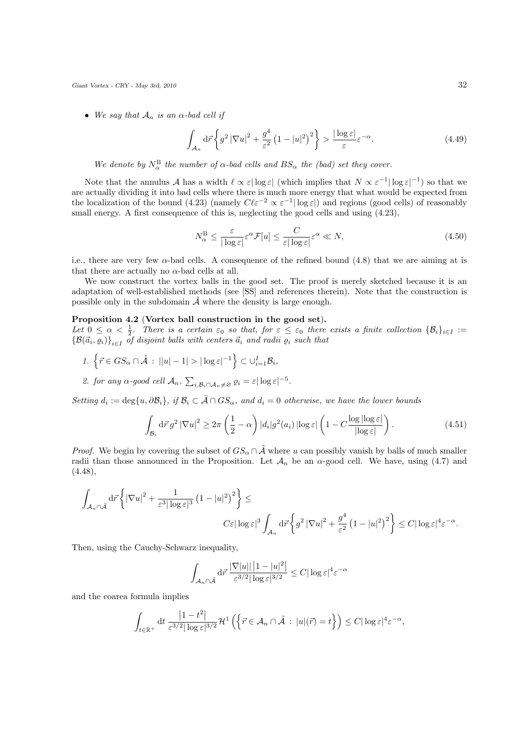- *We say that $\mathcal{A}_n$ is an $\alpha$-bad cell if*

$$\int_{\mathcal{A}_n} \mathrm{d}\vec{r} \left\{ g^2 \left|\nabla u\right|^2 + \frac{g^4}{\varepsilon^2} \left(1 - |u|^2\right)^2 \right\} > \frac{|\log \varepsilon|}{\varepsilon} \varepsilon^{-\alpha}. \tag{4.49}$$

*We denote by $N_\alpha^{\mathrm{B}}$ the number of $\alpha$-bad cells and $BS_\alpha$ the (bad) set they cover.*

Note that the annulus $\mathcal{A}$ has a width $\ell \propto \varepsilon|\log \varepsilon|$ (which implies that $N \propto \varepsilon^{-1}|\log \varepsilon|^{-1}$) so that we are actually dividing it into bad cells where there is much more energy that what would be expected from the localization of the bound (4.23) (namely $C\ell\varepsilon^{-2} \propto \varepsilon^{-1}|\log \varepsilon|$) and regions (good cells) of reasonably small energy. A first consequence of this is, neglecting the good cells and using (4.23),

$$N_\alpha^{\mathrm{B}} \leq \frac{\varepsilon}{|\log \varepsilon|} \varepsilon^{\alpha} \mathcal{F}[u] \leq \frac{C}{\varepsilon |\log \varepsilon|} \varepsilon^{\alpha} \ll N, \tag{4.50}$$

i.e., there are very few $\alpha$-bad cells. A consequence of the refined bound (4.8) that we are aiming at is that there are actually no $\alpha$-bad cells at all.

We now construct the vortex balls in the good set. The proof is merely sketched because it is an adaptation of well-established methods (see [SS] and references therein). Note that the construction is possible only in the subdomain $\tilde{\mathcal{A}}$ where the density is large enough.

**Proposition 4.2** (**Vortex ball construction in the good set**).
*Let $0 \leq \alpha < \frac{1}{2}$. There is a certain $\varepsilon_0$ so that, for $\varepsilon \leq \varepsilon_0$ there exists a finite collection $\{\mathcal{B}_i\}_{i\in I} := \{\mathcal{B}(\vec{a}_i, \varrho_i)\}_{i\in I}$ of disjoint balls with centers $\vec{a}_i$ and radii $\varrho_i$ such that*

1. $\left\{ \vec{r} \in GS_\alpha \cap \tilde{\mathcal{A}} \, : \, ||u| - 1| > |\log \varepsilon|^{-1} \right\} \subset \cup_{i=1}^{I} \mathcal{B}_i$,
2. *for any $\alpha$-good cell $\mathcal{A}_n$, $\sum_{i, \mathcal{B}_i \cap \mathcal{A}_n \neq \varnothing} \varrho_i = \varepsilon |\log \varepsilon|^{-5}$.*

*Setting $d_i := \deg\{u, \partial \mathcal{B}_i\}$, if $\mathcal{B}_i \subset \tilde{\mathcal{A}} \cap GS_\alpha$, and $d_i = 0$ otherwise, we have the lower bounds*

$$\int_{\mathcal{B}_i} \mathrm{d}\vec{r} \, g^2 \left|\nabla u\right|^2 \geq 2\pi \left( \frac{1}{2} - \alpha \right) |d_i| g^2(a_i) \left|\log \varepsilon\right| \left( 1 - C \frac{\log |\log \varepsilon|}{|\log \varepsilon|} \right). \tag{4.51}$$

*Proof.* We begin by covering the subset of $GS_\alpha \cap \tilde{\mathcal{A}}$ where $u$ can possibly vanish by balls of much smaller radii than those announced in the Proposition. Let $\mathcal{A}_n$ be an $\alpha$-good cell. We have, using (4.7) and (4.48),

$$\int_{\mathcal{A}_n \cap \tilde{\mathcal{A}}} \mathrm{d}\vec{r} \left\{ \left|\nabla u\right|^2 + \frac{1}{\varepsilon^3 |\log \varepsilon|^3} \left(1 - |u|^2\right)^2 \right\} \leq$$

$$C\varepsilon |\log \varepsilon|^3 \int_{\mathcal{A}_n} \mathrm{d}\vec{r} \left\{ g^2 \left|\nabla u\right|^2 + \frac{g^4}{\varepsilon^2} \left(1 - |u|^2\right)^2 \right\} \leq C |\log \varepsilon|^4 \varepsilon^{-\alpha}.$$

Then, using the Cauchy-Schwarz inequality,

$$\int_{\mathcal{A}_n \cap \tilde{\mathcal{A}}} \mathrm{d}\vec{r} \, \frac{|\nabla |u|| \left|1 - |u|^2\right|}{\varepsilon^{3/2} |\log \varepsilon|^{3/2}} \leq C |\log \varepsilon|^4 \varepsilon^{-\alpha}$$

and the coarea formula implies

$$\int_{t \in \mathbb{R}^+} \mathrm{d}t \, \frac{\left|1 - t^2\right|}{\varepsilon^{3/2} |\log \varepsilon|^{3/2}} \mathcal{H}^1 \left( \left\{ \vec{r} \in \mathcal{A}_n \cap \tilde{\mathcal{A}} \, : \, |u|(\vec{r}) = t \right\} \right) \leq C |\log \varepsilon|^4 \varepsilon^{-\alpha},$$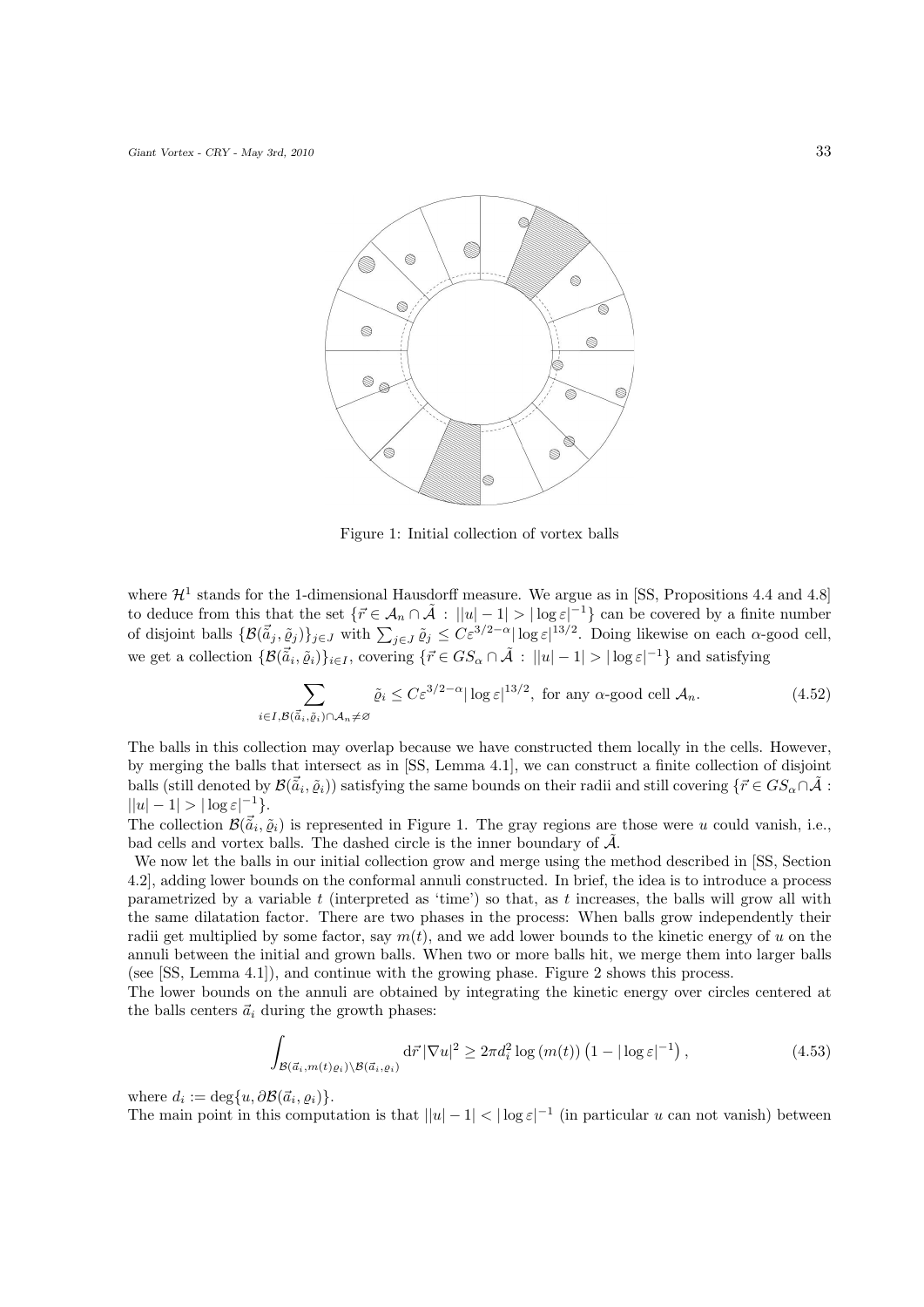Figure 1: Initial collection of vortex balls

where $\mathcal{H}^1$ stands for the 1-dimensional Hausdorff measure. We argue as in [SS, Propositions 4.4 and 4.8] to deduce from this that the set $\{\vec{r} \in \mathcal{A}_n \cap \tilde{\mathcal{A}} \, : \, ||u|-1| > |\log\varepsilon|^{-1}\}$ can be covered by a finite number of disjoint balls $\{\mathcal{B}(\tilde{\vec{a}}_j, \tilde{\varrho}_j)\}_{j\in J}$ with $\sum_{j\in J} \tilde{\varrho}_j \leq C\varepsilon^{3/2-\alpha}|\log\varepsilon|^{13/2}$. Doing likewise on each $\alpha$-good cell, we get a collection $\{\mathcal{B}(\tilde{\vec{a}}_i, \tilde{\varrho}_i)\}_{i\in I}$, covering $\{\vec{r} \in GS_\alpha \cap \tilde{\mathcal{A}} \, : \, ||u|-1| > |\log\varepsilon|^{-1}\}$ and satisfying

$$\sum_{i\in I, \mathcal{B}(\tilde{\vec{a}}_i, \tilde{\varrho}_i)\cap\mathcal{A}_n \neq \varnothing} \tilde{\varrho}_i \leq C\varepsilon^{3/2-\alpha}|\log\varepsilon|^{13/2}, \text{ for any } \alpha\text{-good cell } \mathcal{A}_n. \tag{4.52}$$

The balls in this collection may overlap because we have constructed them locally in the cells. However, by merging the balls that intersect as in [SS, Lemma 4.1], we can construct a finite collection of disjoint balls (still denoted by $\mathcal{B}(\tilde{\vec{a}}_i, \tilde{\varrho}_i)$) satisfying the same bounds on their radii and still covering $\{\vec{r} \in GS_\alpha \cap \tilde{\mathcal{A}} \, : \, ||u|-1| > |\log\varepsilon|^{-1}\}$.

The collection $\mathcal{B}(\tilde{\vec{a}}_i, \tilde{\varrho}_i)$ is represented in Figure 1. The gray regions are those were $u$ could vanish, i.e., bad cells and vortex balls. The dashed circle is the inner boundary of $\tilde{\mathcal{A}}$.

We now let the balls in our initial collection grow and merge using the method described in [SS, Section 4.2], adding lower bounds on the conformal annuli constructed. In brief, the idea is to introduce a process parametrized by a variable $t$ (interpreted as 'time') so that, as $t$ increases, the balls will grow all with the same dilatation factor. There are two phases in the process: When balls grow independently their radii get multiplied by some factor, say $m(t)$, and we add lower bounds to the kinetic energy of $u$ on the annuli between the initial and grown balls. When two or more balls hit, we merge them into larger balls (see [SS, Lemma 4.1]), and continue with the growing phase. Figure 2 shows this process.

The lower bounds on the annuli are obtained by integrating the kinetic energy over circles centered at the balls centers $\vec{a}_i$ during the growth phases:

$$\int_{\mathcal{B}(\vec{a}_i, m(t)\varrho_i)\setminus\mathcal{B}(\vec{a}_i,\varrho_i)} \mathrm{d}\vec{r} \, |\nabla u|^2 \geq 2\pi d_i^2 \log\left(m(t)\right)\left(1 - |\log\varepsilon|^{-1}\right), \tag{4.53}$$

where $d_i := \deg\{u, \partial\mathcal{B}(\vec{a}_i, \varrho_i)\}$.

The main point in this computation is that $||u|-1| < |\log\varepsilon|^{-1}$ (in particular $u$ can not vanish) between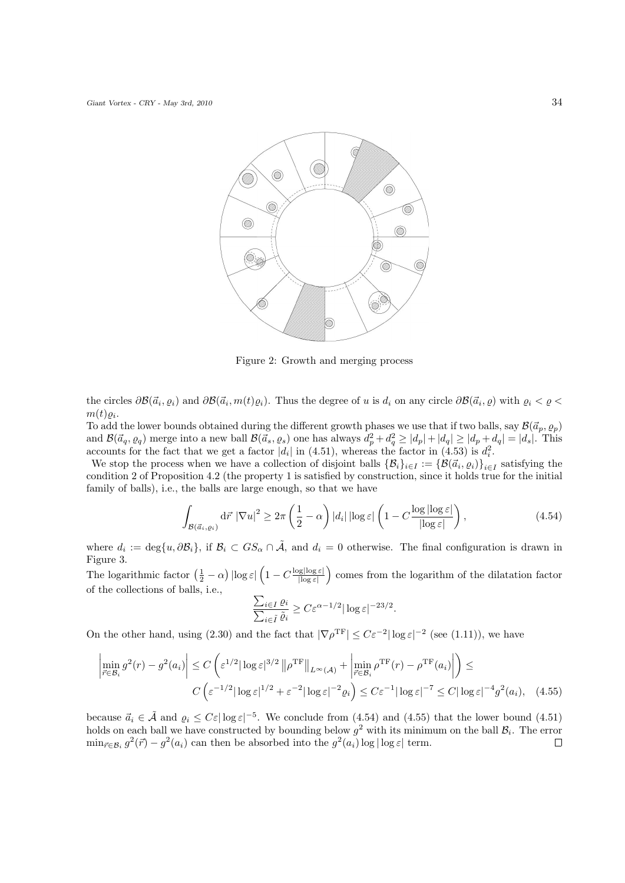Figure 2: Growth and merging process

the circles $\partial\mathcal{B}(\vec{a}_i, \varrho_i)$ and $\partial\mathcal{B}(\vec{a}_i, m(t)\varrho_i)$. Thus the degree of $u$ is $d_i$ on any circle $\partial\mathcal{B}(\vec{a}_i, \varrho)$ with $\varrho_i < \varrho < m(t)\varrho_i$.

To add the lower bounds obtained during the different growth phases we use that if two balls, say $\mathcal{B}(\vec{a}_p, \varrho_p)$ and $\mathcal{B}(\vec{a}_q, \varrho_q)$ merge into a new ball $\mathcal{B}(\vec{a}_s, \varrho_s)$ one has always $d_p^2 + d_q^2 \geq |d_p| + |d_q| \geq |d_p + d_q| = |d_s|$. This accounts for the fact that we get a factor $|d_i|$ in (4.51), whereas the factor in (4.53) is $d_i^2$.

We stop the process when we have a collection of disjoint balls $\{\mathcal{B}_i\}_{i\in I} := \{\mathcal{B}(\vec{a}_i, \varrho_i)\}_{i\in I}$ satisfying the condition 2 of Proposition 4.2 (the property 1 is satisfied by construction, since it holds true for the initial family of balls), i.e., the balls are large enough, so that we have

$$\int_{\mathcal{B}(\vec{a}_i,\varrho_i)} \mathrm{d}\vec{r}\, |\nabla u|^2 \geq 2\pi \left(\frac{1}{2} - \alpha\right) |d_i| \, |\log\varepsilon| \left(1 - C\frac{\log|\log\varepsilon|}{|\log\varepsilon|}\right), \tag{4.54}$$

where $d_i := \deg\{u, \partial\mathcal{B}_i\}$, if $\mathcal{B}_i \subset GS_\alpha \cap \tilde{\mathcal{A}}$, and $d_i = 0$ otherwise. The final configuration is drawn in Figure 3.

The logarithmic factor $\left(\frac{1}{2} - \alpha\right)|\log\varepsilon| \left(1 - C\frac{\log|\log\varepsilon|}{|\log\varepsilon|}\right)$ comes from the logarithm of the dilatation factor of the collections of balls, i.e.,

$$\frac{\sum_{i\in I} \varrho_i}{\sum_{i\in\tilde{I}} \tilde{\varrho}_i} \geq C\varepsilon^{\alpha-1/2}|\log\varepsilon|^{-23/2}.$$

On the other hand, using (2.30) and the fact that $|\nabla\rho^{\mathrm{TF}}| \leq C\varepsilon^{-2}|\log\varepsilon|^{-2}$ (see (1.11)), we have

$$\left|\min_{\vec{r}\in\mathcal{B}_i} g^2(r) - g^2(a_i)\right| \leq C\left(\varepsilon^{1/2}|\log\varepsilon|^{3/2}\left\|\rho^{\mathrm{TF}}\right\|_{L^\infty(\mathcal{A})} + \left|\min_{\vec{r}\in\mathcal{B}_i}\rho^{\mathrm{TF}}(r) - \rho^{\mathrm{TF}}(a_i)\right|\right) \leq$$
$$C\left(\varepsilon^{-1/2}|\log\varepsilon|^{1/2} + \varepsilon^{-2}|\log\varepsilon|^{-2}\varrho_i\right) \leq C\varepsilon^{-1}|\log\varepsilon|^{-7} \leq C|\log\varepsilon|^{-4}g^2(a_i), \tag{4.55}$$

because $\vec{a}_i \in \tilde{\mathcal{A}}$ and $\varrho_i \leq C\varepsilon|\log\varepsilon|^{-5}$. We conclude from (4.54) and (4.55) that the lower bound (4.51) holds on each ball we have constructed by bounding below $g^2$ with its minimum on the ball $\mathcal{B}_i$. The error $\min_{\vec{r}\in\mathcal{B}_i} g^2(\vec{r}) - g^2(a_i)$ can then be absorbed into the $g^2(a_i)\log|\log\varepsilon|$ term. $\square$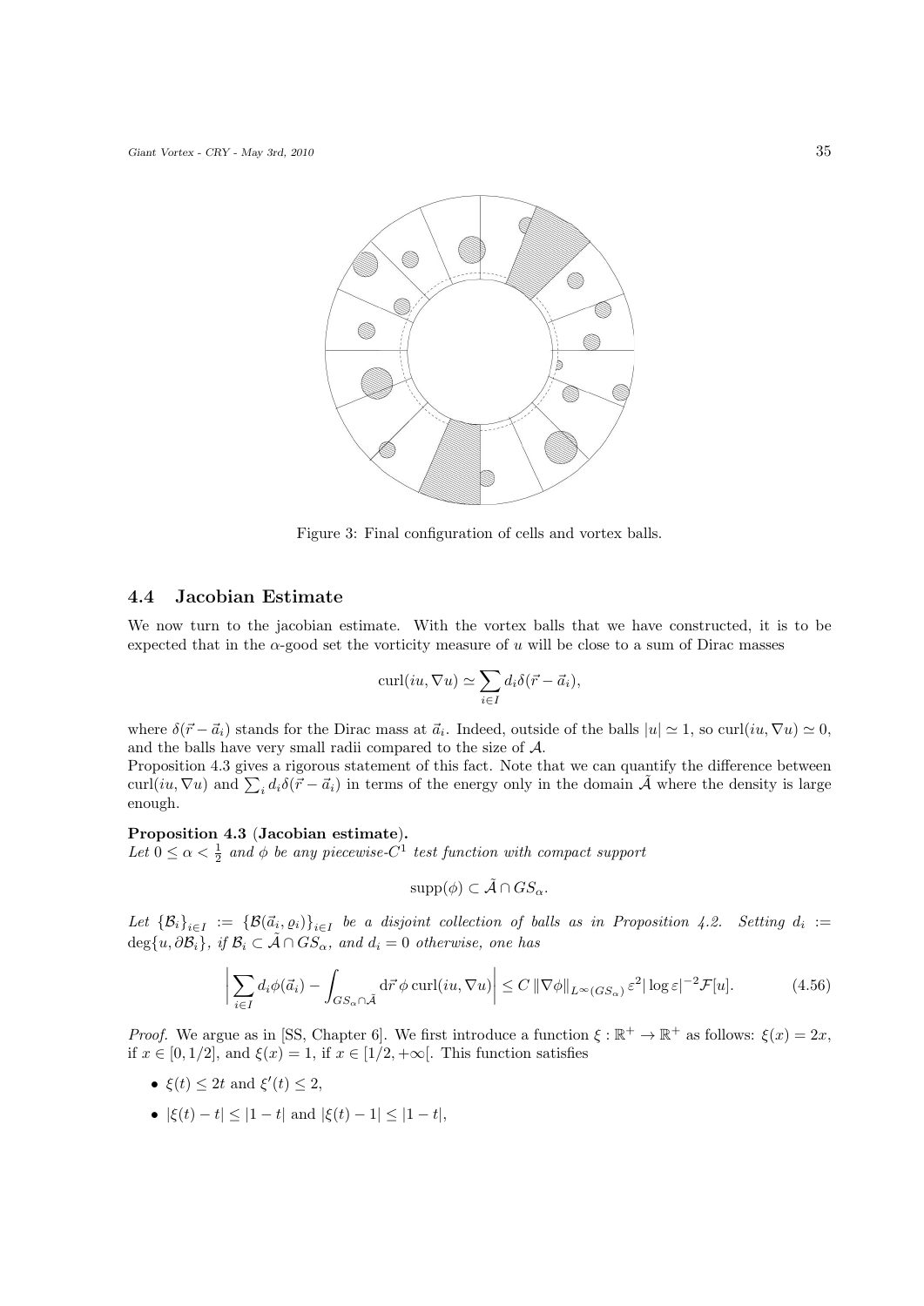Figure 3: Final configuration of cells and vortex balls.

### 4.4 Jacobian Estimate

We now turn to the jacobian estimate. With the vortex balls that we have constructed, it is to be expected that in the $\alpha$-good set the vorticity measure of $u$ will be close to a sum of Dirac masses

$$\mathrm{curl}(iu, \nabla u) \simeq \sum_{i \in I} d_i \delta(\vec{r} - \vec{a}_i),$$

where $\delta(\vec{r} - \vec{a}_i)$ stands for the Dirac mass at $\vec{a}_i$. Indeed, outside of the balls $|u| \simeq 1$, so $\mathrm{curl}(iu, \nabla u) \simeq 0$, and the balls have very small radii compared to the size of $\mathcal{A}$.

Proposition 4.3 gives a rigorous statement of this fact. Note that we can quantify the difference between $\mathrm{curl}(iu, \nabla u)$ and $\sum_i d_i \delta(\vec{r} - \vec{a}_i)$ in terms of the energy only in the domain $\tilde{\mathcal{A}}$ where the density is large enough.

**Proposition 4.3 (Jacobian estimate).**
*Let $0 \leq \alpha < \frac{1}{2}$ and $\phi$ be any piecewise-$C^1$ test function with compact support*

$$\mathrm{supp}(\phi) \subset \tilde{\mathcal{A}} \cap GS_\alpha.$$

*Let $\{\mathcal{B}_i\}_{i \in I} := \{\mathcal{B}(\vec{a}_i, \varrho_i)\}_{i \in I}$ be a disjoint collection of balls as in Proposition 4.2. Setting $d_i := \deg\{u, \partial \mathcal{B}_i\}$, if $\mathcal{B}_i \subset \tilde{\mathcal{A}} \cap GS_\alpha$, and $d_i = 0$ otherwise, one has*

$$\left| \sum_{i \in I} d_i \phi(\vec{a}_i) - \int_{GS_\alpha \cap \tilde{\mathcal{A}}} \mathrm{d}\vec{r}\, \phi \, \mathrm{curl}(iu, \nabla u) \right| \leq C \left\| \nabla \phi \right\|_{L^\infty(GS_\alpha)} \varepsilon^2 |\log \varepsilon|^{-2} \mathcal{F}[u]. \tag{4.56}$$

*Proof.* We argue as in [SS, Chapter 6]. We first introduce a function $\xi : \mathbb{R}^+ \to \mathbb{R}^+$ as follows: $\xi(x) = 2x$, if $x \in [0, 1/2]$, and $\xi(x) = 1$, if $x \in [1/2, +\infty[$. This function satisfies

- $\xi(t) \leq 2t$ and $\xi'(t) \leq 2$,
- $|\xi(t) - t| \leq |1 - t|$ and $|\xi(t) - 1| \leq |1 - t|$,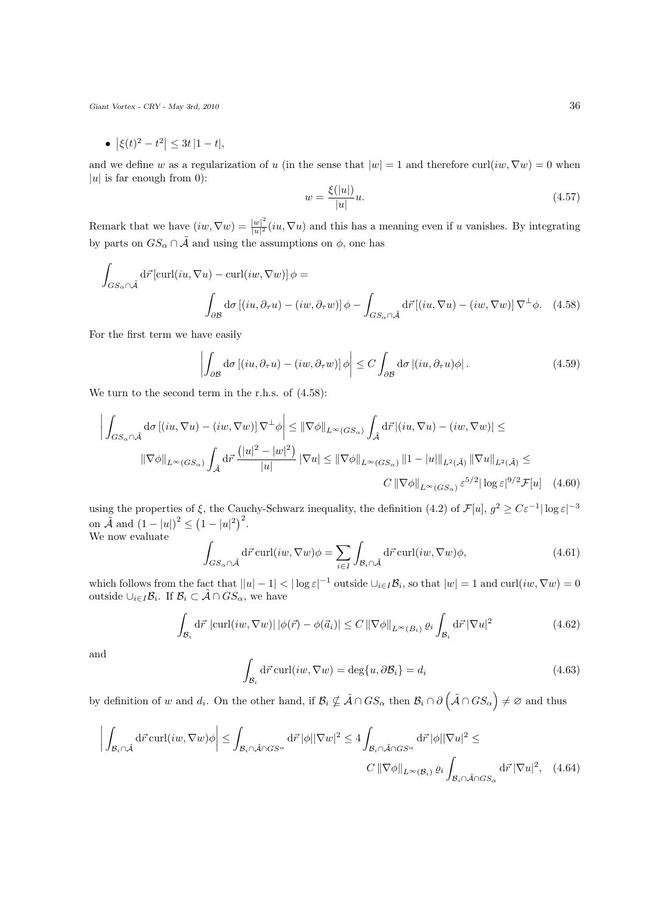- $\left|\xi(t)^2 - t^2\right| \leq 3t\,|1-t|$,

and we define $w$ as a regularization of $u$ (in the sense that $|w| = 1$ and therefore $\mathrm{curl}(iw, \nabla w) = 0$ when $|u|$ is far enough from 0):

$$
w = \frac{\xi(|u|)}{|u|} u. \tag{4.57}
$$

Remark that we have $(iw, \nabla w) = \frac{|w|^2}{|u|^2}(iu, \nabla u)$ and this has a meaning even if $u$ vanishes. By integrating by parts on $GS_\alpha \cap \tilde{\mathcal{A}}$ and using the assumptions on $\phi$, one has

$$
\int_{GS_\alpha \cap \tilde{\mathcal{A}}} \mathrm{d}\vec{r}\,[\mathrm{curl}(iu, \nabla u) - \mathrm{curl}(iw, \nabla w)]\,\phi = \int_{\partial \mathcal{B}} \mathrm{d}\sigma\,[(iu, \partial_\tau u) - (iw, \partial_\tau w)]\,\phi - \int_{GS_\alpha \cap \tilde{\mathcal{A}}} \mathrm{d}\vec{r}\,[(iu, \nabla u) - (iw, \nabla w)]\,\nabla^\perp \phi. \tag{4.58}
$$

For the first term we have easily

$$
\left| \int_{\partial \mathcal{B}} \mathrm{d}\sigma\,[(iu, \partial_\tau u) - (iw, \partial_\tau w)]\,\phi \right| \leq C \int_{\partial \mathcal{B}} \mathrm{d}\sigma\,|(iu, \partial_\tau u)\phi|\,. \tag{4.59}
$$

We turn to the second term in the r.h.s. of (4.58):

$$
\left| \int_{GS_\alpha \cap \tilde{\mathcal{A}}} \mathrm{d}\sigma\,[(iu, \nabla u) - (iw, \nabla w)]\,\nabla^\perp \phi \right| \leq \|\nabla \phi\|_{L^\infty(GS_\alpha)} \int_{\tilde{\mathcal{A}}} \mathrm{d}\vec{r}\,|(iu, \nabla u) - (iw, \nabla w)| \leq \|\nabla \phi\|_{L^\infty(GS_\alpha)} \int_{\tilde{\mathcal{A}}} \mathrm{d}\vec{r}\,\frac{\left(|u|^2 - |w|^2\right)}{|u|}\,|\nabla u| \leq \|\nabla \phi\|_{L^\infty(GS_\alpha)} \left\|1 - |u|\right\|_{L^2(\tilde{\mathcal{A}})} \|\nabla u\|_{L^2(\tilde{\mathcal{A}})} \leq C\,\|\nabla \phi\|_{L^\infty(GS_\alpha)}\,\varepsilon^{5/2} |\log \varepsilon|^{9/2} \mathcal{F}[u] \tag{4.60}
$$

using the properties of $\xi$, the Cauchy-Schwarz inequality, the definition (4.2) of $\mathcal{F}[u]$, $g^2 \geq C\varepsilon^{-1}|\log\varepsilon|^{-3}$ on $\tilde{\mathcal{A}}$ and $(1-|u|)^2 \leq \left(1 - |u|^2\right)^2$.
We now evaluate

$$
\int_{GS_\alpha \cap \tilde{\mathcal{A}}} \mathrm{d}\vec{r}\,\mathrm{curl}(iw, \nabla w)\phi = \sum_{i \in I} \int_{\mathcal{B}_i \cap \tilde{\mathcal{A}}} \mathrm{d}\vec{r}\,\mathrm{curl}(iw, \nabla w)\phi, \tag{4.61}
$$

which follows from the fact that $\left||u| - 1\right| < |\log\varepsilon|^{-1}$ outside $\cup_{i \in I} \mathcal{B}_i$, so that $|w| = 1$ and $\mathrm{curl}(iw, \nabla w) = 0$ outside $\cup_{i \in I} \mathcal{B}_i$. If $\mathcal{B}_i \subset \tilde{\mathcal{A}} \cap GS_\alpha$, we have

$$
\int_{\mathcal{B}_i} \mathrm{d}\vec{r}\;|\mathrm{curl}(iw, \nabla w)|\,|\phi(\vec{r}) - \phi(\vec{a}_i)| \leq C\,\|\nabla \phi\|_{L^\infty(B_i)}\,\varrho_i \int_{\mathcal{B}_i} \mathrm{d}\vec{r}\,|\nabla u|^2 \tag{4.62}
$$

and

$$
\int_{\mathcal{B}_i} \mathrm{d}\vec{r}\,\mathrm{curl}(iw, \nabla w) = \deg\{u, \partial \mathcal{B}_i\} = d_i \tag{4.63}
$$

by definition of $w$ and $d_i$. On the other hand, if $\mathcal{B}_i \not\subseteq \tilde{\mathcal{A}} \cap GS_\alpha$ then $\mathcal{B}_i \cap \partial\left(\tilde{\mathcal{A}} \cap GS_\alpha\right) \neq \varnothing$ and thus

$$
\left| \int_{\mathcal{B}_i \cap \tilde{\mathcal{A}}} \mathrm{d}\vec{r}\,\mathrm{curl}(iw, \nabla w)\phi \right| \leq \int_{\mathcal{B}_i \cap \tilde{\mathcal{A}} \cap GS^\alpha} \mathrm{d}\vec{r}\,|\phi||\nabla w|^2 \leq 4 \int_{\mathcal{B}_i \cap \tilde{\mathcal{A}} \cap GS^\alpha} \mathrm{d}\vec{r}\,|\phi||\nabla u|^2 \leq C\,\|\nabla \phi\|_{L^\infty(\mathcal{B}_i)}\,\varrho_i \int_{\mathcal{B}_i \cap \tilde{\mathcal{A}} \cap GS_\alpha} \mathrm{d}\vec{r}\,|\nabla u|^2, \tag{4.64}
$$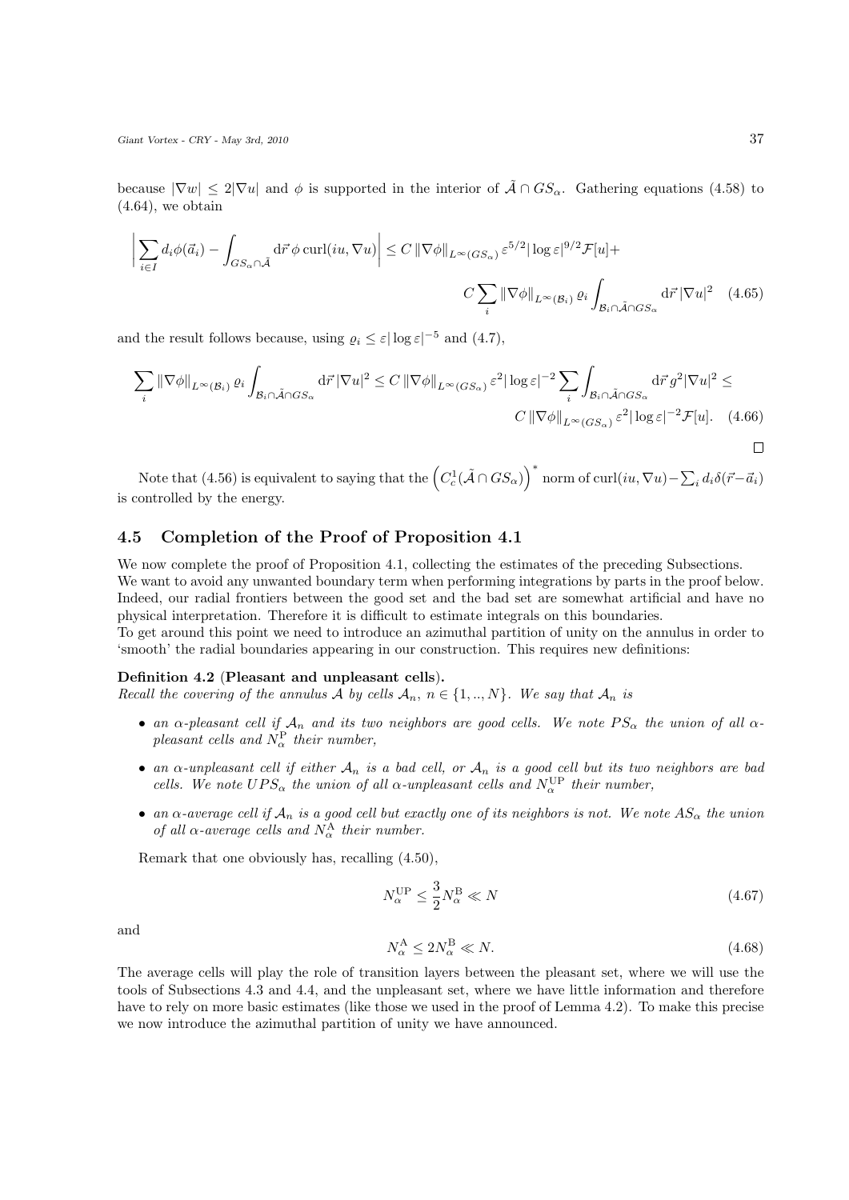because $|\nabla w| \leq 2|\nabla u|$ and $\phi$ is supported in the interior of $\tilde{\mathcal{A}} \cap GS_\alpha$. Gathering equations (4.58) to (4.64), we obtain

$$\left| \sum_{i \in I} d_i \phi(\vec{a}_i) - \int_{GS_\alpha \cap \tilde{\mathcal{A}}} \mathrm{d}\vec{r}\, \phi \, \mathrm{curl}(iu, \nabla u) \right| \leq C \left\| \nabla \phi \right\|_{L^\infty(GS_\alpha)} \varepsilon^{5/2} |\log \varepsilon|^{9/2} \mathcal{F}[u] + C \sum_i \left\| \nabla \phi \right\|_{L^\infty(\mathcal{B}_i)} \varrho_i \int_{\mathcal{B}_i \cap \tilde{\mathcal{A}} \cap GS_\alpha} \mathrm{d}\vec{r}\, |\nabla u|^2 \quad (4.65)$$

and the result follows because, using $\varrho_i \leq \varepsilon |\log \varepsilon|^{-5}$ and (4.7),

$$\sum_i \left\| \nabla \phi \right\|_{L^\infty(\mathcal{B}_i)} \varrho_i \int_{\mathcal{B}_i \cap \tilde{\mathcal{A}} \cap GS_\alpha} \mathrm{d}\vec{r}\, |\nabla u|^2 \leq C \left\| \nabla \phi \right\|_{L^\infty(GS_\alpha)} \varepsilon^2 |\log \varepsilon|^{-2} \sum_i \int_{\mathcal{B}_i \cap \tilde{\mathcal{A}} \cap GS_\alpha} \mathrm{d}\vec{r}\, g^2 |\nabla u|^2 \leq C \left\| \nabla \phi \right\|_{L^\infty(GS_\alpha)} \varepsilon^2 |\log \varepsilon|^{-2} \mathcal{F}[u]. \quad (4.66)$$

□

Note that (4.56) is equivalent to saying that the $\left( C^1_c(\tilde{\mathcal{A}} \cap GS_\alpha) \right)^*$ norm of $\mathrm{curl}(iu, \nabla u) - \sum_i d_i \delta(\vec{r} - \vec{a}_i)$ is controlled by the energy.

## 4.5 Completion of the Proof of Proposition 4.1

We now complete the proof of Proposition 4.1, collecting the estimates of the preceding Subsections. We want to avoid any unwanted boundary term when performing integrations by parts in the proof below. Indeed, our radial frontiers between the good set and the bad set are somewhat artificial and have no physical interpretation. Therefore it is difficult to estimate integrals on this boundaries.
To get around this point we need to introduce an azimuthal partition of unity on the annulus in order to 'smooth' the radial boundaries appearing in our construction. This requires new definitions:

**Definition 4.2 (Pleasant and unpleasant cells).**
*Recall the covering of the annulus $\mathcal{A}$ by cells $\mathcal{A}_n$, $n \in \{1, .., N\}$. We say that $\mathcal{A}_n$ is*

- *an $\alpha$-pleasant cell if $\mathcal{A}_n$ and its two neighbors are good cells. We note $PS_\alpha$ the union of all $\alpha$-pleasant cells and $N^{\mathrm{P}}_\alpha$ their number,*
- *an $\alpha$-unpleasant cell if either $\mathcal{A}_n$ is a bad cell, or $\mathcal{A}_n$ is a good cell but its two neighbors are bad cells. We note $UPS_\alpha$ the union of all $\alpha$-unpleasant cells and $N^{\mathrm{UP}}_\alpha$ their number,*
- *an $\alpha$-average cell if $\mathcal{A}_n$ is a good cell but exactly one of its neighbors is not. We note $AS_\alpha$ the union of all $\alpha$-average cells and $N^{\mathrm{A}}_\alpha$ their number.*

Remark that one obviously has, recalling (4.50),

$$N^{\mathrm{UP}}_\alpha \leq \frac{3}{2} N^{\mathrm{B}}_\alpha \ll N \quad (4.67)$$

and

$$N^{\mathrm{A}}_\alpha \leq 2 N^{\mathrm{B}}_\alpha \ll N. \quad (4.68)$$

The average cells will play the role of transition layers between the pleasant set, where we will use the tools of Subsections 4.3 and 4.4, and the unpleasant set, where we have little information and therefore have to rely on more basic estimates (like those we used in the proof of Lemma 4.2). To make this precise we now introduce the azimuthal partition of unity we have announced.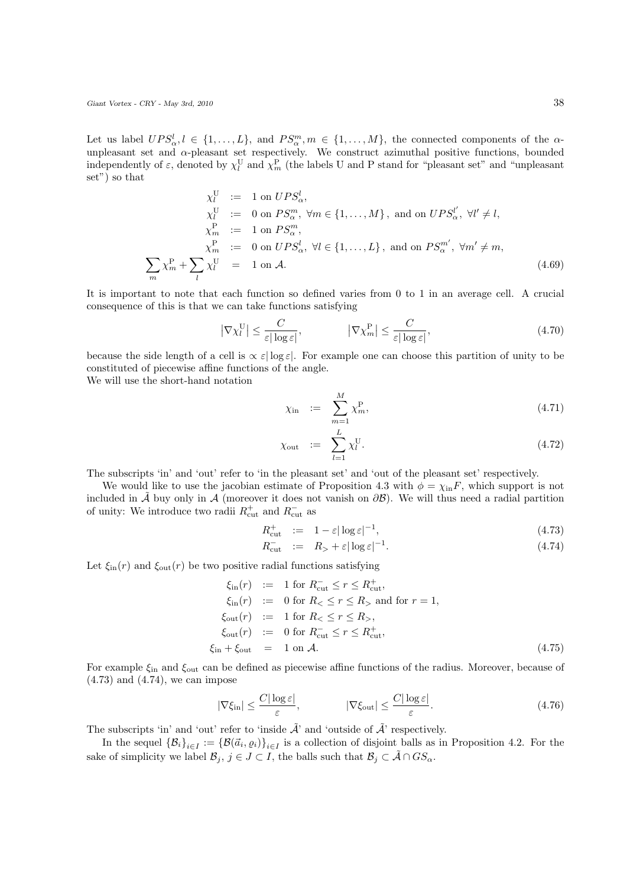Let us label $UPS^l_\alpha, l \in \{1,\ldots,L\}$, and $PS^m_\alpha, m \in \{1,\ldots,M\}$, the connected components of the $\alpha$-unpleasant set and $\alpha$-pleasant set respectively. We construct azimuthal positive functions, bounded independently of $\varepsilon$, denoted by $\chi^{\mathrm{U}}_l$ and $\chi^{\mathrm{P}}_m$ (the labels U and P stand for "pleasant set" and "unpleasant set") so that

$$
\begin{aligned}
\chi^{\mathrm{U}}_l &:= 1 \text{ on } UPS^l_\alpha, \\
\chi^{\mathrm{U}}_l &:= 0 \text{ on } PS^m_\alpha,\ \forall m \in \{1,\ldots,M\}, \text{ and on } UPS^{l'}_\alpha,\ \forall l' \neq l, \\
\chi^{\mathrm{P}}_m &:= 1 \text{ on } PS^m_\alpha, \\
\chi^{\mathrm{P}}_m &:= 0 \text{ on } UPS^l_\alpha,\ \forall l \in \{1,\ldots,L\}, \text{ and on } PS^{m'}_\alpha,\ \forall m' \neq m, \\
\sum_m \chi^{\mathrm{P}}_m + \sum_l \chi^{\mathrm{U}}_l &= 1 \text{ on } \mathcal{A}.
\end{aligned} \tag{4.69}
$$

It is important to note that each function so defined varies from 0 to 1 in an average cell. A crucial consequence of this is that we can take functions satisfying

$$
\left|\nabla \chi^{\mathrm{U}}_l\right| \leq \frac{C}{\varepsilon|\log\varepsilon|}, \qquad \left|\nabla \chi^{\mathrm{P}}_m\right| \leq \frac{C}{\varepsilon|\log\varepsilon|}, \tag{4.70}
$$

because the side length of a cell is $\propto \varepsilon|\log\varepsilon|$. For example one can choose this partition of unity to be constituted of piecewise affine functions of the angle.
We will use the short-hand notation

$$
\chi_{\mathrm{in}} := \sum_{m=1}^{M} \chi^{\mathrm{P}}_m, \tag{4.71}
$$

$$
\chi_{\mathrm{out}} := \sum_{l=1}^{L} \chi^{\mathrm{U}}_l. \tag{4.72}
$$

The subscripts 'in' and 'out' refer to 'in the pleasant set' and 'out of the pleasant set' respectively.

We would like to use the jacobian estimate of Proposition 4.3 with $\phi = \chi_{\mathrm{in}} F$, which support is not included in $\tilde{\mathcal{A}}$ buy only in $\mathcal{A}$ (moreover it does not vanish on $\partial\mathcal{B}$). We will thus need a radial partition of unity: We introduce two radii $R^+_{\mathrm{cut}}$ and $R^-_{\mathrm{cut}}$ as

$$
R^+_{\mathrm{cut}} := 1 - \varepsilon|\log\varepsilon|^{-1}, \tag{4.73}
$$

$$
R^-_{\mathrm{cut}} := R_> + \varepsilon|\log\varepsilon|^{-1}. \tag{4.74}
$$

Let $\xi_{\mathrm{in}}(r)$ and $\xi_{\mathrm{out}}(r)$ be two positive radial functions satisfying

$$
\begin{aligned}
\xi_{\mathrm{in}}(r) &:= 1 \text{ for } R^-_{\mathrm{cut}} \leq r \leq R^+_{\mathrm{cut}}, \\
\xi_{\mathrm{in}}(r) &:= 0 \text{ for } R_< \leq r \leq R_> \text{ and for } r = 1, \\
\xi_{\mathrm{out}}(r) &:= 1 \text{ for } R_< \leq r \leq R_>, \\
\xi_{\mathrm{out}}(r) &:= 0 \text{ for } R^-_{\mathrm{cut}} \leq r \leq R^+_{\mathrm{cut}}, \\
\xi_{\mathrm{in}} + \xi_{\mathrm{out}} &= 1 \text{ on } \mathcal{A}.
\end{aligned} \tag{4.75}
$$

For example $\xi_{\mathrm{in}}$ and $\xi_{\mathrm{out}}$ can be defined as piecewise affine functions of the radius. Moreover, because of (4.73) and (4.74), we can impose

$$
|\nabla \xi_{\mathrm{in}}| \leq \frac{C|\log\varepsilon|}{\varepsilon}, \qquad |\nabla \xi_{\mathrm{out}}| \leq \frac{C|\log\varepsilon|}{\varepsilon}. \tag{4.76}
$$

The subscripts 'in' and 'out' refer to 'inside $\tilde{\mathcal{A}}$' and 'outside of $\tilde{\mathcal{A}}$' respectively.

In the sequel $\{\mathcal{B}_i\}_{i\in I} := \{\mathcal{B}(\vec{a}_i, \varrho_i)\}_{i\in I}$ is a collection of disjoint balls as in Proposition 4.2. For the sake of simplicity we label $\mathcal{B}_j$, $j \in J \subset I$, the balls such that $\mathcal{B}_j \subset \tilde{\mathcal{A}} \cap GS_\alpha$.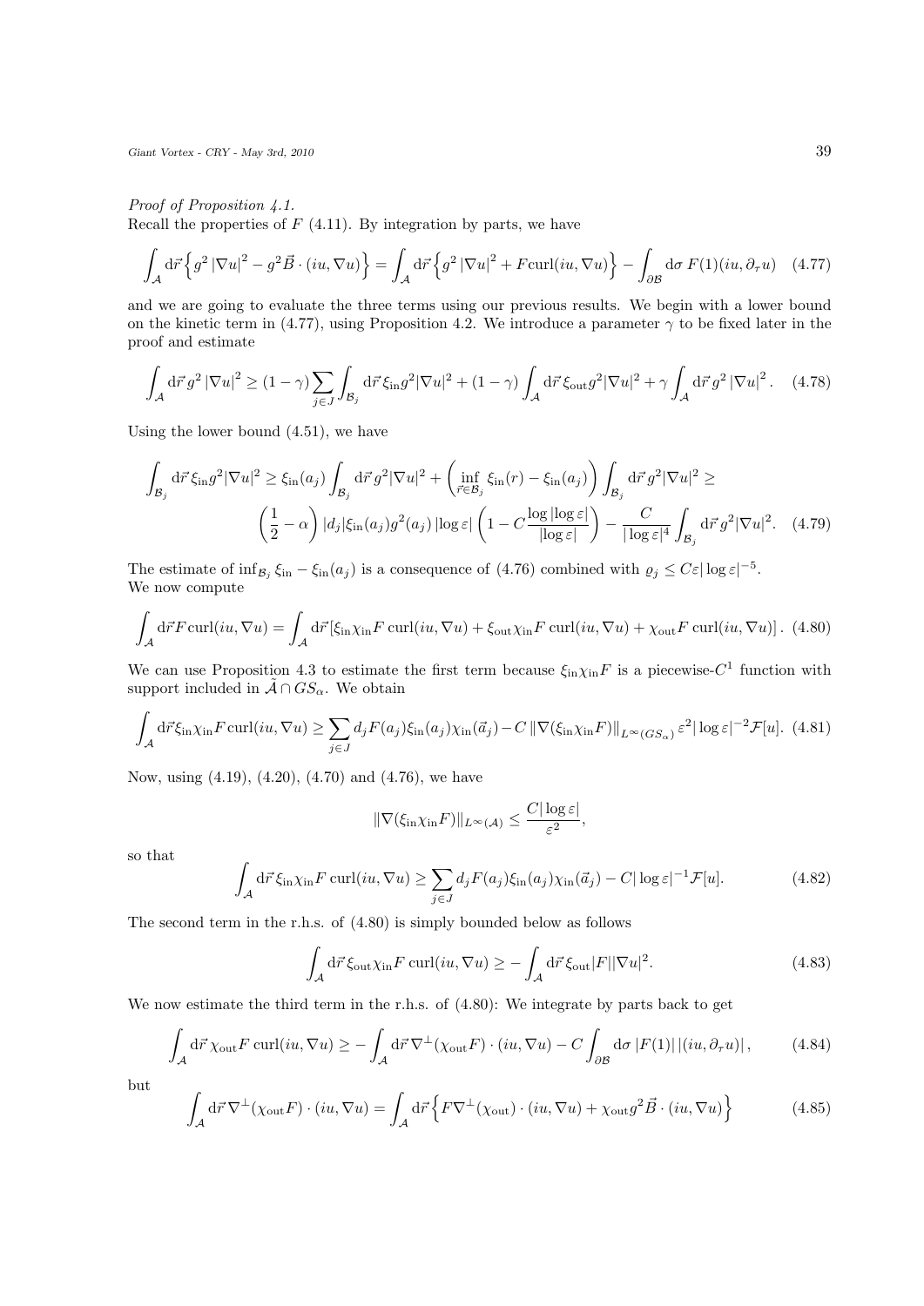*Proof of Proposition 4.1.*

Recall the properties of $F$ (4.11). By integration by parts, we have

$$\int_{\mathcal{A}} \mathrm{d}\vec{r} \left\{ g^2 \left|\nabla u\right|^2 - g^2 \vec{B} \cdot (iu, \nabla u) \right\} = \int_{\mathcal{A}} \mathrm{d}\vec{r} \left\{ g^2 \left|\nabla u\right|^2 + F \mathrm{curl}(iu, \nabla u) \right\} - \int_{\partial \mathcal{B}} \mathrm{d}\sigma \, F(1)(iu, \partial_\tau u) \quad (4.77)$$

and we are going to evaluate the three terms using our previous results. We begin with a lower bound on the kinetic term in (4.77), using Proposition 4.2. We introduce a parameter $\gamma$ to be fixed later in the proof and estimate

$$\int_{\mathcal{A}} \mathrm{d}\vec{r} \, g^2 \left|\nabla u\right|^2 \geq (1 - \gamma) \sum_{j \in J} \int_{\mathcal{B}_j} \mathrm{d}\vec{r} \, \xi_{\mathrm{in}} g^2 |\nabla u|^2 + (1 - \gamma) \int_{\mathcal{A}} \mathrm{d}\vec{r} \, \xi_{\mathrm{out}} g^2 |\nabla u|^2 + \gamma \int_{\mathcal{A}} \mathrm{d}\vec{r} \, g^2 \left|\nabla u\right|^2. \quad (4.78)$$

Using the lower bound (4.51), we have

$$\int_{\mathcal{B}_j} \mathrm{d}\vec{r} \, \xi_{\mathrm{in}} g^2 |\nabla u|^2 \geq \xi_{\mathrm{in}}(a_j) \int_{\mathcal{B}_j} \mathrm{d}\vec{r} \, g^2 |\nabla u|^2 + \left( \inf_{\vec{r} \in \mathcal{B}_j} \xi_{\mathrm{in}}(r) - \xi_{\mathrm{in}}(a_j) \right) \int_{\mathcal{B}_j} \mathrm{d}\vec{r} \, g^2 |\nabla u|^2 \geq$$
$$\left( \frac{1}{2} - \alpha \right) |d_j| \xi_{\mathrm{in}}(a_j) g^2(a_j) \left|\log \varepsilon\right| \left( 1 - C \frac{\log |\log \varepsilon|}{|\log \varepsilon|} \right) - \frac{C}{|\log \varepsilon|^4} \int_{\mathcal{B}_j} \mathrm{d}\vec{r} \, g^2 |\nabla u|^2. \quad (4.79)$$

The estimate of $\inf_{\mathcal{B}_j} \xi_{\mathrm{in}} - \xi_{\mathrm{in}}(a_j)$ is a consequence of (4.76) combined with $\varrho_j \leq C\varepsilon |\log \varepsilon|^{-5}$.
We now compute

$$\int_{\mathcal{A}} \mathrm{d}\vec{r} F \mathrm{curl}(iu, \nabla u) = \int_{\mathcal{A}} \mathrm{d}\vec{r} \left[ \xi_{\mathrm{in}} \chi_{\mathrm{in}} F \, \mathrm{curl}(iu, \nabla u) + \xi_{\mathrm{out}} \chi_{\mathrm{in}} F \, \mathrm{curl}(iu, \nabla u) + \chi_{\mathrm{out}} F \, \mathrm{curl}(iu, \nabla u) \right]. \quad (4.80)$$

We can use Proposition 4.3 to estimate the first term because $\xi_{\mathrm{in}} \chi_{\mathrm{in}} F$ is a piecewise-$C^1$ function with support included in $\tilde{\mathcal{A}} \cap GS_\alpha$. We obtain

$$\int_{\mathcal{A}} \mathrm{d}\vec{r} \xi_{\mathrm{in}} \chi_{\mathrm{in}} F \, \mathrm{curl}(iu, \nabla u) \geq \sum_{j \in J} d_j F(a_j) \xi_{\mathrm{in}}(a_j) \chi_{\mathrm{in}}(\vec{a}_j) - C \left\| \nabla(\xi_{\mathrm{in}} \chi_{\mathrm{in}} F) \right\|_{L^\infty(GS_\alpha)} \varepsilon^2 |\log \varepsilon|^{-2} \mathcal{F}[u]. \quad (4.81)$$

Now, using (4.19), (4.20), (4.70) and (4.76), we have

$$\left\| \nabla(\xi_{\mathrm{in}} \chi_{\mathrm{in}} F) \right\|_{L^\infty(\mathcal{A})} \leq \frac{C |\log \varepsilon|}{\varepsilon^2},$$

so that

$$\int_{\mathcal{A}} \mathrm{d}\vec{r} \, \xi_{\mathrm{in}} \chi_{\mathrm{in}} F \, \mathrm{curl}(iu, \nabla u) \geq \sum_{j \in J} d_j F(a_j) \xi_{\mathrm{in}}(a_j) \chi_{\mathrm{in}}(\vec{a}_j) - C |\log \varepsilon|^{-1} \mathcal{F}[u]. \quad (4.82)$$

The second term in the r.h.s. of (4.80) is simply bounded below as follows

$$\int_{\mathcal{A}} \mathrm{d}\vec{r} \, \xi_{\mathrm{out}} \chi_{\mathrm{in}} F \, \mathrm{curl}(iu, \nabla u) \geq - \int_{\mathcal{A}} \mathrm{d}\vec{r} \, \xi_{\mathrm{out}} |F| |\nabla u|^2. \quad (4.83)$$

We now estimate the third term in the r.h.s. of (4.80): We integrate by parts back to get

$$\int_{\mathcal{A}} \mathrm{d}\vec{r} \, \chi_{\mathrm{out}} F \, \mathrm{curl}(iu, \nabla u) \geq - \int_{\mathcal{A}} \mathrm{d}\vec{r} \, \nabla^\perp(\chi_{\mathrm{out}} F) \cdot (iu, \nabla u) - C \int_{\partial \mathcal{B}} \mathrm{d}\sigma \, |F(1)| \left|(iu, \partial_\tau u)\right|, \quad (4.84)$$

but

$$\int_{\mathcal{A}} \mathrm{d}\vec{r} \, \nabla^\perp(\chi_{\mathrm{out}} F) \cdot (iu, \nabla u) = \int_{\mathcal{A}} \mathrm{d}\vec{r} \left\{ F \nabla^\perp(\chi_{\mathrm{out}}) \cdot (iu, \nabla u) + \chi_{\mathrm{out}} g^2 \vec{B} \cdot (iu, \nabla u) \right\} \quad (4.85)$$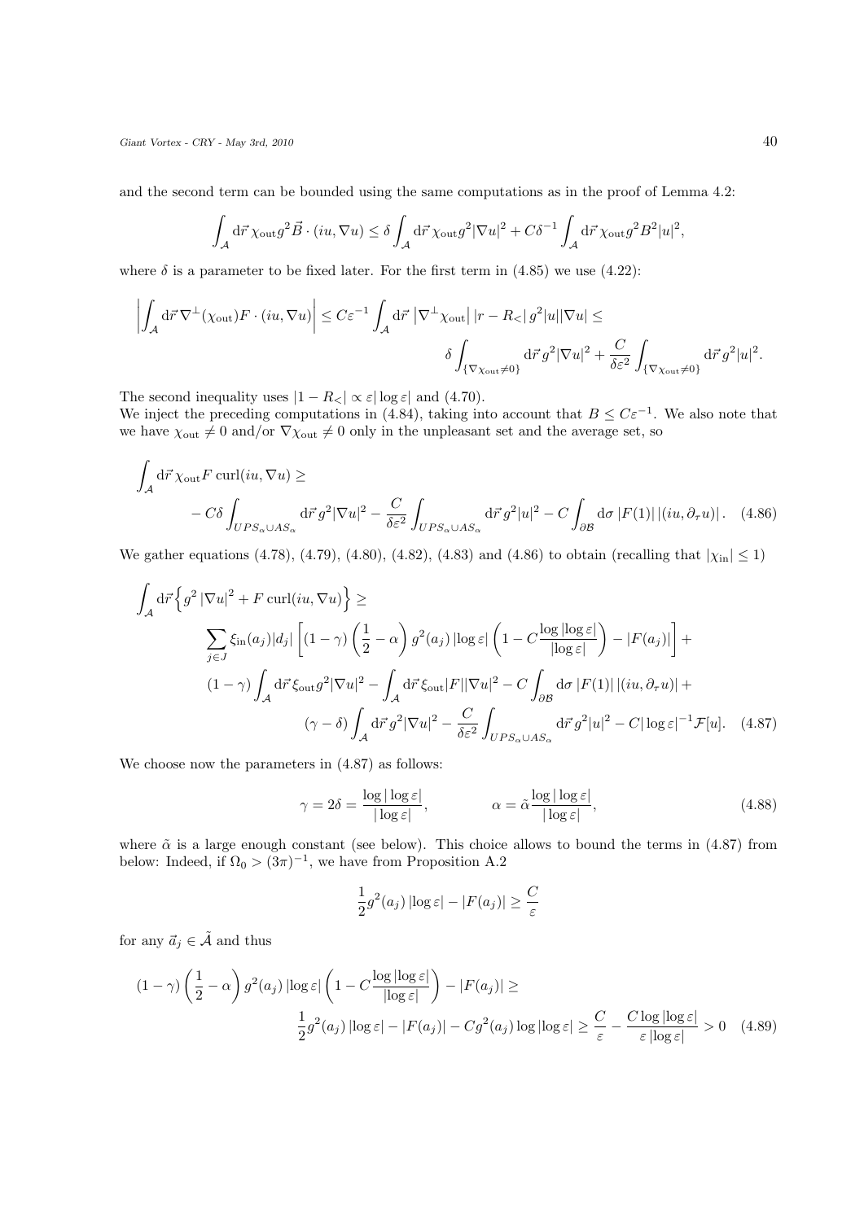and the second term can be bounded using the same computations as in the proof of Lemma 4.2:

$$\int_{\mathcal{A}} \mathrm{d}\vec{r}\, \chi_{\mathrm{out}} g^2 \vec{B} \cdot (iu, \nabla u) \leq \delta \int_{\mathcal{A}} \mathrm{d}\vec{r}\, \chi_{\mathrm{out}} g^2 |\nabla u|^2 + C\delta^{-1} \int_{\mathcal{A}} \mathrm{d}\vec{r}\, \chi_{\mathrm{out}} g^2 B^2 |u|^2,$$

where $\delta$ is a parameter to be fixed later. For the first term in (4.85) we use (4.22):

$$\left| \int_{\mathcal{A}} \mathrm{d}\vec{r}\, \nabla^{\perp}(\chi_{\mathrm{out}}) F \cdot (iu, \nabla u) \right| \leq C\varepsilon^{-1} \int_{\mathcal{A}} \mathrm{d}\vec{r}\, \left|\nabla^{\perp}\chi_{\mathrm{out}}\right| |r - R_{<}|\, g^2 |u| |\nabla u| \leq$$
$$\delta \int_{\{\nabla\chi_{\mathrm{out}} \neq 0\}} \mathrm{d}\vec{r}\, g^2 |\nabla u|^2 + \frac{C}{\delta \varepsilon^2} \int_{\{\nabla\chi_{\mathrm{out}} \neq 0\}} \mathrm{d}\vec{r}\, g^2 |u|^2.$$

The second inequality uses $|1 - R_{<}| \propto \varepsilon |\log\varepsilon|$ and (4.70).
We inject the preceding computations in (4.84), taking into account that $B \leq C\varepsilon^{-1}$. We also note that we have $\chi_{\mathrm{out}} \neq 0$ and/or $\nabla\chi_{\mathrm{out}} \neq 0$ only in the unpleasant set and the average set, so

$$\int_{\mathcal{A}} \mathrm{d}\vec{r}\, \chi_{\mathrm{out}} F \operatorname{curl}(iu, \nabla u) \geq$$
$$- C\delta \int_{UPS_{\alpha} \cup AS_{\alpha}} \mathrm{d}\vec{r}\, g^2 |\nabla u|^2 - \frac{C}{\delta\varepsilon^2} \int_{UPS_{\alpha} \cup AS_{\alpha}} \mathrm{d}\vec{r}\, g^2 |u|^2 - C \int_{\partial\mathcal{B}} \mathrm{d}\sigma\, |F(1)|\, |(iu, \partial_{\tau} u)|. \quad (4.86)$$

We gather equations (4.78), (4.79), (4.80), (4.82), (4.83) and (4.86) to obtain (recalling that $|\chi_{\mathrm{in}}| \leq 1$)

$$\int_{\mathcal{A}} \mathrm{d}\vec{r} \left\{ g^2 \left|\nabla u\right|^2 + F \operatorname{curl}(iu, \nabla u) \right\} \geq$$
$$\sum_{j \in J} \xi_{\mathrm{in}}(a_j) |d_j| \left[ (1 - \gamma) \left( \frac{1}{2} - \alpha \right) g^2(a_j) \left|\log\varepsilon\right| \left( 1 - C \frac{\log|\log\varepsilon|}{|\log\varepsilon|} \right) - |F(a_j)| \right] +$$
$$(1 - \gamma) \int_{\mathcal{A}} \mathrm{d}\vec{r}\, \xi_{\mathrm{out}} g^2 |\nabla u|^2 - \int_{\mathcal{A}} \mathrm{d}\vec{r}\, \xi_{\mathrm{out}} |F| |\nabla u|^2 - C \int_{\partial\mathcal{B}} \mathrm{d}\sigma\, |F(1)|\, |(iu, \partial_{\tau} u)| +$$
$$(\gamma - \delta) \int_{\mathcal{A}} \mathrm{d}\vec{r}\, g^2 |\nabla u|^2 - \frac{C}{\delta\varepsilon^2} \int_{UPS_{\alpha} \cup AS_{\alpha}} \mathrm{d}\vec{r}\, g^2 |u|^2 - C |\log\varepsilon|^{-1} \mathcal{F}[u]. \quad (4.87)$$

We choose now the parameters in (4.87) as follows:

$$\gamma = 2\delta = \frac{\log|\log\varepsilon|}{|\log\varepsilon|}, \qquad \alpha = \tilde{\alpha} \frac{\log|\log\varepsilon|}{|\log\varepsilon|}, \quad (4.88)$$

where $\tilde{\alpha}$ is a large enough constant (see below). This choice allows to bound the terms in (4.87) from below: Indeed, if $\Omega_0 > (3\pi)^{-1}$, we have from Proposition A.2

$$\frac{1}{2} g^2(a_j) \left|\log\varepsilon\right| - |F(a_j)| \geq \frac{C}{\varepsilon}$$

for any $\vec{a}_j \in \tilde{\mathcal{A}}$ and thus

$$(1 - \gamma) \left( \frac{1}{2} - \alpha \right) g^2(a_j) \left|\log\varepsilon\right| \left( 1 - C \frac{\log|\log\varepsilon|}{|\log\varepsilon|} \right) - |F(a_j)| \geq$$
$$\frac{1}{2} g^2(a_j) \left|\log\varepsilon\right| - |F(a_j)| - C g^2(a_j) \log|\log\varepsilon| \geq \frac{C}{\varepsilon} - \frac{C \log|\log\varepsilon|}{\varepsilon\, |\log\varepsilon|} > 0 \quad (4.89)$$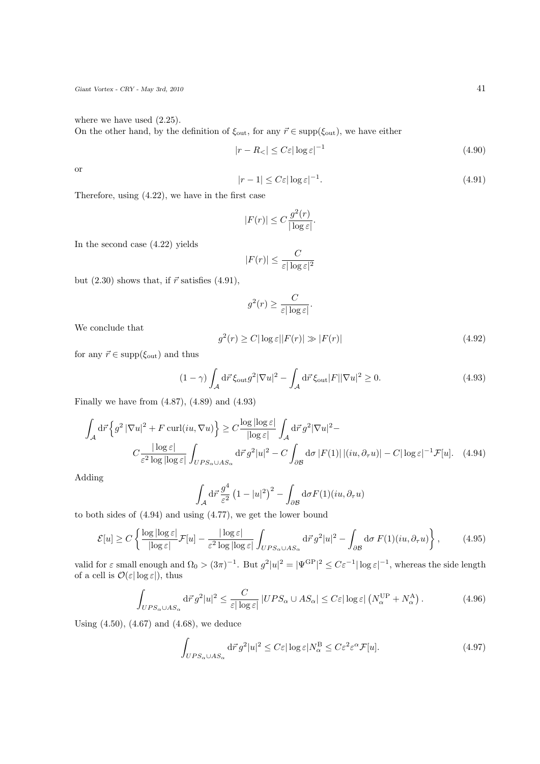where we have used (2.25).
On the other hand, by the definition of $\xi_{\mathrm{out}}$, for any $\vec{r} \in \mathrm{supp}(\xi_{\mathrm{out}})$, we have either

$$
|r - R_<| \leq C\varepsilon |\log \varepsilon|^{-1} \tag{4.90}
$$

or

$$
|r - 1| \leq C\varepsilon |\log \varepsilon|^{-1}. \tag{4.91}
$$

Therefore, using (4.22), we have in the first case

$$
|F(r)| \leq C \frac{g^2(r)}{|\log \varepsilon|}.
$$

In the second case (4.22) yields

$$
|F(r)| \leq \frac{C}{\varepsilon |\log \varepsilon|^2}
$$

but (2.30) shows that, if $\vec{r}$ satisfies (4.91),

$$
g^2(r) \geq \frac{C}{\varepsilon |\log \varepsilon|}.
$$

We conclude that

$$
g^2(r) \geq C|\log \varepsilon||F(r)| \gg |F(r)| \tag{4.92}
$$

for any $\vec{r} \in \mathrm{supp}(\xi_{\mathrm{out}})$ and thus

$$
(1-\gamma) \int_{\mathcal{A}} \mathrm{d}\vec{r}\, \xi_{\mathrm{out}} g^2 |\nabla u|^2 - \int_{\mathcal{A}} \mathrm{d}\vec{r}\, \xi_{\mathrm{out}} |F| |\nabla u|^2 \geq 0. \tag{4.93}
$$

Finally we have from (4.87), (4.89) and (4.93)

$$
\int_{\mathcal{A}} \mathrm{d}\vec{r} \Big\{ g^2 \, |\nabla u|^2 + F \, \mathrm{curl}(iu, \nabla u) \Big\} \geq C \frac{\log |\log \varepsilon|}{|\log \varepsilon|} \int_{\mathcal{A}} \mathrm{d}\vec{r}\, g^2 |\nabla u|^2 -
$$
$$
C \frac{|\log \varepsilon|}{\varepsilon^2 \log |\log \varepsilon|} \int_{UPS_\alpha \cup AS_\alpha} \mathrm{d}\vec{r}\, g^2 |u|^2 - C \int_{\partial \mathcal{B}} \mathrm{d}\sigma \, |F(1)| \, |(iu, \partial_\tau u)| - C |\log \varepsilon|^{-1} \mathcal{F}[u]. \tag{4.94}
$$

Adding

$$
\int_{\mathcal{A}} \mathrm{d}\vec{r}\, \frac{g^4}{\varepsilon^2} \left(1 - |u|^2\right)^2 - \int_{\partial \mathcal{B}} \mathrm{d}\sigma F(1)(iu, \partial_\tau u)
$$

to both sides of (4.94) and using (4.77), we get the lower bound

$$
\mathcal{E}[u] \geq C \left\{ \frac{\log |\log \varepsilon|}{|\log \varepsilon|} \mathcal{F}[u] - \frac{|\log \varepsilon|}{\varepsilon^2 \log |\log \varepsilon|} \int_{UPS_\alpha \cup AS_\alpha} \mathrm{d}\vec{r}\, g^2 |u|^2 - \int_{\partial \mathcal{B}} \mathrm{d}\sigma \, F(1)(iu, \partial_\tau u) \right\}, \tag{4.95}
$$

valid for $\varepsilon$ small enough and $\Omega_0 > (3\pi)^{-1}$. But $g^2|u|^2 = |\Psi^{\mathrm{GP}}|^2 \leq C\varepsilon^{-1}|\log \varepsilon|^{-1}$, whereas the side length of a cell is $\mathcal{O}(\varepsilon|\log \varepsilon|)$, thus

$$
\int_{UPS_\alpha \cup AS_\alpha} \mathrm{d}\vec{r}\, g^2 |u|^2 \leq \frac{C}{\varepsilon |\log \varepsilon|} \, |UPS_\alpha \cup AS_\alpha| \leq C\varepsilon |\log \varepsilon| \left( N_\alpha^{\mathrm{UP}} + N_\alpha^{\mathrm{A}} \right). \tag{4.96}
$$

Using (4.50), (4.67) and (4.68), we deduce

$$
\int_{UPS_\alpha \cup AS_\alpha} \mathrm{d}\vec{r}\, g^2 |u|^2 \leq C\varepsilon |\log \varepsilon| N_\alpha^{\mathrm{B}} \leq C\varepsilon^2 \varepsilon^\alpha \mathcal{F}[u]. \tag{4.97}
$$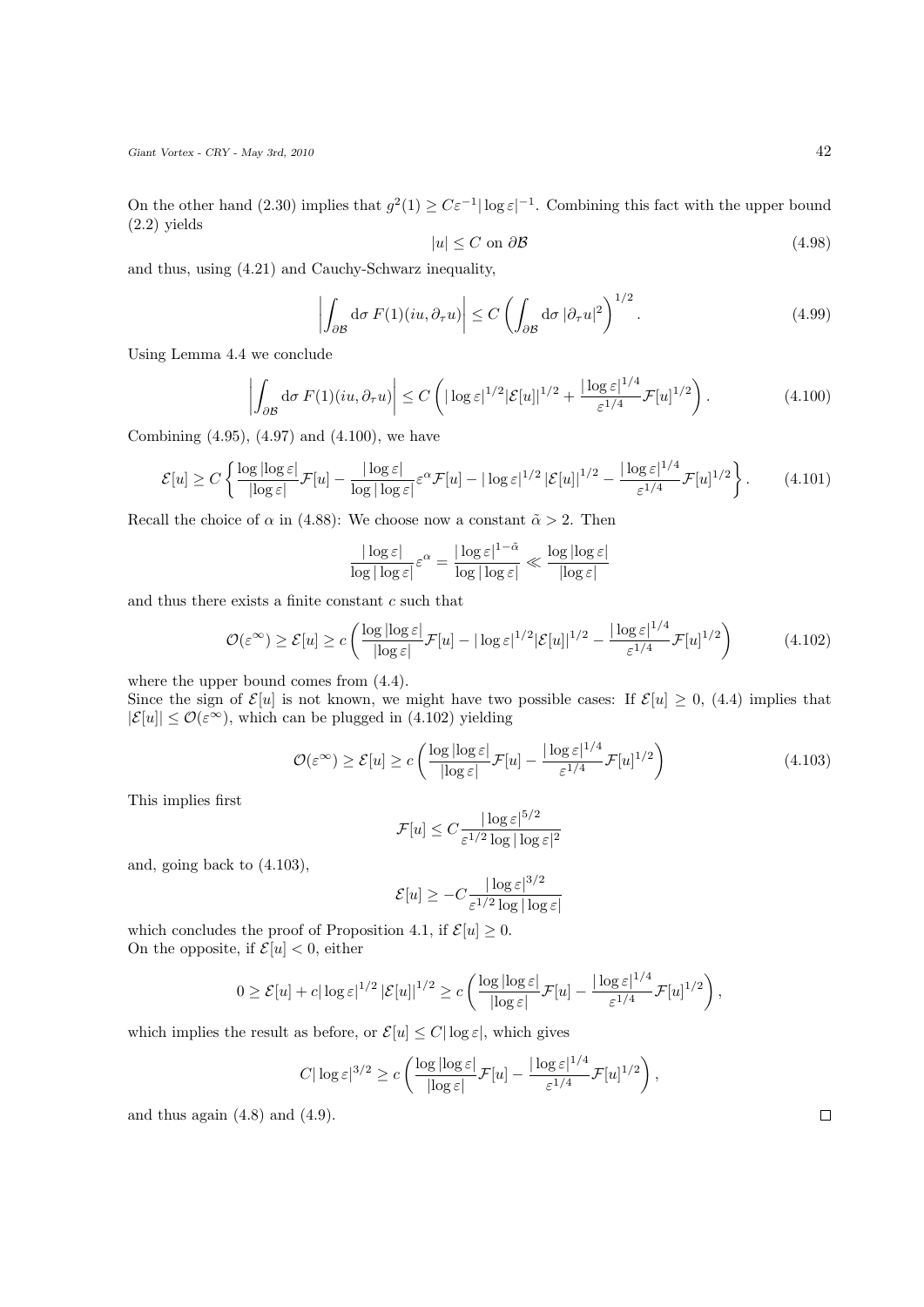On the other hand (2.30) implies that $g^2(1) \geq C\varepsilon^{-1}|\log\varepsilon|^{-1}$. Combining this fact with the upper bound (2.2) yields

$$|u| \leq C \text{ on } \partial\mathcal{B} \tag{4.98}$$

and thus, using (4.21) and Cauchy-Schwarz inequality,

$$\left| \int_{\partial\mathcal{B}} \mathrm{d}\sigma\, F(1)(iu, \partial_\tau u) \right| \leq C \left( \int_{\partial\mathcal{B}} \mathrm{d}\sigma\, |\partial_\tau u|^2 \right)^{1/2}. \tag{4.99}$$

Using Lemma 4.4 we conclude

$$\left| \int_{\partial\mathcal{B}} \mathrm{d}\sigma\, F(1)(iu, \partial_\tau u) \right| \leq C \left( |\log\varepsilon|^{1/2} |\mathcal{E}[u]|^{1/2} + \frac{|\log\varepsilon|^{1/4}}{\varepsilon^{1/4}} \mathcal{F}[u]^{1/2} \right). \tag{4.100}$$

Combining (4.95), (4.97) and (4.100), we have

$$\mathcal{E}[u] \geq C \left\{ \frac{\log|\log\varepsilon|}{|\log\varepsilon|} \mathcal{F}[u] - \frac{|\log\varepsilon|}{\log|\log\varepsilon|} \varepsilon^{\alpha} \mathcal{F}[u] - |\log\varepsilon|^{1/2} |\mathcal{E}[u]|^{1/2} - \frac{|\log\varepsilon|^{1/4}}{\varepsilon^{1/4}} \mathcal{F}[u]^{1/2} \right\}. \tag{4.101}$$

Recall the choice of $\alpha$ in (4.88): We choose now a constant $\tilde{\alpha} > 2$. Then

$$\frac{|\log\varepsilon|}{\log|\log\varepsilon|} \varepsilon^{\alpha} = \frac{|\log\varepsilon|^{1-\tilde{\alpha}}}{\log|\log\varepsilon|} \ll \frac{\log|\log\varepsilon|}{|\log\varepsilon|}$$

and thus there exists a finite constant $c$ such that

$$\mathcal{O}(\varepsilon^{\infty}) \geq \mathcal{E}[u] \geq c \left( \frac{\log|\log\varepsilon|}{|\log\varepsilon|} \mathcal{F}[u] - |\log\varepsilon|^{1/2} |\mathcal{E}[u]|^{1/2} - \frac{|\log\varepsilon|^{1/4}}{\varepsilon^{1/4}} \mathcal{F}[u]^{1/2} \right) \tag{4.102}$$

where the upper bound comes from (4.4).

Since the sign of $\mathcal{E}[u]$ is not known, we might have two possible cases: If $\mathcal{E}[u] \geq 0$, (4.4) implies that $|\mathcal{E}[u]| \leq \mathcal{O}(\varepsilon^{\infty})$, which can be plugged in (4.102) yielding

$$\mathcal{O}(\varepsilon^{\infty}) \geq \mathcal{E}[u] \geq c \left( \frac{\log|\log\varepsilon|}{|\log\varepsilon|} \mathcal{F}[u] - \frac{|\log\varepsilon|^{1/4}}{\varepsilon^{1/4}} \mathcal{F}[u]^{1/2} \right) \tag{4.103}$$

This implies first

$$\mathcal{F}[u] \leq C \frac{|\log\varepsilon|^{5/2}}{\varepsilon^{1/2} \log|\log\varepsilon|^2}$$

and, going back to (4.103),

$$\mathcal{E}[u] \geq -C \frac{|\log\varepsilon|^{3/2}}{\varepsilon^{1/2} \log|\log\varepsilon|}$$

which concludes the proof of Proposition 4.1, if $\mathcal{E}[u] \geq 0$.

On the opposite, if $\mathcal{E}[u] < 0$, either

$$0 \geq \mathcal{E}[u] + c|\log\varepsilon|^{1/2} |\mathcal{E}[u]|^{1/2} \geq c \left( \frac{\log|\log\varepsilon|}{|\log\varepsilon|} \mathcal{F}[u] - \frac{|\log\varepsilon|^{1/4}}{\varepsilon^{1/4}} \mathcal{F}[u]^{1/2} \right),$$

which implies the result as before, or $\mathcal{E}[u] \leq C|\log\varepsilon|$, which gives

$$C|\log\varepsilon|^{3/2} \geq c \left( \frac{\log|\log\varepsilon|}{|\log\varepsilon|} \mathcal{F}[u] - \frac{|\log\varepsilon|^{1/4}}{\varepsilon^{1/4}} \mathcal{F}[u]^{1/2} \right),$$

and thus again (4.8) and (4.9). □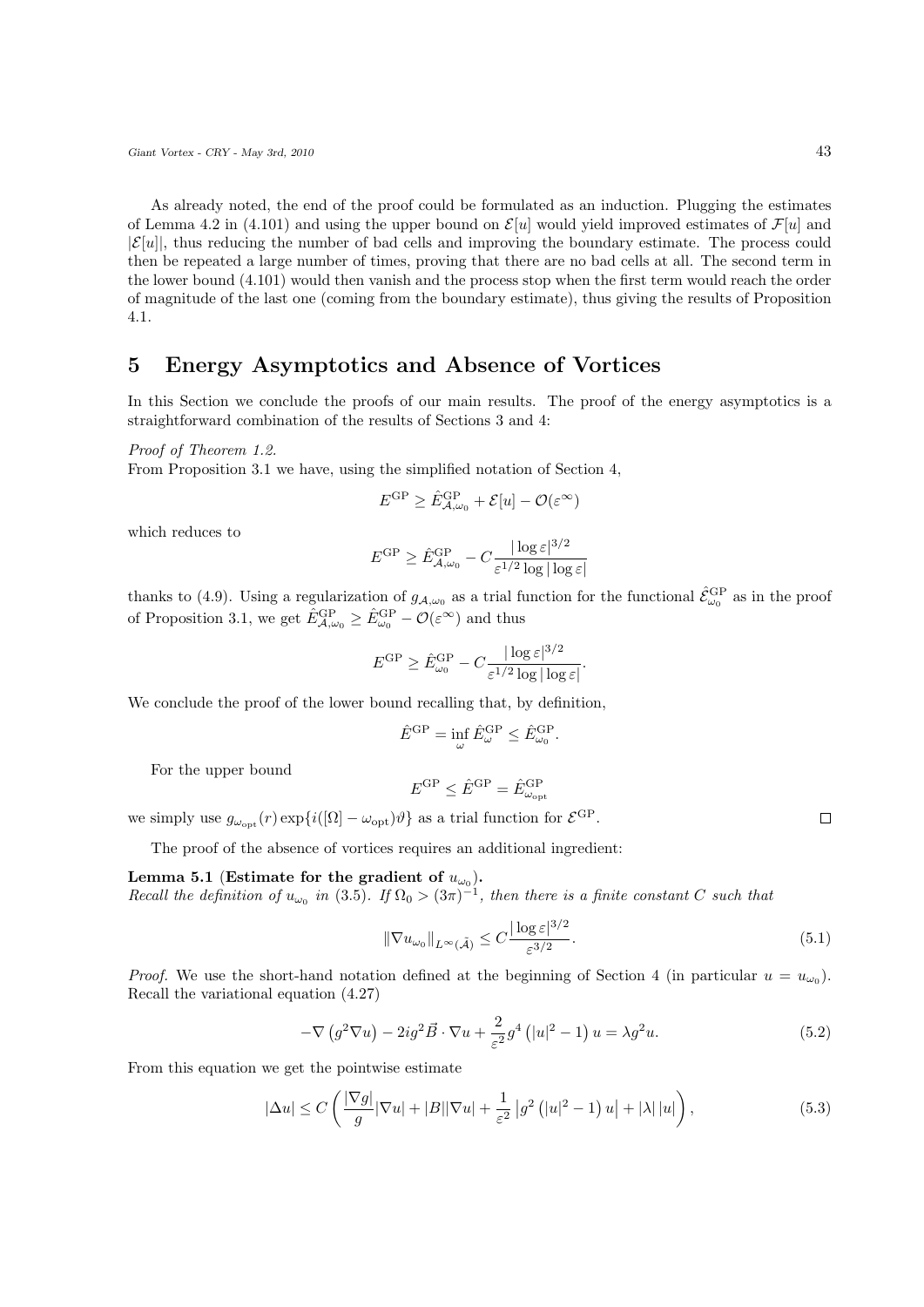As already noted, the end of the proof could be formulated as an induction. Plugging the estimates of Lemma 4.2 in (4.101) and using the upper bound on $\mathcal{E}[u]$ would yield improved estimates of $\mathcal{F}[u]$ and $|\mathcal{E}[u]|$, thus reducing the number of bad cells and improving the boundary estimate. The process could then be repeated a large number of times, proving that there are no bad cells at all. The second term in the lower bound (4.101) would then vanish and the process stop when the first term would reach the order of magnitude of the last one (coming from the boundary estimate), thus giving the results of Proposition 4.1.

## 5 Energy Asymptotics and Absence of Vortices

In this Section we conclude the proofs of our main results. The proof of the energy asymptotics is a straightforward combination of the results of Sections 3 and 4:

*Proof of Theorem 1.2.*
From Proposition 3.1 we have, using the simplified notation of Section 4,

$$E^{\mathrm{GP}} \geq \hat{E}^{\mathrm{GP}}_{\mathcal{A},\omega_0} + \mathcal{E}[u] - \mathcal{O}(\varepsilon^{\infty})$$

which reduces to

$$E^{\mathrm{GP}} \geq \hat{E}^{\mathrm{GP}}_{\mathcal{A},\omega_0} - C\frac{|\log\varepsilon|^{3/2}}{\varepsilon^{1/2}\log|\log\varepsilon|}$$

thanks to (4.9). Using a regularization of $g_{\mathcal{A},\omega_0}$ as a trial function for the functional $\hat{\mathcal{E}}^{\mathrm{GP}}_{\omega_0}$ as in the proof of Proposition 3.1, we get $\hat{E}^{\mathrm{GP}}_{\mathcal{A},\omega_0} \geq \hat{E}^{\mathrm{GP}}_{\omega_0} - \mathcal{O}(\varepsilon^{\infty})$ and thus

$$E^{\mathrm{GP}} \geq \hat{E}^{\mathrm{GP}}_{\omega_0} - C\frac{|\log\varepsilon|^{3/2}}{\varepsilon^{1/2}\log|\log\varepsilon|}.$$

We conclude the proof of the lower bound recalling that, by definition,

$$\hat{E}^{\mathrm{GP}} = \inf_{\omega} \hat{E}^{\mathrm{GP}}_{\omega} \leq \hat{E}^{\mathrm{GP}}_{\omega_0}.$$

For the upper bound

$$E^{\mathrm{GP}} \leq \hat{E}^{\mathrm{GP}} = \hat{E}^{\mathrm{GP}}_{\omega_{\mathrm{opt}}}$$

we simply use $g_{\omega_{\mathrm{opt}}}(r)\exp\{i([\Omega]-\omega_{\mathrm{opt}})\vartheta\}$ as a trial function for $\mathcal{E}^{\mathrm{GP}}$. □

The proof of the absence of vortices requires an additional ingredient:

**Lemma 5.1 (Estimate for the gradient of $u_{\omega_0}$).**
*Recall the definition of $u_{\omega_0}$ in (3.5). If $\Omega_0 > (3\pi)^{-1}$, then there is a finite constant $C$ such that*

$$\|\nabla u_{\omega_0}\|_{L^{\infty}(\tilde{\mathcal{A}})} \leq C\frac{|\log\varepsilon|^{3/2}}{\varepsilon^{3/2}}. \tag{5.1}$$

*Proof.* We use the short-hand notation defined at the beginning of Section 4 (in particular $u = u_{\omega_0}$). Recall the variational equation (4.27)

$$-\nabla\left(g^2\nabla u\right) - 2ig^2\vec{B}\cdot\nabla u + \frac{2}{\varepsilon^2}g^4\left(|u|^2-1\right)u = \lambda g^2 u. \tag{5.2}$$

From this equation we get the pointwise estimate

$$|\Delta u| \leq C\left(\frac{|\nabla g|}{g}|\nabla u| + |B||\nabla u| + \frac{1}{\varepsilon^2}\left|g^2\left(|u|^2-1\right)u\right| + |\lambda|\,|u|\right), \tag{5.3}$$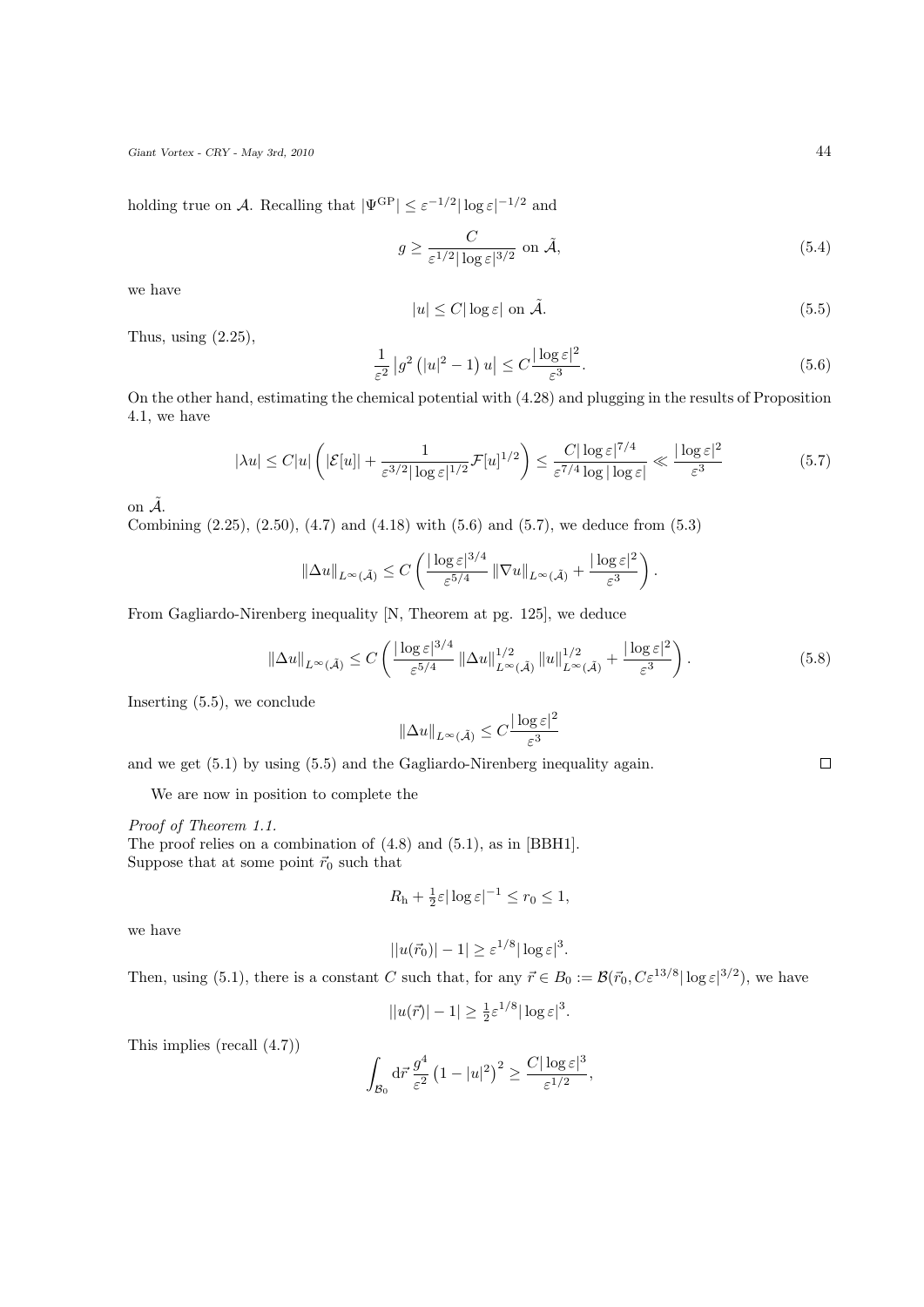holding true on $\mathcal{A}$. Recalling that $|\Psi^{\rm GP}| \leq \varepsilon^{-1/2}|\log\varepsilon|^{-1/2}$ and

$$
g \geq \frac{C}{\varepsilon^{1/2}|\log\varepsilon|^{3/2}} \text{ on } \tilde{\mathcal{A}}, \tag{5.4}
$$

we have

$$
|u| \leq C|\log\varepsilon| \text{ on } \tilde{\mathcal{A}}. \tag{5.5}
$$

Thus, using (2.25),

$$
\frac{1}{\varepsilon^2}\left|g^2\left(|u|^2-1\right)u\right| \leq C\frac{|\log\varepsilon|^2}{\varepsilon^3}. \tag{5.6}
$$

On the other hand, estimating the chemical potential with (4.28) and plugging in the results of Proposition 4.1, we have

$$
|\lambda u| \leq C|u|\left(|\mathcal{E}[u]| + \frac{1}{\varepsilon^{3/2}|\log\varepsilon|^{1/2}}\mathcal{F}[u]^{1/2}\right) \leq \frac{C|\log\varepsilon|^{7/4}}{\varepsilon^{7/4}\log|\log\varepsilon|} \ll \frac{|\log\varepsilon|^2}{\varepsilon^3} \tag{5.7}
$$

on $\tilde{\mathcal{A}}$.

Combining (2.25), (2.50), (4.7) and (4.18) with (5.6) and (5.7), we deduce from (5.3)

$$
\|\Delta u\|_{L^\infty(\tilde{\mathcal{A}})} \leq C\left(\frac{|\log\varepsilon|^{3/4}}{\varepsilon^{5/4}}\|\nabla u\|_{L^\infty(\tilde{\mathcal{A}})} + \frac{|\log\varepsilon|^2}{\varepsilon^3}\right).
$$

From Gagliardo-Nirenberg inequality [N, Theorem at pg. 125], we deduce

$$
\|\Delta u\|_{L^\infty(\tilde{\mathcal{A}})} \leq C\left(\frac{|\log\varepsilon|^{3/4}}{\varepsilon^{5/4}}\|\Delta u\|^{1/2}_{L^\infty(\tilde{\mathcal{A}})}\|u\|^{1/2}_{L^\infty(\tilde{\mathcal{A}})} + \frac{|\log\varepsilon|^2}{\varepsilon^3}\right). \tag{5.8}
$$

Inserting (5.5), we conclude

$$
\|\Delta u\|_{L^\infty(\tilde{\mathcal{A}})} \leq C\frac{|\log\varepsilon|^2}{\varepsilon^3}
$$

and we get (5.1) by using (5.5) and the Gagliardo-Nirenberg inequality again. □

We are now in position to complete the

*Proof of Theorem 1.1.*
The proof relies on a combination of (4.8) and (5.1), as in [BBH1].
Suppose that at some point $\vec{r}_0$ such that

$$
R_{\rm h} + \tfrac{1}{2}\varepsilon|\log\varepsilon|^{-1} \leq r_0 \leq 1,
$$

we have

$$
||u(\vec{r}_0)| - 1| \geq \varepsilon^{1/8}|\log\varepsilon|^3.
$$

Then, using (5.1), there is a constant $C$ such that, for any $\vec{r} \in B_0 := \mathcal{B}(\vec{r}_0, C\varepsilon^{13/8}|\log\varepsilon|^{3/2})$, we have

$$
||u(\vec{r})| - 1| \geq \tfrac{1}{2}\varepsilon^{1/8}|\log\varepsilon|^3.
$$

This implies (recall (4.7))

$$
\int_{\mathcal{B}_0} \mathrm{d}\vec{r}\, \frac{g^4}{\varepsilon^2}\left(1-|u|^2\right)^2 \geq \frac{C|\log\varepsilon|^3}{\varepsilon^{1/2}},
$$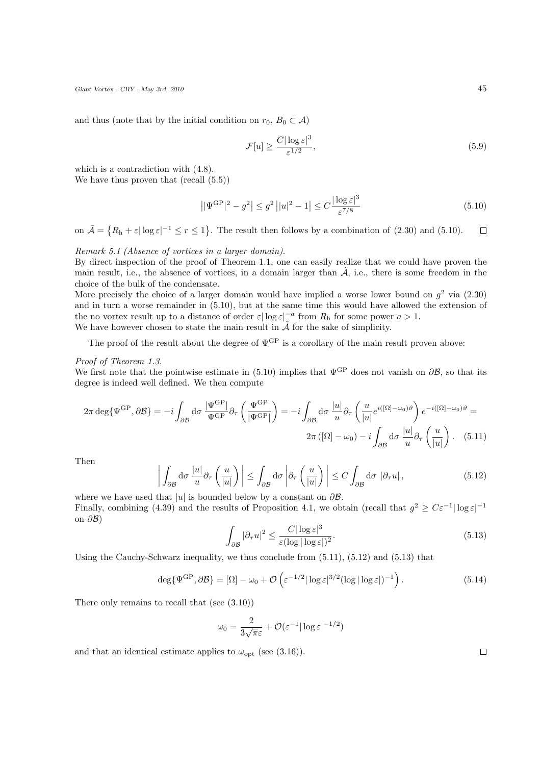and thus (note that by the initial condition on $r_0$, $B_0 \subset \mathcal{A}$)

$$
\mathcal{F}[u] \geq \frac{C|\log \varepsilon|^3}{\varepsilon^{1/2}}, \tag{5.9}
$$

which is a contradiction with (4.8).
We have thus proven that (recall (5.5))

$$
\left||\Psi^{\mathrm{GP}}|^2 - g^2\right| \leq g^2 \left||u|^2 - 1\right| \leq C\frac{|\log \varepsilon|^3}{\varepsilon^{7/8}} \tag{5.10}
$$

on $\tilde{\mathcal{A}} = \left\{R_{\mathrm{h}} + \varepsilon|\log\varepsilon|^{-1} \leq r \leq 1\right\}$. The result then follows by a combination of (2.30) and (5.10). $\square$

*Remark 5.1 (Absence of vortices in a larger domain).*
By direct inspection of the proof of Theorem 1.1, one can easily realize that we could have proven the main result, i.e., the absence of vortices, in a domain larger than $\tilde{\mathcal{A}}$, i.e., there is some freedom in the choice of the bulk of the condensate.
More precisely the choice of a larger domain would have implied a worse lower bound on $g^2$ via (2.30) and in turn a worse remainder in (5.10), but at the same time this would have allowed the extension of the no vortex result up to a distance of order $\varepsilon|\log\varepsilon|^{-a}$ from $R_{\mathrm{h}}$ for some power $a > 1$.
We have however chosen to state the main result in $\tilde{\mathcal{A}}$ for the sake of simplicity.

The proof of the result about the degree of $\Psi^{\mathrm{GP}}$ is a corollary of the main result proven above:

*Proof of Theorem 1.3.*
We first note that the pointwise estimate in (5.10) implies that $\Psi^{\mathrm{GP}}$ does not vanish on $\partial\mathcal{B}$, so that its degree is indeed well defined. We then compute

$$
2\pi \deg\{\Psi^{\mathrm{GP}}, \partial\mathcal{B}\} = -i\int_{\partial\mathcal{B}} \mathrm{d}\sigma\, \frac{|\Psi^{\mathrm{GP}}|}{\Psi^{\mathrm{GP}}}\partial_\tau\left(\frac{\Psi^{\mathrm{GP}}}{|\Psi^{\mathrm{GP}}|}\right) = -i\int_{\partial\mathcal{B}} \mathrm{d}\sigma\, \frac{|u|}{u}\partial_\tau\left(\frac{u}{|u|}e^{i([\Omega]-\omega_0)\vartheta}\right)e^{-i([\Omega]-\omega_0)\vartheta} = 2\pi\left([\Omega]-\omega_0\right) - i\int_{\partial\mathcal{B}} \mathrm{d}\sigma\, \frac{|u|}{u}\partial_\tau\left(\frac{u}{|u|}\right). \tag{5.11}
$$

Then

$$
\left|\int_{\partial\mathcal{B}} \mathrm{d}\sigma\, \frac{|u|}{u}\partial_\tau\left(\frac{u}{|u|}\right)\right| \leq \int_{\partial\mathcal{B}} \mathrm{d}\sigma \left|\partial_\tau\left(\frac{u}{|u|}\right)\right| \leq C\int_{\partial\mathcal{B}} \mathrm{d}\sigma\, \left|\partial_\tau u\right|, \tag{5.12}
$$

where we have used that $|u|$ is bounded below by a constant on $\partial\mathcal{B}$.
Finally, combining (4.39) and the results of Proposition 4.1, we obtain (recall that $g^2 \geq C\varepsilon^{-1}|\log\varepsilon|^{-1}$ on $\partial\mathcal{B}$)

$$
\int_{\partial\mathcal{B}} |\partial_\tau u|^2 \leq \frac{C|\log\varepsilon|^3}{\varepsilon(\log|\log\varepsilon|)^2}. \tag{5.13}
$$

Using the Cauchy-Schwarz inequality, we thus conclude from (5.11), (5.12) and (5.13) that

$$
\deg\{\Psi^{\mathrm{GP}}, \partial\mathcal{B}\} = [\Omega] - \omega_0 + \mathcal{O}\left(\varepsilon^{-1/2}|\log\varepsilon|^{3/2}(\log|\log\varepsilon|)^{-1}\right). \tag{5.14}
$$

There only remains to recall that (see (3.10))

$$
\omega_0 = \frac{2}{3\sqrt{\pi}\varepsilon} + \mathcal{O}(\varepsilon^{-1}|\log\varepsilon|^{-1/2})
$$

and that an identical estimate applies to $\omega_{\mathrm{opt}}$ (see (3.16)). $\square$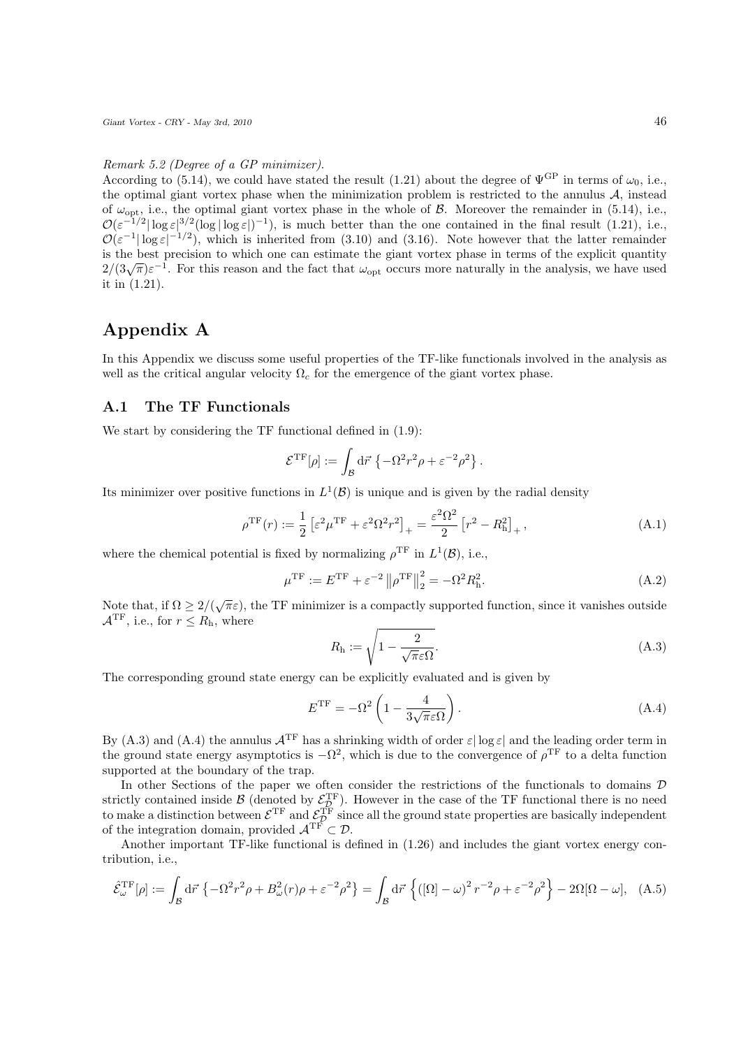*Remark 5.2 (Degree of a GP minimizer).*
According to (5.14), we could have stated the result (1.21) about the degree of $\Psi^{\mathrm{GP}}$ in terms of $\omega_0$, i.e., the optimal giant vortex phase when the minimization problem is restricted to the annulus $\mathcal{A}$, instead of $\omega_{\mathrm{opt}}$, i.e., the optimal giant vortex phase in the whole of $\mathcal{B}$. Moreover the remainder in (5.14), i.e., $\mathcal{O}(\varepsilon^{-1/2}|\log\varepsilon|^{3/2}(\log|\log\varepsilon|)^{-1})$, is much better than the one contained in the final result (1.21), i.e., $\mathcal{O}(\varepsilon^{-1}|\log\varepsilon|^{-1/2})$, which is inherited from (3.10) and (3.16). Note however that the latter remainder is the best precision to which one can estimate the giant vortex phase in terms of the explicit quantity $2/(3\sqrt{\pi})\varepsilon^{-1}$. For this reason and the fact that $\omega_{\mathrm{opt}}$ occurs more naturally in the analysis, we have used it in (1.21).

# Appendix A

In this Appendix we discuss some useful properties of the TF-like functionals involved in the analysis as well as the critical angular velocity $\Omega_c$ for the emergence of the giant vortex phase.

## A.1 The TF Functionals

We start by considering the TF functional defined in (1.9):

$$\mathcal{E}^{\mathrm{TF}}[\rho] := \int_{\mathcal{B}} \mathrm{d}\vec{r}\,\left\{-\Omega^2 r^2 \rho + \varepsilon^{-2}\rho^2\right\}.$$

Its minimizer over positive functions in $L^1(\mathcal{B})$ is unique and is given by the radial density

$$\rho^{\mathrm{TF}}(r) := \frac{1}{2}\left[\varepsilon^2\mu^{\mathrm{TF}} + \varepsilon^2\Omega^2 r^2\right]_+ = \frac{\varepsilon^2\Omega^2}{2}\left[r^2 - R_{\mathrm{h}}^2\right]_+, \tag{A.1}$$

where the chemical potential is fixed by normalizing $\rho^{\mathrm{TF}}$ in $L^1(\mathcal{B})$, i.e.,

$$\mu^{\mathrm{TF}} := E^{\mathrm{TF}} + \varepsilon^{-2}\left\|\rho^{\mathrm{TF}}\right\|_2^2 = -\Omega^2 R_{\mathrm{h}}^2. \tag{A.2}$$

Note that, if $\Omega \geq 2/(\sqrt{\pi}\varepsilon)$, the TF minimizer is a compactly supported function, since it vanishes outside $\mathcal{A}^{\mathrm{TF}}$, i.e., for $r \leq R_{\mathrm{h}}$, where

$$R_{\mathrm{h}} := \sqrt{1 - \frac{2}{\sqrt{\pi}\varepsilon\Omega}}. \tag{A.3}$$

The corresponding ground state energy can be explicitly evaluated and is given by

$$E^{\mathrm{TF}} = -\Omega^2\left(1 - \frac{4}{3\sqrt{\pi}\varepsilon\Omega}\right). \tag{A.4}$$

By (A.3) and (A.4) the annulus $\mathcal{A}^{\mathrm{TF}}$ has a shrinking width of order $\varepsilon|\log\varepsilon|$ and the leading order term in the ground state energy asymptotics is $-\Omega^2$, which is due to the convergence of $\rho^{\mathrm{TF}}$ to a delta function supported at the boundary of the trap.

In other Sections of the paper we often consider the restrictions of the functionals to domains $\mathcal{D}$ strictly contained inside $\mathcal{B}$ (denoted by $\mathcal{E}^{\mathrm{TF}}_{\mathcal{D}}$). However in the case of the TF functional there is no need to make a distinction between $\mathcal{E}^{\mathrm{TF}}$ and $\mathcal{E}^{\mathrm{TF}}_{\mathcal{D}}$ since all the ground state properties are basically independent of the integration domain, provided $\mathcal{A}^{\mathrm{TF}} \subset \mathcal{D}$.

Another important TF-like functional is defined in (1.26) and includes the giant vortex energy contribution, i.e.,

$$\hat{\mathcal{E}}^{\mathrm{TF}}_{\omega}[\rho] := \int_{\mathcal{B}} \mathrm{d}\vec{r}\,\left\{-\Omega^2 r^2\rho + B_\omega^2(r)\rho + \varepsilon^{-2}\rho^2\right\} = \int_{\mathcal{B}} \mathrm{d}\vec{r}\,\left\{\left([\Omega]-\omega\right)^2 r^{-2}\rho + \varepsilon^{-2}\rho^2\right\} - 2\Omega[\Omega - \omega], \tag{A.5}$$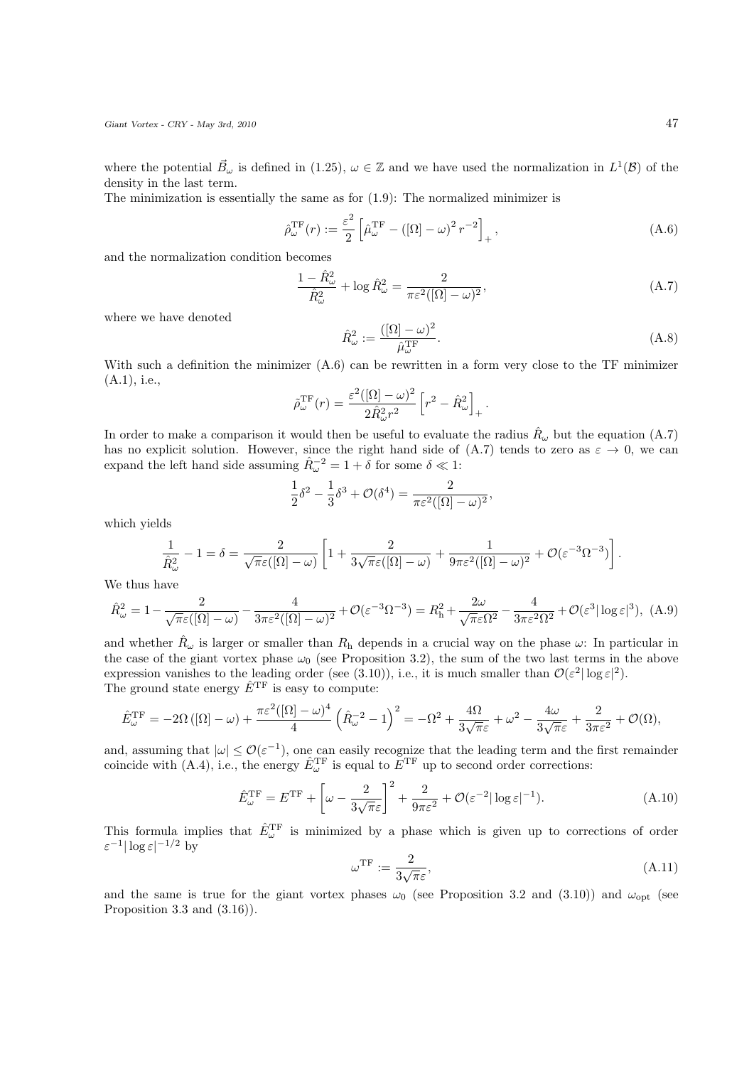where the potential $\vec{B}_\omega$ is defined in (1.25), $\omega \in \mathbb{Z}$ and we have used the normalization in $L^1(\mathcal{B})$ of the density in the last term.

The minimization is essentially the same as for (1.9): The normalized minimizer is

$$\hat{\rho}^{\mathrm{TF}}_\omega(r) := \frac{\varepsilon^2}{2}\left[\hat{\mu}^{\mathrm{TF}}_\omega - \left([\Omega]-\omega\right)^2 r^{-2}\right]_+, \tag{A.6}$$

and the normalization condition becomes

$$\frac{1-\hat{R}^2_\omega}{\hat{R}^2_\omega} + \log \hat{R}^2_\omega = \frac{2}{\pi\varepsilon^2([\Omega]-\omega)^2}, \tag{A.7}$$

where we have denoted

$$\hat{R}^2_\omega := \frac{([\Omega]-\omega)^2}{\hat{\mu}^{\mathrm{TF}}_\omega}. \tag{A.8}$$

With such a definition the minimizer (A.6) can be rewritten in a form very close to the TF minimizer (A.1), i.e.,

$$\hat{\rho}^{\mathrm{TF}}_\omega(r) = \frac{\varepsilon^2([\Omega]-\omega)^2}{2\hat{R}^2_\omega r^2}\left[r^2 - \hat{R}^2_\omega\right]_+.$$

In order to make a comparison it would then be useful to evaluate the radius $\hat{R}_\omega$ but the equation (A.7) has no explicit solution. However, since the right hand side of (A.7) tends to zero as $\varepsilon \to 0$, we can expand the left hand side assuming $\hat{R}^{-2}_\omega = 1 + \delta$ for some $\delta \ll 1$:

$$\frac{1}{2}\delta^2 - \frac{1}{3}\delta^3 + \mathcal{O}(\delta^4) = \frac{2}{\pi\varepsilon^2([\Omega]-\omega)^2},$$

which yields

$$\frac{1}{\hat{R}^2_\omega} - 1 = \delta = \frac{2}{\sqrt{\pi}\varepsilon([\Omega]-\omega)}\left[1 + \frac{2}{3\sqrt{\pi}\varepsilon([\Omega]-\omega)} + \frac{1}{9\pi\varepsilon^2([\Omega]-\omega)^2} + \mathcal{O}(\varepsilon^{-3}\Omega^{-3})\right].$$

We thus have

$$\hat{R}^2_\omega = 1 - \frac{2}{\sqrt{\pi}\varepsilon([\Omega]-\omega)} - \frac{4}{3\pi\varepsilon^2([\Omega]-\omega)^2} + \mathcal{O}(\varepsilon^{-3}\Omega^{-3}) = R^2_{\mathrm{h}} + \frac{2\omega}{\sqrt{\pi}\varepsilon\Omega^2} - \frac{4}{3\pi\varepsilon^2\Omega^2} + \mathcal{O}(\varepsilon^3|\log\varepsilon|^3), \tag{A.9}$$

and whether $\hat{R}_\omega$ is larger or smaller than $R_{\mathrm{h}}$ depends in a crucial way on the phase $\omega$: In particular in the case of the giant vortex phase $\omega_0$ (see Proposition 3.2), the sum of the two last terms in the above expression vanishes to the leading order (see (3.10)), i.e., it is much smaller than $\mathcal{O}(\varepsilon^2|\log\varepsilon|^2)$.

The ground state energy $\hat{E}^{\mathrm{TF}}$ is easy to compute:

$$\hat{E}^{\mathrm{TF}}_\omega = -2\Omega\left([\Omega]-\omega\right) + \frac{\pi\varepsilon^2([\Omega]-\omega)^4}{4}\left(\hat{R}^{-2}_\omega - 1\right)^2 = -\Omega^2 + \frac{4\Omega}{3\sqrt{\pi}\varepsilon} + \omega^2 - \frac{4\omega}{3\sqrt{\pi}\varepsilon} + \frac{2}{3\pi\varepsilon^2} + \mathcal{O}(\Omega),$$

and, assuming that $|\omega| \leq \mathcal{O}(\varepsilon^{-1})$, one can easily recognize that the leading term and the first remainder coincide with (A.4), i.e., the energy $\hat{E}^{\mathrm{TF}}_\omega$ is equal to $E^{\mathrm{TF}}$ up to second order corrections:

$$\hat{E}^{\mathrm{TF}}_\omega = E^{\mathrm{TF}} + \left[\omega - \frac{2}{3\sqrt{\pi}\varepsilon}\right]^2 + \frac{2}{9\pi\varepsilon^2} + \mathcal{O}(\varepsilon^{-2}|\log\varepsilon|^{-1}). \tag{A.10}$$

This formula implies that $\hat{E}^{\mathrm{TF}}_\omega$ is minimized by a phase which is given up to corrections of order $\varepsilon^{-1}|\log\varepsilon|^{-1/2}$ by

$$\omega^{\mathrm{TF}} := \frac{2}{3\sqrt{\pi}\varepsilon}, \tag{A.11}$$

and the same is true for the giant vortex phases $\omega_0$ (see Proposition 3.2 and (3.10)) and $\omega_{\mathrm{opt}}$ (see Proposition 3.3 and (3.16)).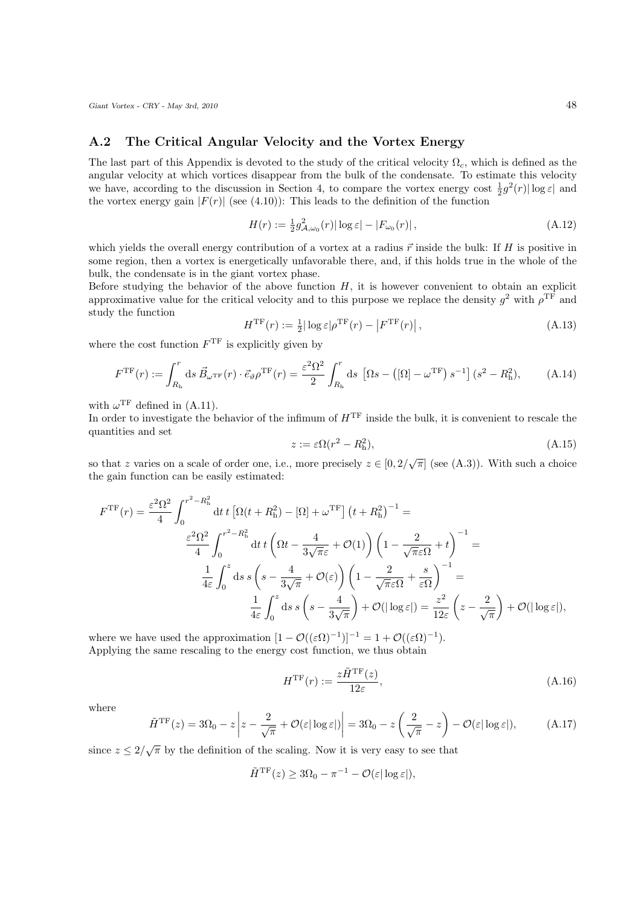## A.2 The Critical Angular Velocity and the Vortex Energy

The last part of this Appendix is devoted to the study of the critical velocity $\Omega_c$, which is defined as the angular velocity at which vortices disappear from the bulk of the condensate. To estimate this velocity we have, according to the discussion in Section 4, to compare the vortex energy cost $\frac{1}{2}g^2(r)|\log\varepsilon|$ and the vortex energy gain $|F(r)|$ (see (4.10)): This leads to the definition of the function

$$H(r) := \tfrac{1}{2} g^2_{\mathcal{A},\omega_0}(r)|\log\varepsilon| - |F_{\omega_0}(r)|\,, \tag{A.12}$$

which yields the overall energy contribution of a vortex at a radius $\vec{r}$ inside the bulk: If $H$ is positive in some region, then a vortex is energetically unfavorable there, and, if this holds true in the whole of the bulk, the condensate is in the giant vortex phase.

Before studying the behavior of the above function $H$, it is however convenient to obtain an explicit approximative value for the critical velocity and to this purpose we replace the density $g^2$ with $\rho^{\mathrm{TF}}$ and study the function

$$H^{\mathrm{TF}}(r) := \tfrac{1}{2}|\log\varepsilon|\rho^{\mathrm{TF}}(r) - \left|F^{\mathrm{TF}}(r)\right|, \tag{A.13}$$

where the cost function $F^{\mathrm{TF}}$ is explicitly given by

$$F^{\mathrm{TF}}(r) := \int_{R_{\mathrm{h}}}^{r} \mathrm{d}s\, \vec{B}_{\omega^{\mathrm{TF}}}(r)\cdot\vec{e}_{\vartheta}\rho^{\mathrm{TF}}(r) = \frac{\varepsilon^2\Omega^2}{2}\int_{R_{\mathrm{h}}}^{r}\mathrm{d}s\, \left[\Omega s - \left([\Omega]-\omega^{\mathrm{TF}}\right)s^{-1}\right](s^2 - R_{\mathrm{h}}^2), \tag{A.14}$$

with $\omega^{\mathrm{TF}}$ defined in (A.11).

In order to investigate the behavior of the infimum of $H^{\mathrm{TF}}$ inside the bulk, it is convenient to rescale the quantities and set

$$z := \varepsilon\Omega(r^2 - R_{\mathrm{h}}^2), \tag{A.15}$$

so that $z$ varies on a scale of order one, i.e., more precisely $z \in [0, 2/\sqrt{\pi}]$ (see (A.3)). With such a choice the gain function can be easily estimated:

$$\begin{aligned}
F^{\mathrm{TF}}(r) = \frac{\varepsilon^2\Omega^2}{4}\int_0^{r^2-R_{\mathrm{h}}^2}\mathrm{d}t\, t\left[\Omega(t+R_{\mathrm{h}}^2) - [\Omega] + \omega^{\mathrm{TF}}\right]\left(t+R_{\mathrm{h}}^2\right)^{-1} = \\
\frac{\varepsilon^2\Omega^2}{4}\int_0^{r^2-R_{\mathrm{h}}^2}\mathrm{d}t\, t\left(\Omega t - \frac{4}{3\sqrt{\pi}\varepsilon} + \mathcal{O}(1)\right)\left(1 - \frac{2}{\sqrt{\pi}\varepsilon\Omega} + t\right)^{-1} = \\
\frac{1}{4\varepsilon}\int_0^{z}\mathrm{d}s\, s\left(s - \frac{4}{3\sqrt{\pi}} + \mathcal{O}(\varepsilon)\right)\left(1 - \frac{2}{\sqrt{\pi}\varepsilon\Omega} + \frac{s}{\varepsilon\Omega}\right)^{-1} = \\
\frac{1}{4\varepsilon}\int_0^{z}\mathrm{d}s\, s\left(s - \frac{4}{3\sqrt{\pi}}\right) + \mathcal{O}(|\log\varepsilon|) = \frac{z^2}{12\varepsilon}\left(z - \frac{2}{\sqrt{\pi}}\right) + \mathcal{O}(|\log\varepsilon|),
\end{aligned}$$

where we have used the approximation $[1 - \mathcal{O}((\varepsilon\Omega)^{-1})]^{-1} = 1 + \mathcal{O}((\varepsilon\Omega)^{-1})$.

Applying the same rescaling to the energy cost function, we thus obtain

$$H^{\mathrm{TF}}(r) := \frac{z\tilde{H}^{\mathrm{TF}}(z)}{12\varepsilon}, \tag{A.16}$$

where

$$\tilde{H}^{\mathrm{TF}}(z) = 3\Omega_0 - z\left|z - \frac{2}{\sqrt{\pi}} + \mathcal{O}(\varepsilon|\log\varepsilon|)\right| = 3\Omega_0 - z\left(\frac{2}{\sqrt{\pi}} - z\right) - \mathcal{O}(\varepsilon|\log\varepsilon|), \tag{A.17}$$

since $z \leq 2/\sqrt{\pi}$ by the definition of the scaling. Now it is very easy to see that

$$\tilde{H}^{\mathrm{TF}}(z) \geq 3\Omega_0 - \pi^{-1} - \mathcal{O}(\varepsilon|\log\varepsilon|),$$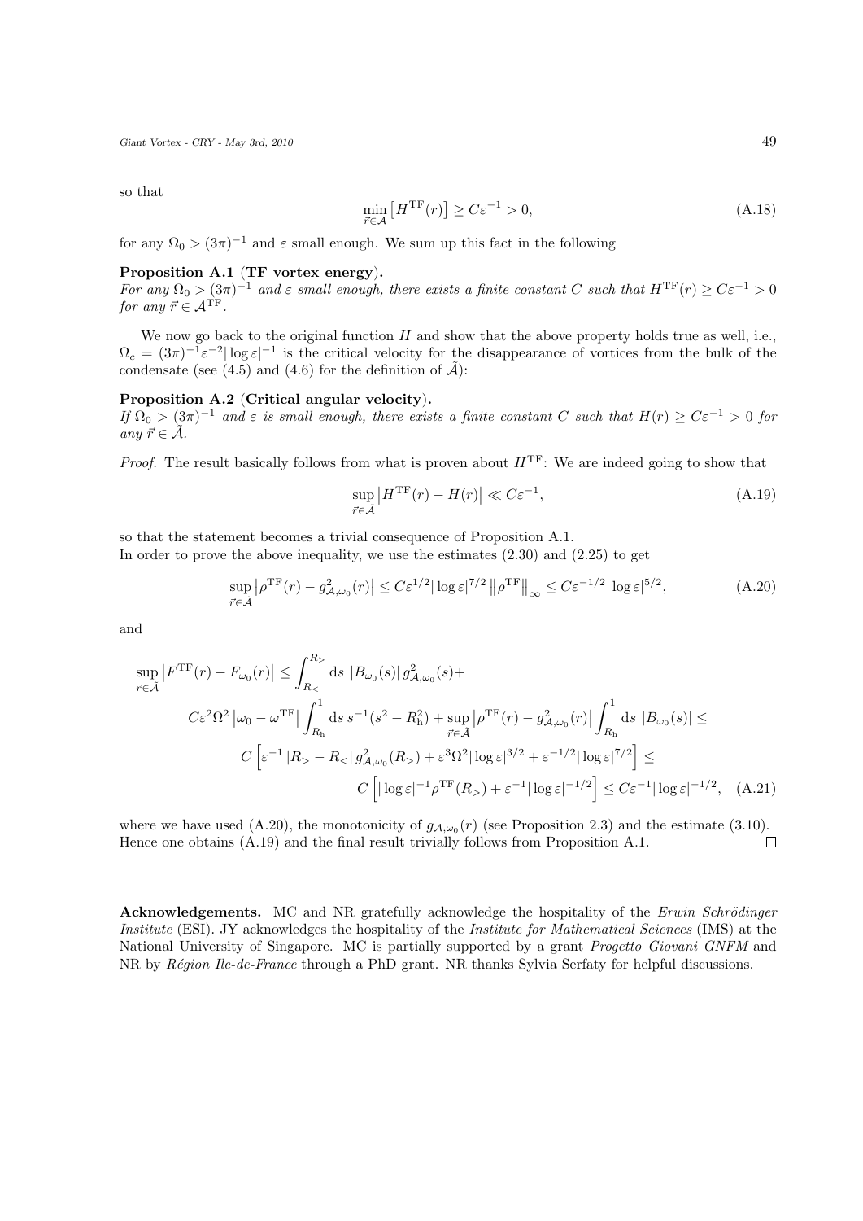so that

$$\min_{\vec{r}\in\mathcal{A}} \left[ H^{\mathrm{TF}}(r) \right] \geq C\varepsilon^{-1} > 0, \tag{A.18}$$

for any $\Omega_0 > (3\pi)^{-1}$ and $\varepsilon$ small enough. We sum up this fact in the following

**Proposition A.1 (TF vortex energy).**
*For any $\Omega_0 > (3\pi)^{-1}$ and $\varepsilon$ small enough, there exists a finite constant $C$ such that $H^{\mathrm{TF}}(r) \geq C\varepsilon^{-1} > 0$ for any $\vec{r} \in \mathcal{A}^{\mathrm{TF}}$.*

We now go back to the original function $H$ and show that the above property holds true as well, i.e., $\Omega_c = (3\pi)^{-1}\varepsilon^{-2}|\log\varepsilon|^{-1}$ is the critical velocity for the disappearance of vortices from the bulk of the condensate (see (4.5) and (4.6) for the definition of $\tilde{\mathcal{A}}$):

**Proposition A.2 (Critical angular velocity).**
*If $\Omega_0 > (3\pi)^{-1}$ and $\varepsilon$ is small enough, there exists a finite constant $C$ such that $H(r) \geq C\varepsilon^{-1} > 0$ for any $\vec{r} \in \tilde{\mathcal{A}}$.*

*Proof.* The result basically follows from what is proven about $H^{\mathrm{TF}}$: We are indeed going to show that

$$\sup_{\vec{r}\in\tilde{\mathcal{A}}} \left| H^{\mathrm{TF}}(r) - H(r) \right| \ll C\varepsilon^{-1}, \tag{A.19}$$

so that the statement becomes a trivial consequence of Proposition A.1.
In order to prove the above inequality, we use the estimates (2.30) and (2.25) to get

$$\sup_{\vec{r}\in\tilde{\mathcal{A}}} \left| \rho^{\mathrm{TF}}(r) - g^2_{\mathcal{A},\omega_0}(r) \right| \leq C\varepsilon^{1/2}|\log\varepsilon|^{7/2} \left\| \rho^{\mathrm{TF}} \right\|_\infty \leq C\varepsilon^{-1/2}|\log\varepsilon|^{5/2}, \tag{A.20}$$

and

$$\begin{aligned}
\sup_{\vec{r}\in\tilde{\mathcal{A}}} \left| F^{\mathrm{TF}}(r) - F_{\omega_0}(r) \right| \leq \int_{R_<}^{R_>} \mathrm{d}s \; \left| B_{\omega_0}(s) \right| g^2_{\mathcal{A},\omega_0}(s) + \\
C\varepsilon^2\Omega^2 \left| \omega_0 - \omega^{\mathrm{TF}} \right| \int_{R_{\mathrm{h}}}^1 \mathrm{d}s \, s^{-1}(s^2 - R_{\mathrm{h}}^2) + \sup_{\vec{r}\in\tilde{\mathcal{A}}} \left| \rho^{\mathrm{TF}}(r) - g^2_{\mathcal{A},\omega_0}(r) \right| \int_{R_{\mathrm{h}}}^1 \mathrm{d}s \; \left| B_{\omega_0}(s) \right| \leq \\
C \left[ \varepsilon^{-1} \left| R_> - R_< \right| g^2_{\mathcal{A},\omega_0}(R_>) + \varepsilon^3\Omega^2|\log\varepsilon|^{3/2} + \varepsilon^{-1/2}|\log\varepsilon|^{7/2} \right] \leq \\
C \left[ |\log\varepsilon|^{-1}\rho^{\mathrm{TF}}(R_>) + \varepsilon^{-1}|\log\varepsilon|^{-1/2} \right] \leq C\varepsilon^{-1}|\log\varepsilon|^{-1/2},
\end{aligned} \tag{A.21}$$

where we have used (A.20), the monotonicity of $g_{\mathcal{A},\omega_0}(r)$ (see Proposition 2.3) and the estimate (3.10). Hence one obtains (A.19) and the final result trivially follows from Proposition A.1. □

**Acknowledgements.** MC and NR gratefully acknowledge the hospitality of the *Erwin Schrödinger Institute* (ESI). JY acknowledges the hospitality of the *Institute for Mathematical Sciences* (IMS) at the National University of Singapore. MC is partially supported by a grant *Progetto Giovani GNFM* and NR by *Région Ile-de-France* through a PhD grant. NR thanks Sylvia Serfaty for helpful discussions.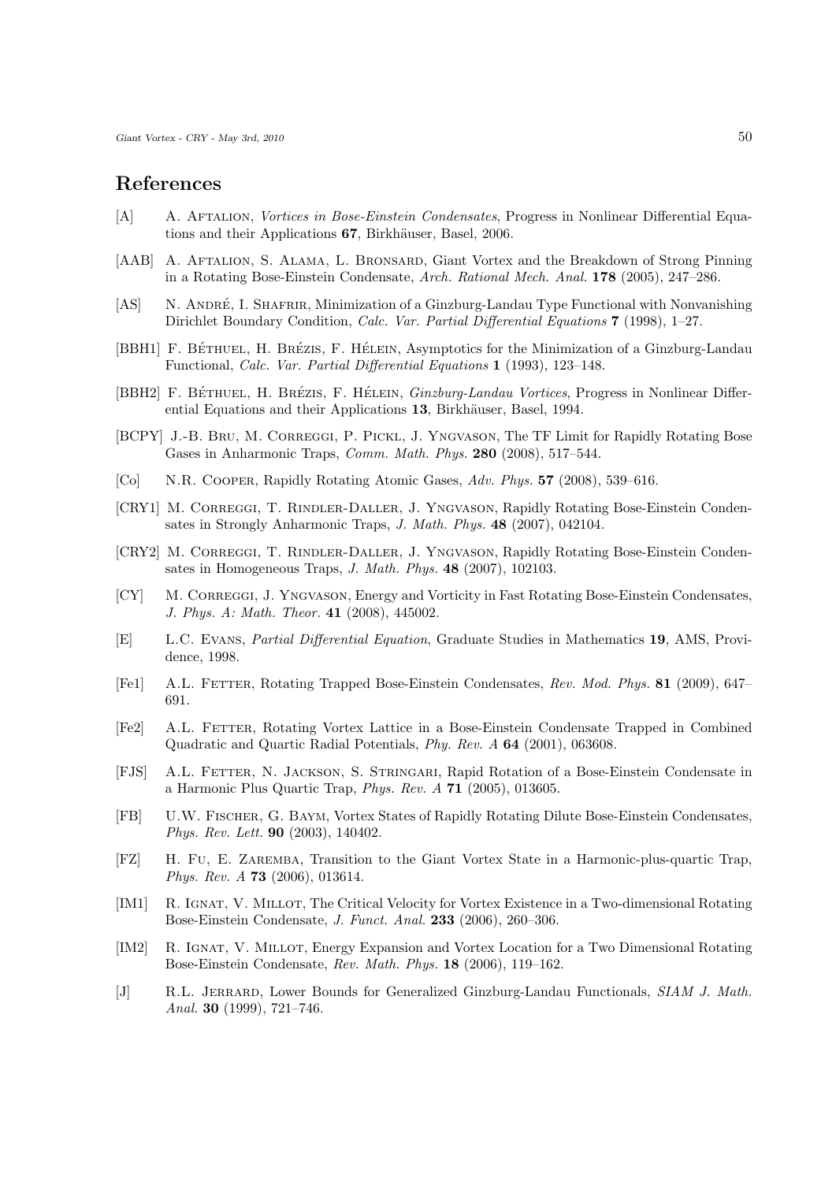## References

[A] A. Aftalion, *Vortices in Bose-Einstein Condensates*, Progress in Nonlinear Differential Equations and their Applications **67**, Birkhäuser, Basel, 2006.

[AAB] A. Aftalion, S. Alama, L. Bronsard, Giant Vortex and the Breakdown of Strong Pinning in a Rotating Bose-Einstein Condensate, *Arch. Rational Mech. Anal.* **178** (2005), 247–286.

[AS] N. André, I. Shafrir, Minimization of a Ginzburg-Landau Type Functional with Nonvanishing Dirichlet Boundary Condition, *Calc. Var. Partial Differential Equations* **7** (1998), 1–27.

[BBH1] F. Béthuel, H. Brézis, F. Hélein, Asymptotics for the Minimization of a Ginzburg-Landau Functional, *Calc. Var. Partial Differential Equations* **1** (1993), 123–148.

[BBH2] F. Béthuel, H. Brézis, F. Hélein, *Ginzburg-Landau Vortices*, Progress in Nonlinear Differential Equations and their Applications **13**, Birkhäuser, Basel, 1994.

[BCPY] J.-B. Bru, M. Correggi, P. Pickl, J. Yngvason, The TF Limit for Rapidly Rotating Bose Gases in Anharmonic Traps, *Comm. Math. Phys.* **280** (2008), 517–544.

[Co] N.R. Cooper, Rapidly Rotating Atomic Gases, *Adv. Phys.* **57** (2008), 539–616.

[CRY1] M. Correggi, T. Rindler-Daller, J. Yngvason, Rapidly Rotating Bose-Einstein Condensates in Strongly Anharmonic Traps, *J. Math. Phys.* **48** (2007), 042104.

[CRY2] M. Correggi, T. Rindler-Daller, J. Yngvason, Rapidly Rotating Bose-Einstein Condensates in Homogeneous Traps, *J. Math. Phys.* **48** (2007), 102103.

[CY] M. Correggi, J. Yngvason, Energy and Vorticity in Fast Rotating Bose-Einstein Condensates, *J. Phys. A: Math. Theor.* **41** (2008), 445002.

[E] L.C. Evans, *Partial Differential Equation*, Graduate Studies in Mathematics **19**, AMS, Providence, 1998.

[Fe1] A.L. Fetter, Rotating Trapped Bose-Einstein Condensates, *Rev. Mod. Phys.* **81** (2009), 647–691.

[Fe2] A.L. Fetter, Rotating Vortex Lattice in a Bose-Einstein Condensate Trapped in Combined Quadratic and Quartic Radial Potentials, *Phy. Rev. A* **64** (2001), 063608.

[FJS] A.L. Fetter, N. Jackson, S. Stringari, Rapid Rotation of a Bose-Einstein Condensate in a Harmonic Plus Quartic Trap, *Phys. Rev. A* **71** (2005), 013605.

[FB] U.W. Fischer, G. Baym, Vortex States of Rapidly Rotating Dilute Bose-Einstein Condensates, *Phys. Rev. Lett.* **90** (2003), 140402.

[FZ] H. Fu, E. Zaremba, Transition to the Giant Vortex State in a Harmonic-plus-quartic Trap, *Phys. Rev. A* **73** (2006), 013614.

[IM1] R. Ignat, V. Millot, The Critical Velocity for Vortex Existence in a Two-dimensional Rotating Bose-Einstein Condensate, *J. Funct. Anal.* **233** (2006), 260–306.

[IM2] R. Ignat, V. Millot, Energy Expansion and Vortex Location for a Two Dimensional Rotating Bose-Einstein Condensate, *Rev. Math. Phys.* **18** (2006), 119–162.

[J] R.L. Jerrard, Lower Bounds for Generalized Ginzburg-Landau Functionals, *SIAM J. Math. Anal.* **30** (1999), 721–746.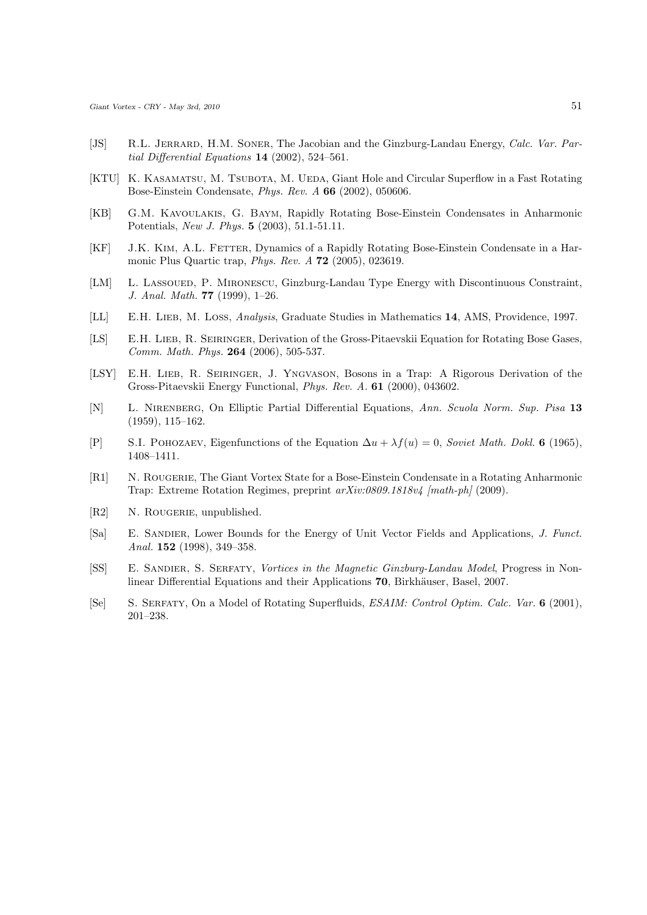[JS] R.L. Jerrard, H.M. Soner, The Jacobian and the Ginzburg-Landau Energy, *Calc. Var. Partial Differential Equations* **14** (2002), 524–561.

[KTU] K. Kasamatsu, M. Tsubota, M. Ueda, Giant Hole and Circular Superflow in a Fast Rotating Bose-Einstein Condensate, *Phys. Rev. A* **66** (2002), 050606.

[KB] G.M. Kavoulakis, G. Baym, Rapidly Rotating Bose-Einstein Condensates in Anharmonic Potentials, *New J. Phys.* **5** (2003), 51.1-51.11.

[KF] J.K. Kim, A.L. Fetter, Dynamics of a Rapidly Rotating Bose-Einstein Condensate in a Harmonic Plus Quartic trap, *Phys. Rev. A* **72** (2005), 023619.

[LM] L. Lassoued, P. Mironescu, Ginzburg-Landau Type Energy with Discontinuous Constraint, *J. Anal. Math.* **77** (1999), 1–26.

[LL] E.H. Lieb, M. Loss, *Analysis*, Graduate Studies in Mathematics **14**, AMS, Providence, 1997.

[LS] E.H. Lieb, R. Seiringer, Derivation of the Gross-Pitaevskii Equation for Rotating Bose Gases, *Comm. Math. Phys.* **264** (2006), 505-537.

[LSY] E.H. Lieb, R. Seiringer, J. Yngvason, Bosons in a Trap: A Rigorous Derivation of the Gross-Pitaevskii Energy Functional, *Phys. Rev. A.* **61** (2000), 043602.

[N] L. Nirenberg, On Elliptic Partial Differential Equations, *Ann. Scuola Norm. Sup. Pisa* **13** (1959), 115–162.

[P] S.I. Pohozaev, Eigenfunctions of the Equation $\Delta u + \lambda f(u) = 0$, *Soviet Math. Dokl.* **6** (1965), 1408–1411.

[R1] N. Rougerie, The Giant Vortex State for a Bose-Einstein Condensate in a Rotating Anharmonic Trap: Extreme Rotation Regimes, preprint *arXiv:0809.1818v4 [math-ph]* (2009).

[R2] N. Rougerie, unpublished.

[Sa] E. Sandier, Lower Bounds for the Energy of Unit Vector Fields and Applications, *J. Funct. Anal.* **152** (1998), 349–358.

[SS] E. Sandier, S. Serfaty, *Vortices in the Magnetic Ginzburg-Landau Model*, Progress in Nonlinear Differential Equations and their Applications **70**, Birkhäuser, Basel, 2007.

[Se] S. Serfaty, On a Model of Rotating Superfluids, *ESAIM: Control Optim. Calc. Var.* **6** (2001), 201–238.